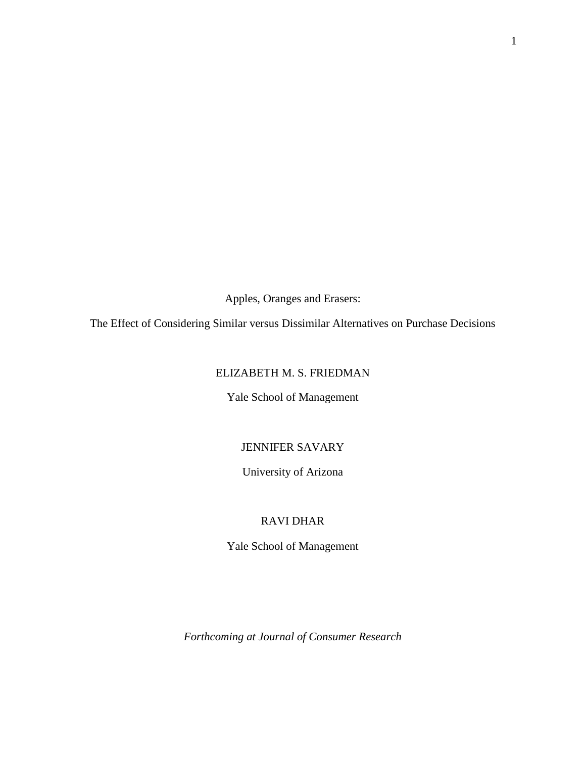# Apples, Oranges and Erasers:

# The Effect of Considering Similar versus Dissimilar Alternatives on Purchase Decisions

ELIZABETH M. S. FRIEDMAN

Yale School of Management

JENNIFER SAVARY

University of Arizona

RAVI DHAR

Yale School of Management

*Forthcoming at Journal of Consumer Research*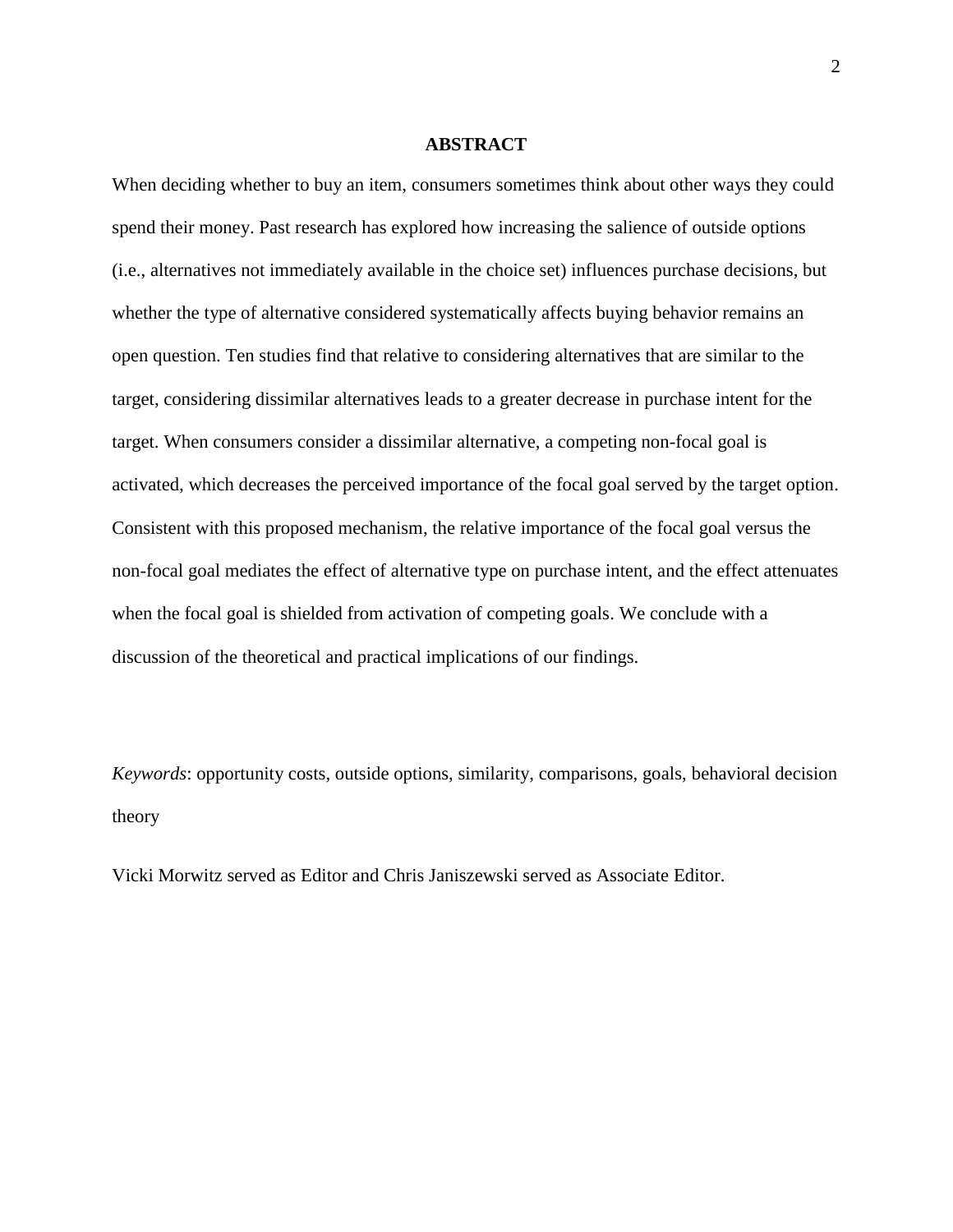## ABSTRACT

When deciding whether to buy an item, consumers sometimes think about other ways they could spend their money. Past research has explored how increasing the salience of outside options (i.e., alternatives not immediately available in the choice set) influences purchase decisions, but whether the type of alternative considered systematically affects buying behavior remains an open question. Ten studies find that relative to considering alternatives that are similar to the target, considering dissimilar alternatives leads to a greater decrease in purchase intent for the target. When consumers consider a dissimilar alternative, a competing non-focal goal is activated, which decreases the perceived importance of the focal goal served by the target option. Consistent with this proposed mechanism, the relative importance of the focal goal versus the non-focal goal mediates the effect of alternative type on purchase intent, and the effect attenuates when the focal goal is shielded from activation of competing goals. We conclude with a discussion of the theoretical and practical implications of our findings.

*Keywords*: opportunity costs, outside options, similarity, comparisons, goals, behavioral decision theory

Vicki Morwitz served as Editor and Chris Janiszewski served as Associate Editor.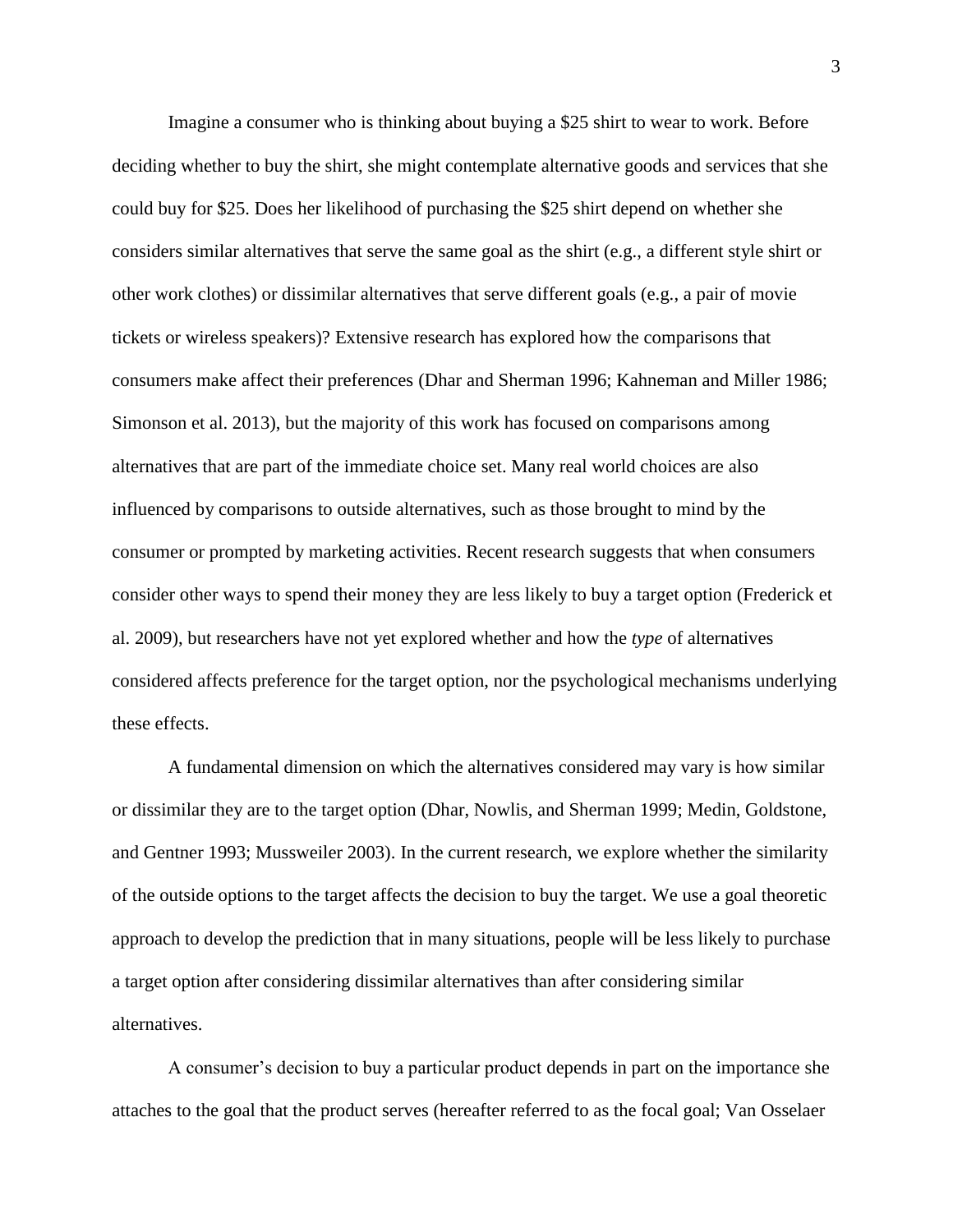Imagine a consumer who is thinking about buying a $25 shirt to wear to work. Before deciding whether to buy the shirt, she might contemplate alternative goods and services that she could buy for $25. Does her likelihood of purchasing the $25 shirt depend on whether she considers similar alternatives that serve the same goal as the shirt (e.g., a different style shirt or other work clothes) or dissimilar alternatives that serve different goals (e.g., a pair of movie tickets or wireless speakers)? Extensive research has explored how the comparisons that consumers make affect their preferences (Dhar and Sherman 1996; Kahneman and Miller 1986; Simonson et al. 2013), but the majority of this work has focused on comparisons among alternatives that are part of the immediate choice set. Many real world choices are also influenced by comparisons to outside alternatives, such as those brought to mind by the consumer or prompted by marketing activities. Recent research suggests that when consumers consider other ways to spend their money they are less likely to buy a target option (Frederick et al. 2009), but researchers have not yet explored whether and how the *type* of alternatives considered affects preference for the target option, nor the psychological mechanisms underlying these effects.

A fundamental dimension on which the alternatives considered may vary is how similar or dissimilar they are to the target option (Dhar, Nowlis, and Sherman 1999; Medin, Goldstone, and Gentner 1993; Mussweiler 2003). In the current research, we explore whether the similarity of the outside options to the target affects the decision to buy the target. We use a goal theoretic approach to develop the prediction that in many situations, people will be less likely to purchase a target option after considering dissimilar alternatives than after considering similar alternatives.

A consumer's decision to buy a particular product depends in part on the importance she attaches to the goal that the product serves (hereafter referred to as the focal goal; Van Osselaer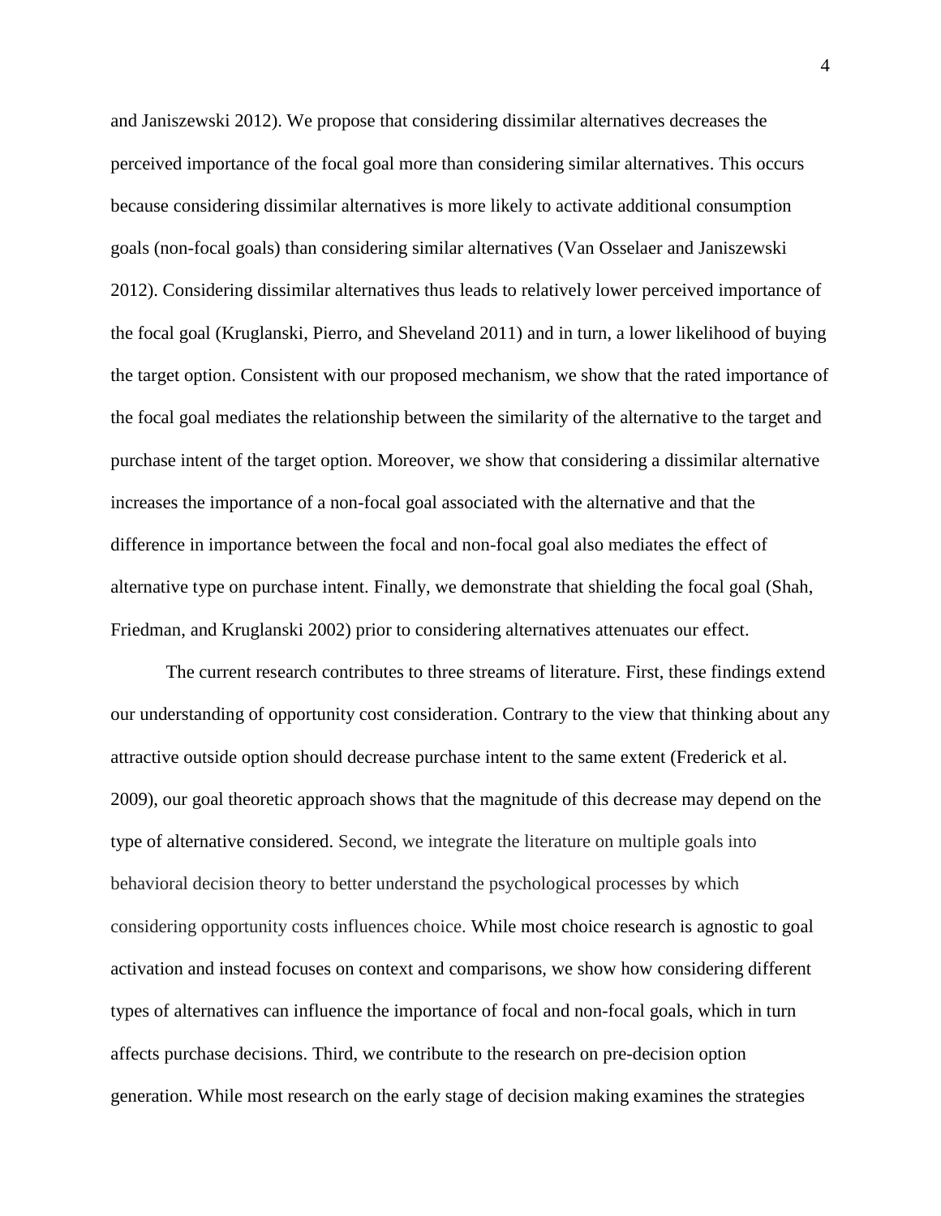and Janiszewski 2012). We propose that considering dissimilar alternatives decreases the perceived importance of the focal goal more than considering similar alternatives. This occurs because considering dissimilar alternatives is more likely to activate additional consumption goals (non-focal goals) than considering similar alternatives (Van Osselaer and Janiszewski 2012). Considering dissimilar alternatives thus leads to relatively lower perceived importance of the focal goal (Kruglanski, Pierro, and Sheveland 2011) and in turn, a lower likelihood of buying the target option. Consistent with our proposed mechanism, we show that the rated importance of the focal goal mediates the relationship between the similarity of the alternative to the target and purchase intent of the target option. Moreover, we show that considering a dissimilar alternative increases the importance of a non-focal goal associated with the alternative and that the difference in importance between the focal and non-focal goal also mediates the effect of alternative type on purchase intent. Finally, we demonstrate that shielding the focal goal (Shah, Friedman, and Kruglanski 2002) prior to considering alternatives attenuates our effect.

The current research contributes to three streams of literature. First, these findings extend our understanding of opportunity cost consideration. Contrary to the view that thinking about any attractive outside option should decrease purchase intent to the same extent (Frederick et al. 2009), our goal theoretic approach shows that the magnitude of this decrease may depend on the type of alternative considered. Second, we integrate the literature on multiple goals into behavioral decision theory to better understand the psychological processes by which considering opportunity costs influences choice. While most choice research is agnostic to goal activation and instead focuses on context and comparisons, we show how considering different types of alternatives can influence the importance of focal and non-focal goals, which in turn affects purchase decisions. Third, we contribute to the research on pre-decision option generation. While most research on the early stage of decision making examines the strategies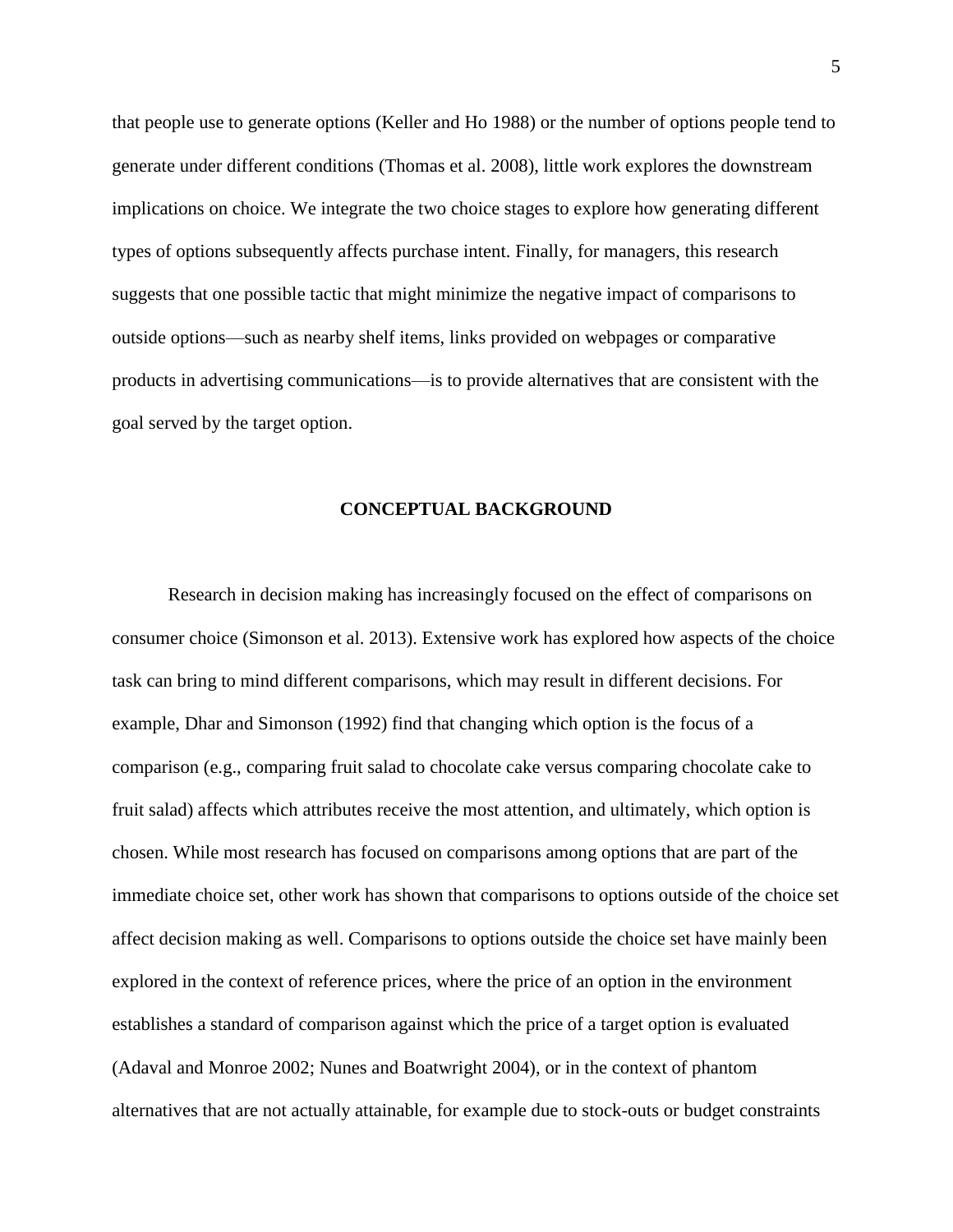that people use to generate options (Keller and Ho 1988) or the number of options people tend to generate under different conditions (Thomas et al. 2008), little work explores the downstream implications on choice. We integrate the two choice stages to explore how generating different types of options subsequently affects purchase intent. Finally, for managers, this research suggests that one possible tactic that might minimize the negative impact of comparisons to outside options—such as nearby shelf items, links provided on webpages or comparative products in advertising communications—is to provide alternatives that are consistent with the goal served by the target option.

## CONCEPTUAL BACKGROUND

Research in decision making has increasingly focused on the effect of comparisons on consumer choice (Simonson et al. 2013). Extensive work has explored how aspects of the choice task can bring to mind different comparisons, which may result in different decisions. For example, Dhar and Simonson (1992) find that changing which option is the focus of a comparison (e.g., comparing fruit salad to chocolate cake versus comparing chocolate cake to fruit salad) affects which attributes receive the most attention, and ultimately, which option is chosen. While most research has focused on comparisons among options that are part of the immediate choice set, other work has shown that comparisons to options outside of the choice set affect decision making as well. Comparisons to options outside the choice set have mainly been explored in the context of reference prices, where the price of an option in the environment establishes a standard of comparison against which the price of a target option is evaluated (Adaval and Monroe 2002; Nunes and Boatwright 2004), or in the context of phantom alternatives that are not actually attainable, for example due to stock-outs or budget constraints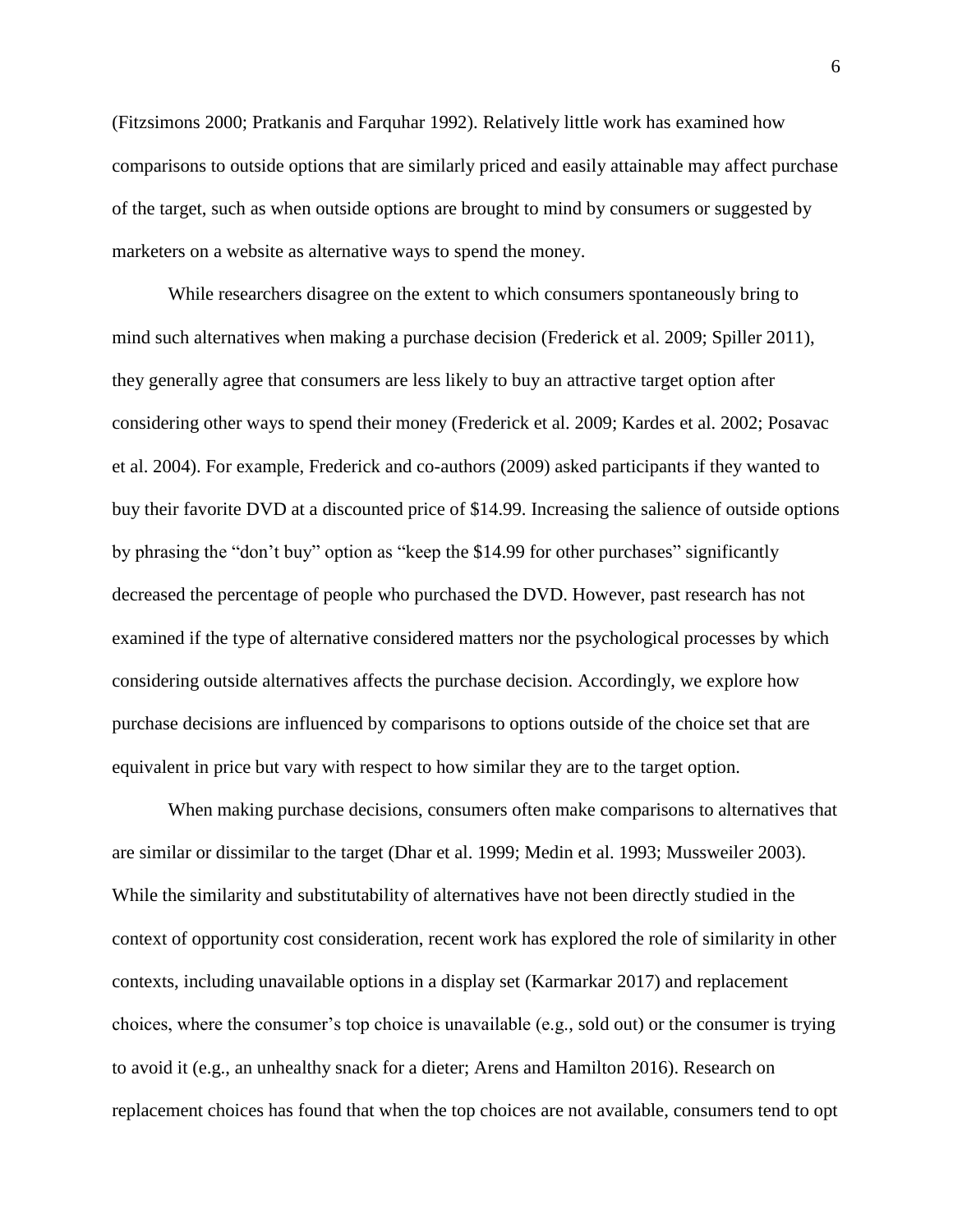(Fitzsimons 2000; Pratkanis and Farquhar 1992). Relatively little work has examined how comparisons to outside options that are similarly priced and easily attainable may affect purchase of the target, such as when outside options are brought to mind by consumers or suggested by marketers on a website as alternative ways to spend the money.

While researchers disagree on the extent to which consumers spontaneously bring to mind such alternatives when making a purchase decision (Frederick et al. 2009; Spiller 2011), they generally agree that consumers are less likely to buy an attractive target option after considering other ways to spend their money (Frederick et al. 2009; Kardes et al. 2002; Posavac et al. 2004). For example, Frederick and co-authors (2009) asked participants if they wanted to buy their favorite DVD at a discounted price of $14.99. Increasing the salience of outside options by phrasing the "don't buy" option as "keep the $14.99 for other purchases" significantly decreased the percentage of people who purchased the DVD. However, past research has not examined if the type of alternative considered matters nor the psychological processes by which considering outside alternatives affects the purchase decision. Accordingly, we explore how purchase decisions are influenced by comparisons to options outside of the choice set that are equivalent in price but vary with respect to how similar they are to the target option.

When making purchase decisions, consumers often make comparisons to alternatives that are similar or dissimilar to the target (Dhar et al. 1999; Medin et al. 1993; Mussweiler 2003). While the similarity and substitutability of alternatives have not been directly studied in the context of opportunity cost consideration, recent work has explored the role of similarity in other contexts, including unavailable options in a display set (Karmarkar 2017) and replacement choices, where the consumer's top choice is unavailable (e.g., sold out) or the consumer is trying to avoid it (e.g., an unhealthy snack for a dieter; Arens and Hamilton 2016). Research on replacement choices has found that when the top choices are not available, consumers tend to opt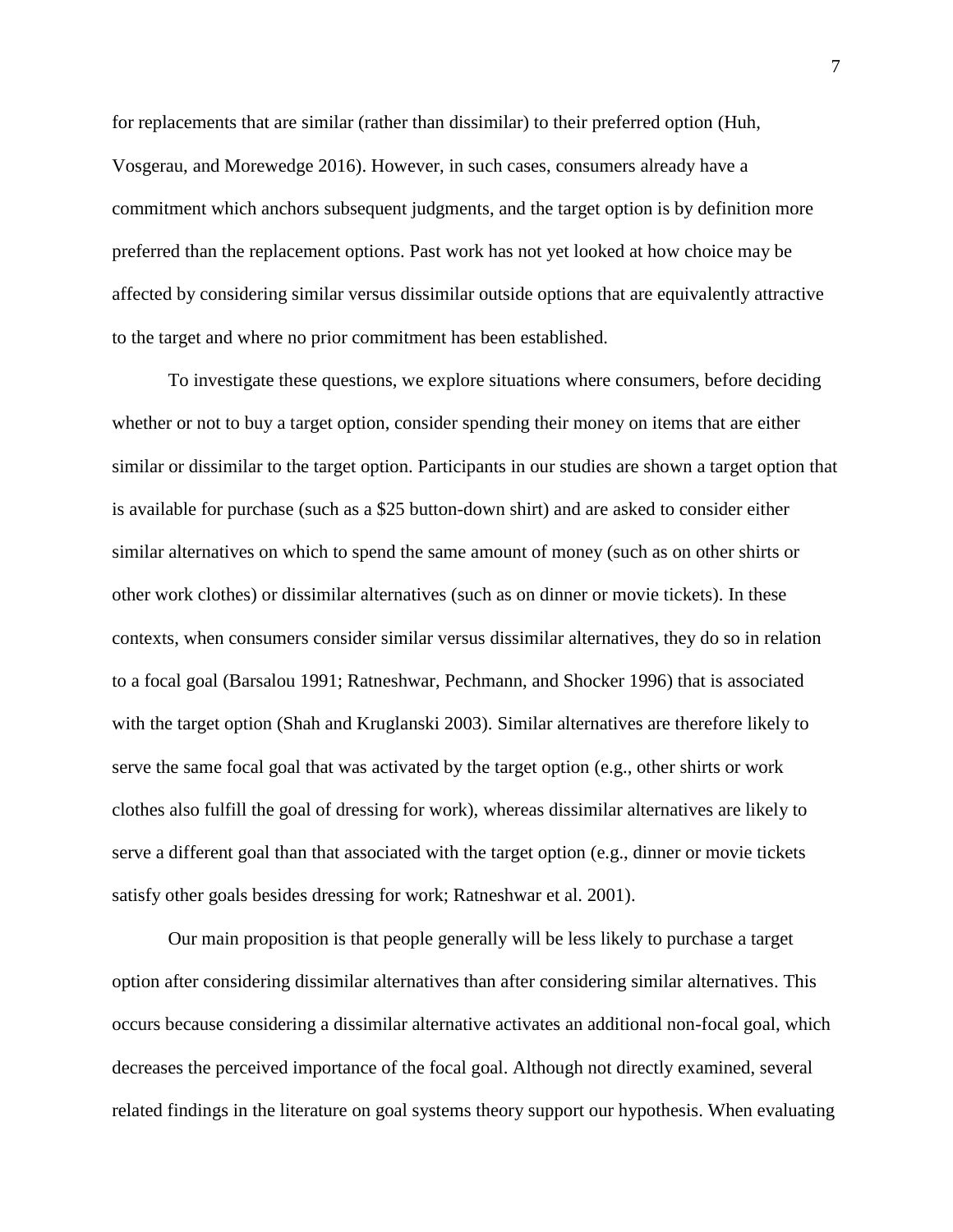for replacements that are similar (rather than dissimilar) to their preferred option (Huh, Vosgerau, and Morewedge 2016). However, in such cases, consumers already have a commitment which anchors subsequent judgments, and the target option is by definition more preferred than the replacement options. Past work has not yet looked at how choice may be affected by considering similar versus dissimilar outside options that are equivalently attractive to the target and where no prior commitment has been established.

To investigate these questions, we explore situations where consumers, before deciding whether or not to buy a target option, consider spending their money on items that are either similar or dissimilar to the target option. Participants in our studies are shown a target option that is available for purchase (such as a $25 button-down shirt) and are asked to consider either similar alternatives on which to spend the same amount of money (such as on other shirts or other work clothes) or dissimilar alternatives (such as on dinner or movie tickets). In these contexts, when consumers consider similar versus dissimilar alternatives, they do so in relation to a focal goal (Barsalou 1991; Ratneshwar, Pechmann, and Shocker 1996) that is associated with the target option (Shah and Kruglanski 2003). Similar alternatives are therefore likely to serve the same focal goal that was activated by the target option (e.g., other shirts or work clothes also fulfill the goal of dressing for work), whereas dissimilar alternatives are likely to serve a different goal than that associated with the target option (e.g., dinner or movie tickets satisfy other goals besides dressing for work; Ratneshwar et al. 2001).

Our main proposition is that people generally will be less likely to purchase a target option after considering dissimilar alternatives than after considering similar alternatives. This occurs because considering a dissimilar alternative activates an additional non-focal goal, which decreases the perceived importance of the focal goal. Although not directly examined, several related findings in the literature on goal systems theory support our hypothesis. When evaluating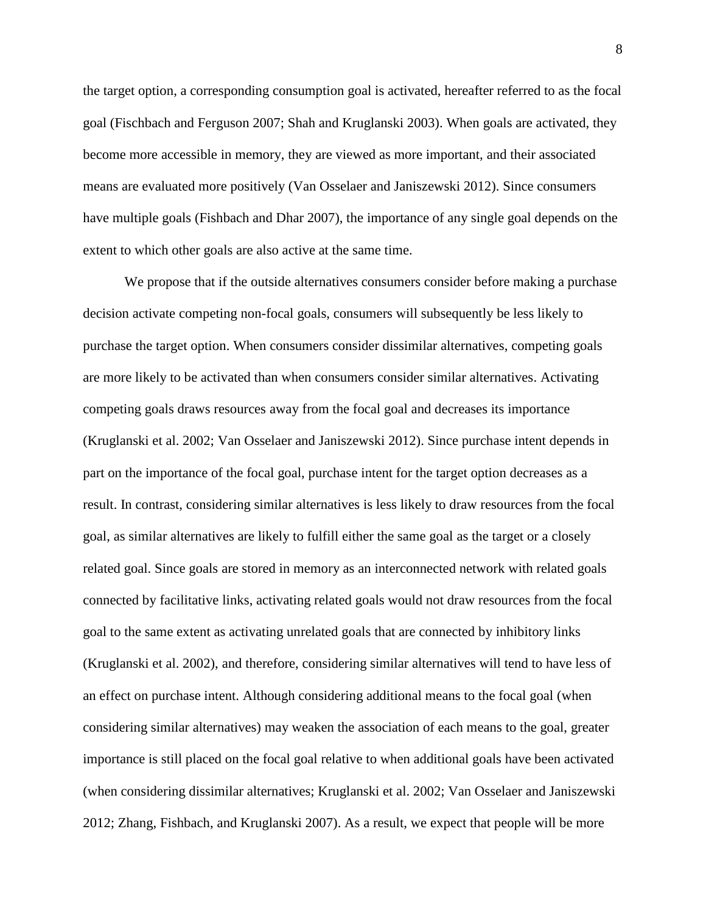the target option, a corresponding consumption goal is activated, hereafter referred to as the focal goal (Fischbach and Ferguson 2007; Shah and Kruglanski 2003). When goals are activated, they become more accessible in memory, they are viewed as more important, and their associated means are evaluated more positively (Van Osselaer and Janiszewski 2012). Since consumers have multiple goals (Fishbach and Dhar 2007), the importance of any single goal depends on the extent to which other goals are also active at the same time.

We propose that if the outside alternatives consumers consider before making a purchase decision activate competing non-focal goals, consumers will subsequently be less likely to purchase the target option. When consumers consider dissimilar alternatives, competing goals are more likely to be activated than when consumers consider similar alternatives. Activating competing goals draws resources away from the focal goal and decreases its importance (Kruglanski et al. 2002; Van Osselaer and Janiszewski 2012). Since purchase intent depends in part on the importance of the focal goal, purchase intent for the target option decreases as a result. In contrast, considering similar alternatives is less likely to draw resources from the focal goal, as similar alternatives are likely to fulfill either the same goal as the target or a closely related goal. Since goals are stored in memory as an interconnected network with related goals connected by facilitative links, activating related goals would not draw resources from the focal goal to the same extent as activating unrelated goals that are connected by inhibitory links (Kruglanski et al. 2002), and therefore, considering similar alternatives will tend to have less of an effect on purchase intent. Although considering additional means to the focal goal (when considering similar alternatives) may weaken the association of each means to the goal, greater importance is still placed on the focal goal relative to when additional goals have been activated (when considering dissimilar alternatives; Kruglanski et al. 2002; Van Osselaer and Janiszewski 2012; Zhang, Fishbach, and Kruglanski 2007). As a result, we expect that people will be more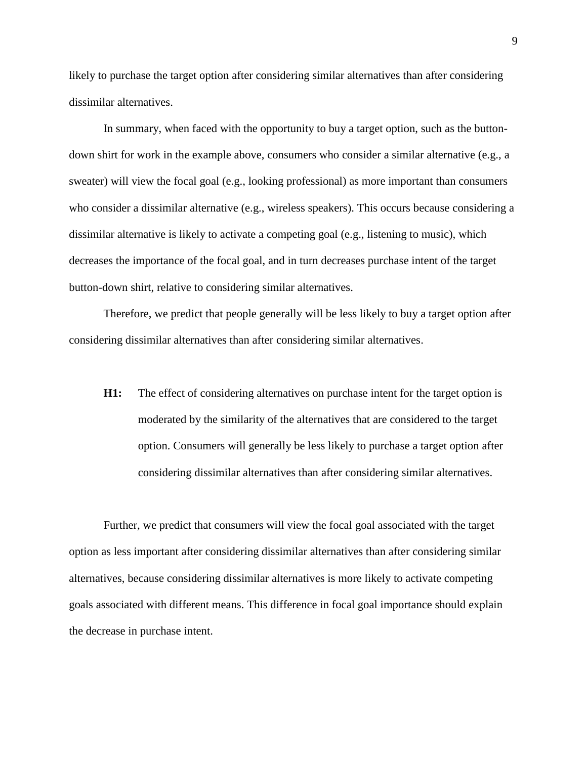likely to purchase the target option after considering similar alternatives than after considering dissimilar alternatives.

In summary, when faced with the opportunity to buy a target option, such as the button-down shirt for work in the example above, consumers who consider a similar alternative (e.g., a sweater) will view the focal goal (e.g., looking professional) as more important than consumers who consider a dissimilar alternative (e.g., wireless speakers). This occurs because considering a dissimilar alternative is likely to activate a competing goal (e.g., listening to music), which decreases the importance of the focal goal, and in turn decreases purchase intent of the target button-down shirt, relative to considering similar alternatives.

Therefore, we predict that people generally will be less likely to buy a target option after considering dissimilar alternatives than after considering similar alternatives.

> **H1:** The effect of considering alternatives on purchase intent for the target option is moderated by the similarity of the alternatives that are considered to the target option. Consumers will generally be less likely to purchase a target option after considering dissimilar alternatives than after considering similar alternatives.

Further, we predict that consumers will view the focal goal associated with the target option as less important after considering dissimilar alternatives than after considering similar alternatives, because considering dissimilar alternatives is more likely to activate competing goals associated with different means. This difference in focal goal importance should explain the decrease in purchase intent.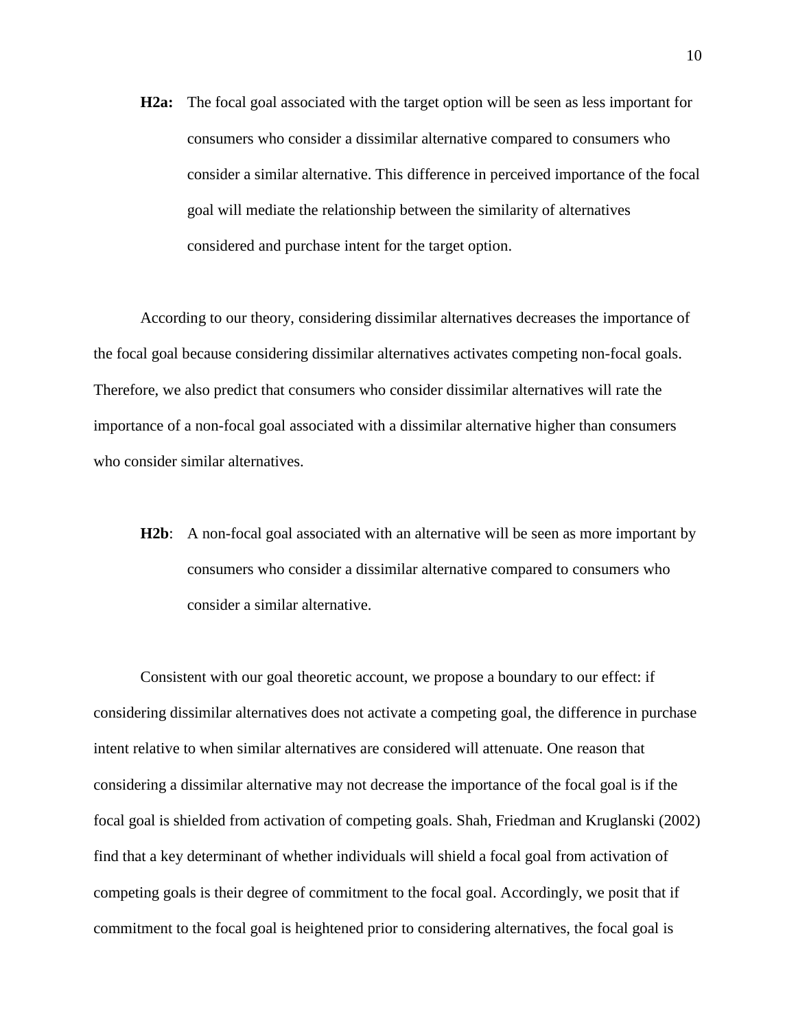**H2a:** The focal goal associated with the target option will be seen as less important for consumers who consider a dissimilar alternative compared to consumers who consider a similar alternative. This difference in perceived importance of the focal goal will mediate the relationship between the similarity of alternatives considered and purchase intent for the target option.

According to our theory, considering dissimilar alternatives decreases the importance of the focal goal because considering dissimilar alternatives activates competing non-focal goals. Therefore, we also predict that consumers who consider dissimilar alternatives will rate the importance of a non-focal goal associated with a dissimilar alternative higher than consumers who consider similar alternatives.

**H2b**: A non-focal goal associated with an alternative will be seen as more important by consumers who consider a dissimilar alternative compared to consumers who consider a similar alternative.

Consistent with our goal theoretic account, we propose a boundary to our effect: if considering dissimilar alternatives does not activate a competing goal, the difference in purchase intent relative to when similar alternatives are considered will attenuate. One reason that considering a dissimilar alternative may not decrease the importance of the focal goal is if the focal goal is shielded from activation of competing goals. Shah, Friedman and Kruglanski (2002) find that a key determinant of whether individuals will shield a focal goal from activation of competing goals is their degree of commitment to the focal goal. Accordingly, we posit that if commitment to the focal goal is heightened prior to considering alternatives, the focal goal is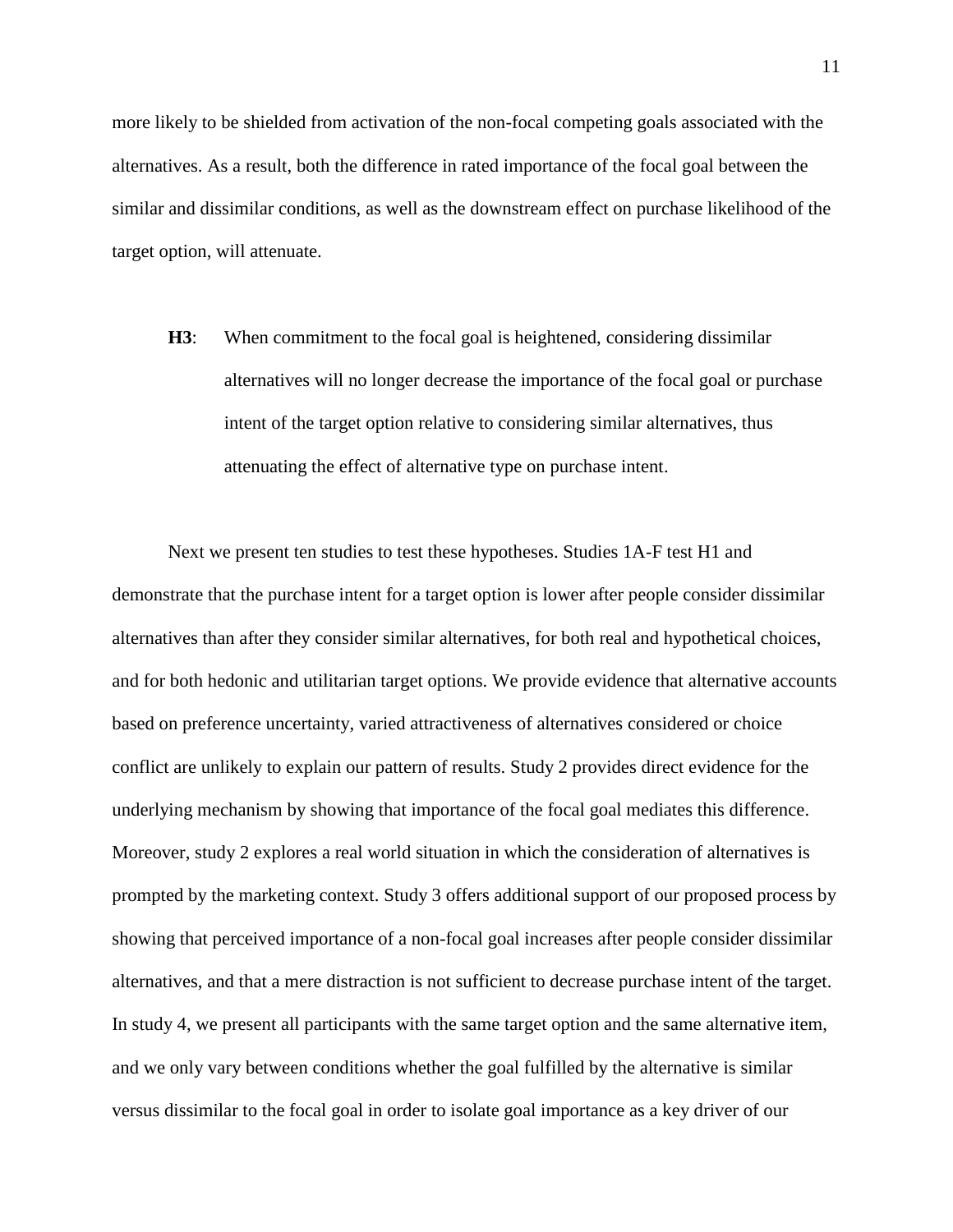more likely to be shielded from activation of the non-focal competing goals associated with the alternatives. As a result, both the difference in rated importance of the focal goal between the similar and dissimilar conditions, as well as the downstream effect on purchase likelihood of the target option, will attenuate.

> **H3**: When commitment to the focal goal is heightened, considering dissimilar alternatives will no longer decrease the importance of the focal goal or purchase intent of the target option relative to considering similar alternatives, thus attenuating the effect of alternative type on purchase intent.

Next we present ten studies to test these hypotheses. Studies 1A-F test H1 and demonstrate that the purchase intent for a target option is lower after people consider dissimilar alternatives than after they consider similar alternatives, for both real and hypothetical choices, and for both hedonic and utilitarian target options. We provide evidence that alternative accounts based on preference uncertainty, varied attractiveness of alternatives considered or choice conflict are unlikely to explain our pattern of results. Study 2 provides direct evidence for the underlying mechanism by showing that importance of the focal goal mediates this difference. Moreover, study 2 explores a real world situation in which the consideration of alternatives is prompted by the marketing context. Study 3 offers additional support of our proposed process by showing that perceived importance of a non-focal goal increases after people consider dissimilar alternatives, and that a mere distraction is not sufficient to decrease purchase intent of the target. In study 4, we present all participants with the same target option and the same alternative item, and we only vary between conditions whether the goal fulfilled by the alternative is similar versus dissimilar to the focal goal in order to isolate goal importance as a key driver of our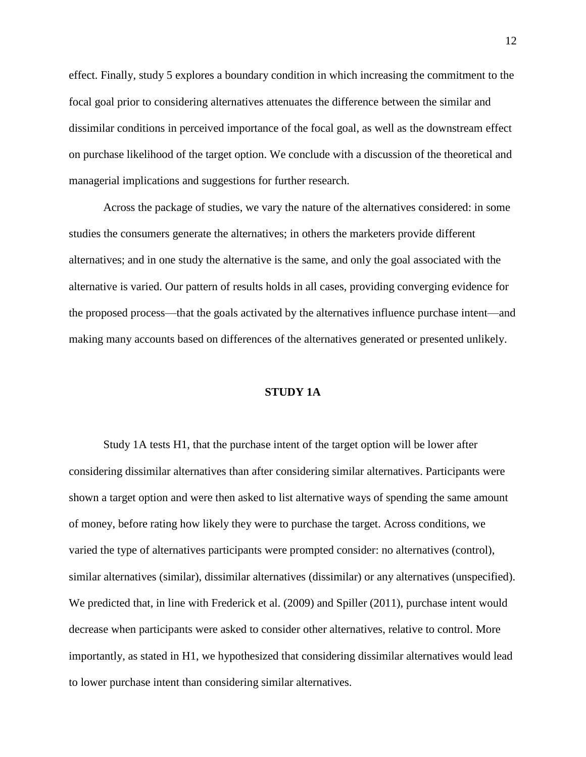effect. Finally, study 5 explores a boundary condition in which increasing the commitment to the focal goal prior to considering alternatives attenuates the difference between the similar and dissimilar conditions in perceived importance of the focal goal, as well as the downstream effect on purchase likelihood of the target option. We conclude with a discussion of the theoretical and managerial implications and suggestions for further research.

Across the package of studies, we vary the nature of the alternatives considered: in some studies the consumers generate the alternatives; in others the marketers provide different alternatives; and in one study the alternative is the same, and only the goal associated with the alternative is varied. Our pattern of results holds in all cases, providing converging evidence for the proposed process—that the goals activated by the alternatives influence purchase intent—and making many accounts based on differences of the alternatives generated or presented unlikely.

## STUDY 1A

Study 1A tests H1, that the purchase intent of the target option will be lower after considering dissimilar alternatives than after considering similar alternatives. Participants were shown a target option and were then asked to list alternative ways of spending the same amount of money, before rating how likely they were to purchase the target. Across conditions, we varied the type of alternatives participants were prompted consider: no alternatives (control), similar alternatives (similar), dissimilar alternatives (dissimilar) or any alternatives (unspecified). We predicted that, in line with Frederick et al. (2009) and Spiller (2011), purchase intent would decrease when participants were asked to consider other alternatives, relative to control. More importantly, as stated in H1, we hypothesized that considering dissimilar alternatives would lead to lower purchase intent than considering similar alternatives.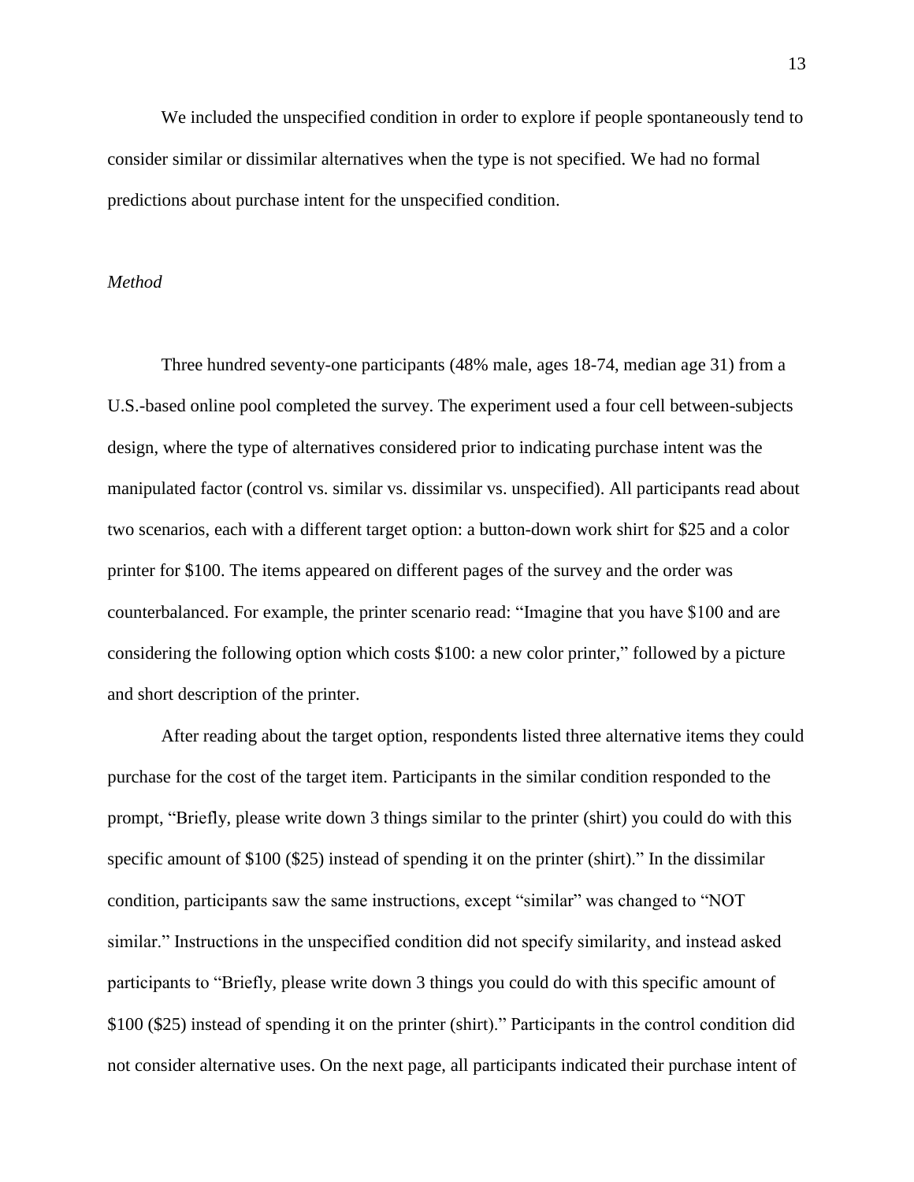We included the unspecified condition in order to explore if people spontaneously tend to consider similar or dissimilar alternatives when the type is not specified. We had no formal predictions about purchase intent for the unspecified condition.

*Method*

Three hundred seventy-one participants (48% male, ages 18-74, median age 31) from a U.S.-based online pool completed the survey. The experiment used a four cell between-subjects design, where the type of alternatives considered prior to indicating purchase intent was the manipulated factor (control vs. similar vs. dissimilar vs. unspecified). All participants read about two scenarios, each with a different target option: a button-down work shirt for $25 and a color printer for $100. The items appeared on different pages of the survey and the order was counterbalanced. For example, the printer scenario read: "Imagine that you have $100 and are considering the following option which costs $100: a new color printer," followed by a picture and short description of the printer.

After reading about the target option, respondents listed three alternative items they could purchase for the cost of the target item. Participants in the similar condition responded to the prompt, "Briefly, please write down 3 things similar to the printer (shirt) you could do with this specific amount of $100 ($25) instead of spending it on the printer (shirt)." In the dissimilar condition, participants saw the same instructions, except "similar" was changed to "NOT similar." Instructions in the unspecified condition did not specify similarity, and instead asked participants to "Briefly, please write down 3 things you could do with this specific amount of $100 ($25) instead of spending it on the printer (shirt)." Participants in the control condition did not consider alternative uses. On the next page, all participants indicated their purchase intent of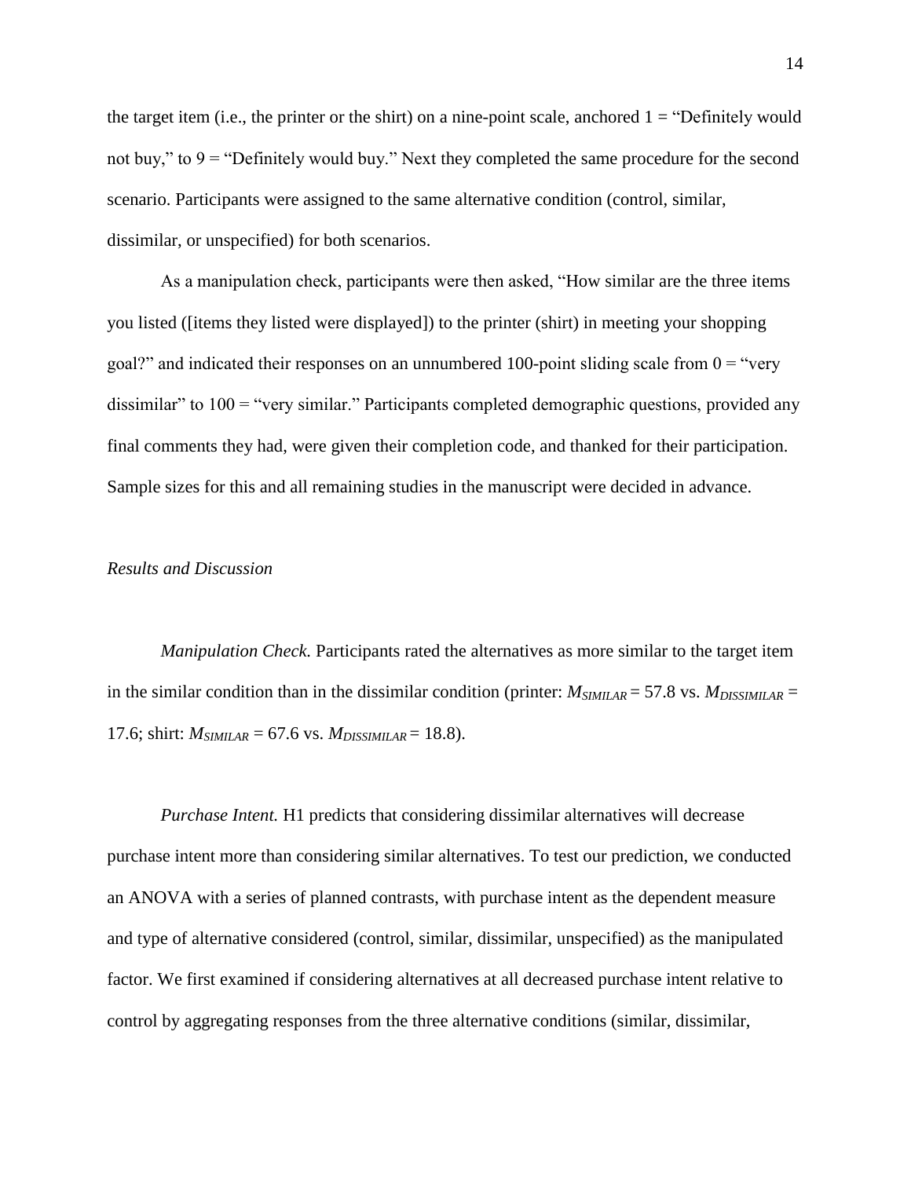the target item (i.e., the printer or the shirt) on a nine-point scale, anchored 1 = "Definitely would not buy," to 9 = "Definitely would buy." Next they completed the same procedure for the second scenario. Participants were assigned to the same alternative condition (control, similar, dissimilar, or unspecified) for both scenarios.

As a manipulation check, participants were then asked, "How similar are the three items you listed ([items they listed were displayed]) to the printer (shirt) in meeting your shopping goal?" and indicated their responses on an unnumbered 100-point sliding scale from 0 = "very dissimilar" to 100 = "very similar." Participants completed demographic questions, provided any final comments they had, were given their completion code, and thanked for their participation. Sample sizes for this and all remaining studies in the manuscript were decided in advance.

### *Results and Discussion*

*Manipulation Check.* Participants rated the alternatives as more similar to the target item in the similar condition than in the dissimilar condition (printer: $M_{SIMILAR} = 57.8$ vs. $M_{DISSIMILAR} = 17.6$; shirt: $M_{SIMILAR} = 67.6$ vs. $M_{DISSIMILAR} = 18.8$).

*Purchase Intent.* H1 predicts that considering dissimilar alternatives will decrease purchase intent more than considering similar alternatives. To test our prediction, we conducted an ANOVA with a series of planned contrasts, with purchase intent as the dependent measure and type of alternative considered (control, similar, dissimilar, unspecified) as the manipulated factor. We first examined if considering alternatives at all decreased purchase intent relative to control by aggregating responses from the three alternative conditions (similar, dissimilar,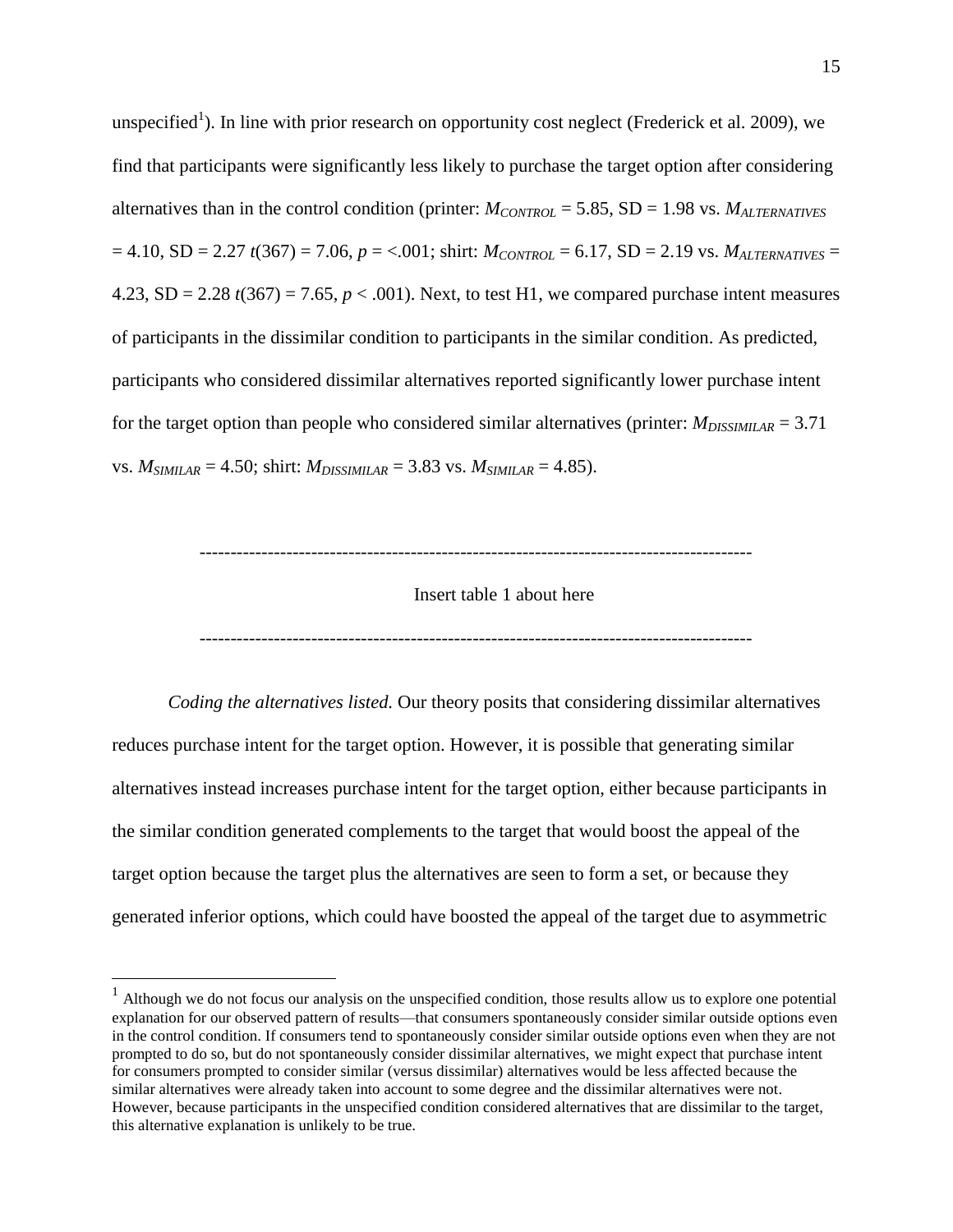unspecified[1]). In line with prior research on opportunity cost neglect (Frederick et al. 2009), we find that participants were significantly less likely to purchase the target option after considering alternatives than in the control condition (printer: $M_{CONTROL}$ = 5.85, SD = 1.98 vs. $M_{ALTERNATIVES}$ = 4.10, SD = 2.27 $t(367)$ = 7.06, $p$ = <.001; shirt: $M_{CONTROL}$ = 6.17, SD = 2.19 vs. $M_{ALTERNATIVES}$ = 4.23, SD = 2.28 $t(367)$ = 7.65, $p$ < .001). Next, to test H1, we compared purchase intent measures of participants in the dissimilar condition to participants in the similar condition. As predicted, participants who considered dissimilar alternatives reported significantly lower purchase intent for the target option than people who considered similar alternatives (printer: $M_{DISSIMILAR}$ = 3.71 vs. $M_{SIMILAR}$ = 4.50; shirt: $M_{DISSIMILAR}$ = 3.83 vs. $M_{SIMILAR}$ = 4.85).

---------------------------------------------------------------------------------------

Insert table 1 about here

---------------------------------------------------------------------------------------

*Coding the alternatives listed.* Our theory posits that considering dissimilar alternatives reduces purchase intent for the target option. However, it is possible that generating similar alternatives instead increases purchase intent for the target option, either because participants in the similar condition generated complements to the target that would boost the appeal of the target option because the target plus the alternatives are seen to form a set, or because they generated inferior options, which could have boosted the appeal of the target due to asymmetric

[1] Although we do not focus our analysis on the unspecified condition, those results allow us to explore one potential explanation for our observed pattern of results—that consumers spontaneously consider similar outside options even in the control condition. If consumers tend to spontaneously consider similar outside options even when they are not prompted to do so, but do not spontaneously consider dissimilar alternatives, we might expect that purchase intent for consumers prompted to consider similar (versus dissimilar) alternatives would be less affected because the similar alternatives were already taken into account to some degree and the dissimilar alternatives were not. However, because participants in the unspecified condition considered alternatives that are dissimilar to the target, this alternative explanation is unlikely to be true.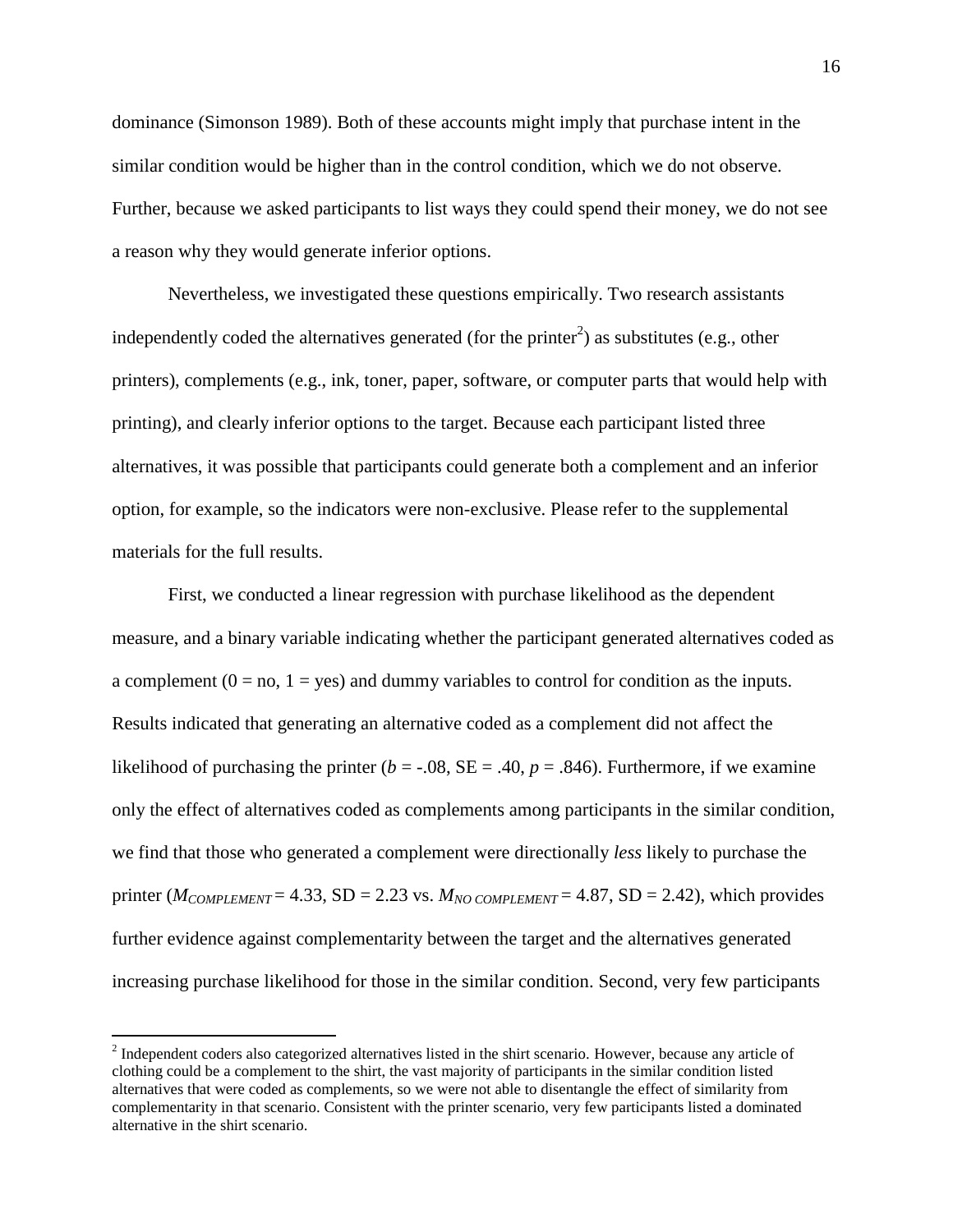dominance (Simonson 1989). Both of these accounts might imply that purchase intent in the similar condition would be higher than in the control condition, which we do not observe. Further, because we asked participants to list ways they could spend their money, we do not see a reason why they would generate inferior options.

Nevertheless, we investigated these questions empirically. Two research assistants independently coded the alternatives generated (for the printer[2]) as substitutes (e.g., other printers), complements (e.g., ink, toner, paper, software, or computer parts that would help with printing), and clearly inferior options to the target. Because each participant listed three alternatives, it was possible that participants could generate both a complement and an inferior option, for example, so the indicators were non-exclusive. Please refer to the supplemental materials for the full results.

First, we conducted a linear regression with purchase likelihood as the dependent measure, and a binary variable indicating whether the participant generated alternatives coded as a complement (0 = no, 1 = yes) and dummy variables to control for condition as the inputs. Results indicated that generating an alternative coded as a complement did not affect the likelihood of purchasing the printer ($b = -.08$, SE = .40, $p = .846$). Furthermore, if we examine only the effect of alternatives coded as complements among participants in the similar condition, we find that those who generated a complement were directionally *less* likely to purchase the printer ($M_{COMPLEMENT} = 4.33$, SD = 2.23 vs. $M_{NO\ COMPLEMENT} = 4.87$, SD = 2.42), which provides further evidence against complementarity between the target and the alternatives generated increasing purchase likelihood for those in the similar condition. Second, very few participants

[2] Independent coders also categorized alternatives listed in the shirt scenario. However, because any article of clothing could be a complement to the shirt, the vast majority of participants in the similar condition listed alternatives that were coded as complements, so we were not able to disentangle the effect of similarity from complementarity in that scenario. Consistent with the printer scenario, very few participants listed a dominated alternative in the shirt scenario.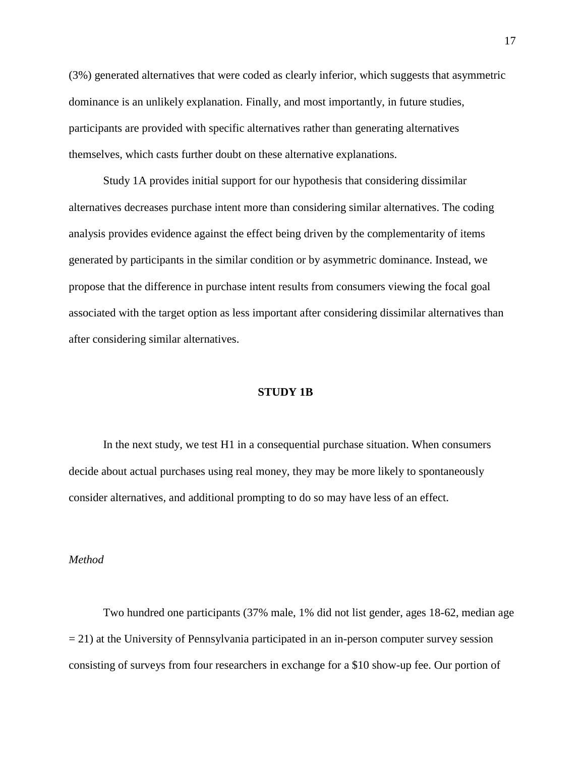(3%) generated alternatives that were coded as clearly inferior, which suggests that asymmetric dominance is an unlikely explanation. Finally, and most importantly, in future studies, participants are provided with specific alternatives rather than generating alternatives themselves, which casts further doubt on these alternative explanations.

Study 1A provides initial support for our hypothesis that considering dissimilar alternatives decreases purchase intent more than considering similar alternatives. The coding analysis provides evidence against the effect being driven by the complementarity of items generated by participants in the similar condition or by asymmetric dominance. Instead, we propose that the difference in purchase intent results from consumers viewing the focal goal associated with the target option as less important after considering dissimilar alternatives than after considering similar alternatives.

## STUDY 1B

In the next study, we test H1 in a consequential purchase situation. When consumers decide about actual purchases using real money, they may be more likely to spontaneously consider alternatives, and additional prompting to do so may have less of an effect.

### *Method*

Two hundred one participants (37% male, 1% did not list gender, ages 18-62, median age = 21) at the University of Pennsylvania participated in an in-person computer survey session consisting of surveys from four researchers in exchange for a $10 show-up fee. Our portion of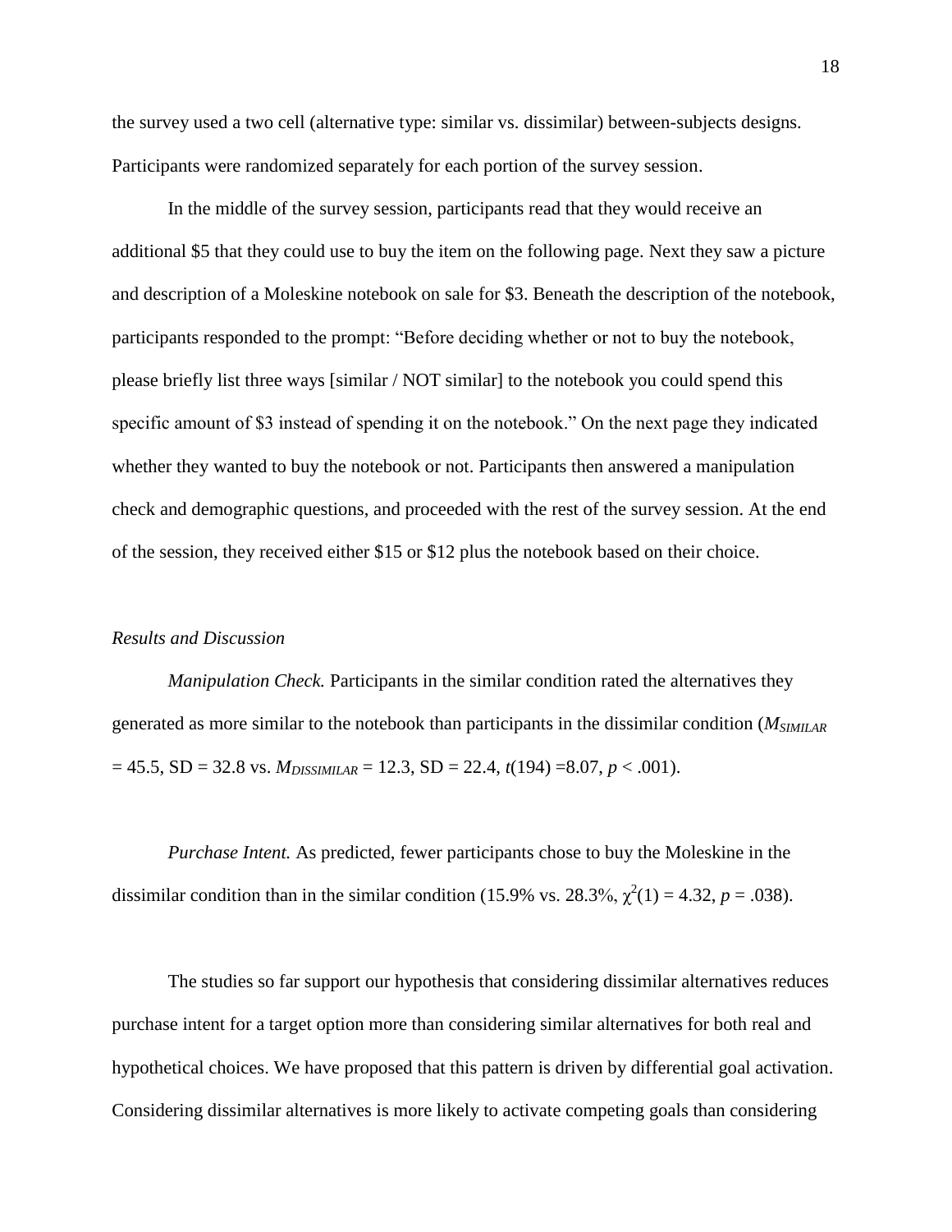the survey used a two cell (alternative type: similar vs. dissimilar) between-subjects designs. Participants were randomized separately for each portion of the survey session.

In the middle of the survey session, participants read that they would receive an additional \$5 that they could use to buy the item on the following page. Next they saw a picture and description of a Moleskine notebook on sale for \$3. Beneath the description of the notebook, participants responded to the prompt: "Before deciding whether or not to buy the notebook, please briefly list three ways [similar / NOT similar] to the notebook you could spend this specific amount of \$3 instead of spending it on the notebook." On the next page they indicated whether they wanted to buy the notebook or not. Participants then answered a manipulation check and demographic questions, and proceeded with the rest of the survey session. At the end of the session, they received either \$15 or \$12 plus the notebook based on their choice.

### *Results and Discussion*

*Manipulation Check.* Participants in the similar condition rated the alternatives they generated as more similar to the notebook than participants in the dissimilar condition ($M_{SIMILAR} = 45.5$, SD = 32.8 vs. $M_{DISSIMILAR} = 12.3$, SD = 22.4, $t(194) = 8.07$, $p < .001$).

*Purchase Intent.* As predicted, fewer participants chose to buy the Moleskine in the dissimilar condition than in the similar condition (15.9% vs. 28.3%, $\chi^2(1) = 4.32$, $p = .038$).

The studies so far support our hypothesis that considering dissimilar alternatives reduces purchase intent for a target option more than considering similar alternatives for both real and hypothetical choices. We have proposed that this pattern is driven by differential goal activation. Considering dissimilar alternatives is more likely to activate competing goals than considering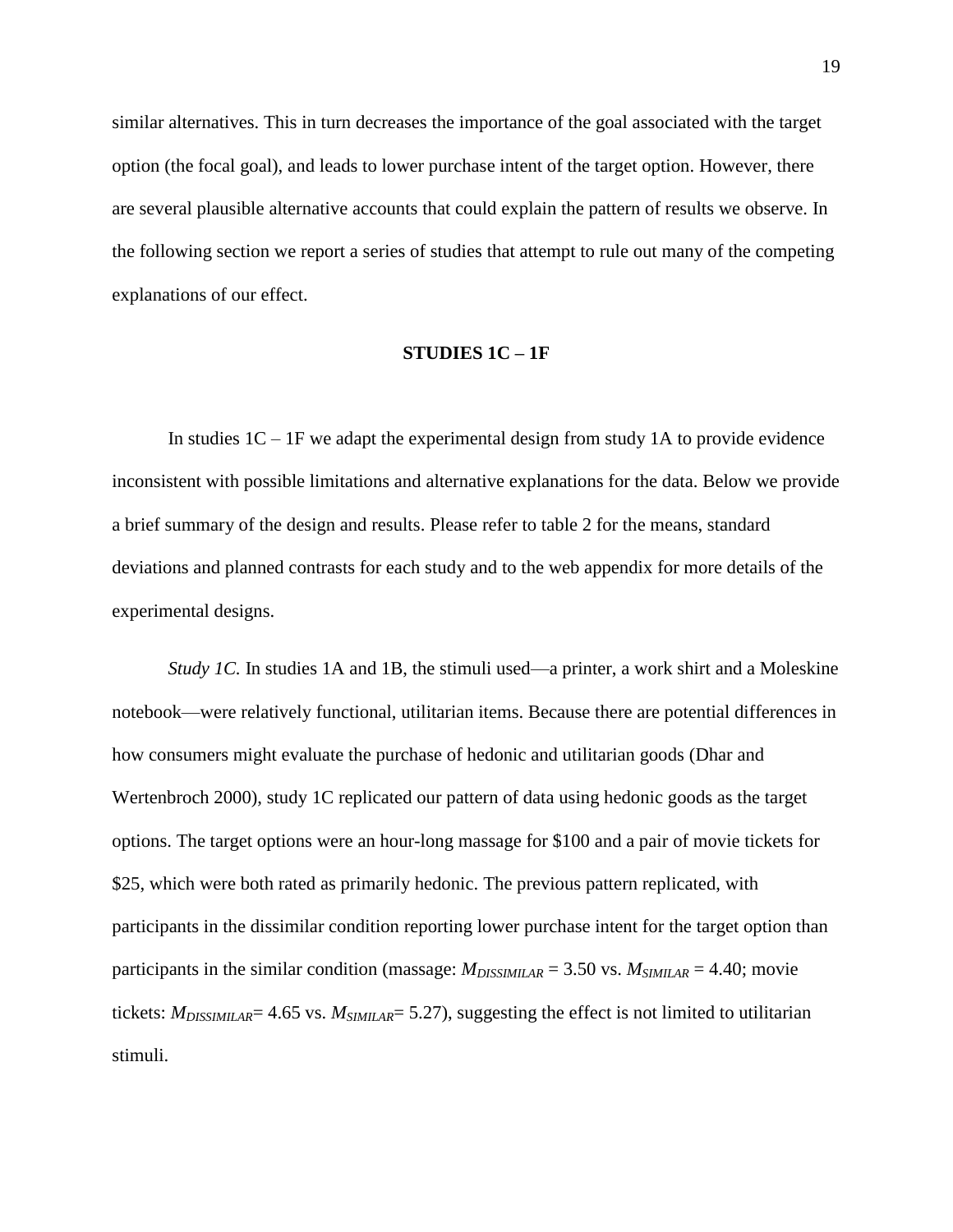similar alternatives. This in turn decreases the importance of the goal associated with the target option (the focal goal), and leads to lower purchase intent of the target option. However, there are several plausible alternative accounts that could explain the pattern of results we observe. In the following section we report a series of studies that attempt to rule out many of the competing explanations of our effect.

## STUDIES 1C – 1F

In studies 1C – 1F we adapt the experimental design from study 1A to provide evidence inconsistent with possible limitations and alternative explanations for the data. Below we provide a brief summary of the design and results. Please refer to table 2 for the means, standard deviations and planned contrasts for each study and to the web appendix for more details of the experimental designs.

*Study 1C.* In studies 1A and 1B, the stimuli used—a printer, a work shirt and a Moleskine notebook—were relatively functional, utilitarian items. Because there are potential differences in how consumers might evaluate the purchase of hedonic and utilitarian goods (Dhar and Wertenbroch 2000), study 1C replicated our pattern of data using hedonic goods as the target options. The target options were an hour-long massage for \$100 and a pair of movie tickets for \$25, which were both rated as primarily hedonic. The previous pattern replicated, with participants in the dissimilar condition reporting lower purchase intent for the target option than participants in the similar condition (massage: $M_{DISSIMILAR} = 3.50$ vs. $M_{SIMILAR} = 4.40$; movie tickets: $M_{DISSIMILAR} = 4.65$ vs. $M_{SIMILAR} = 5.27$), suggesting the effect is not limited to utilitarian stimuli.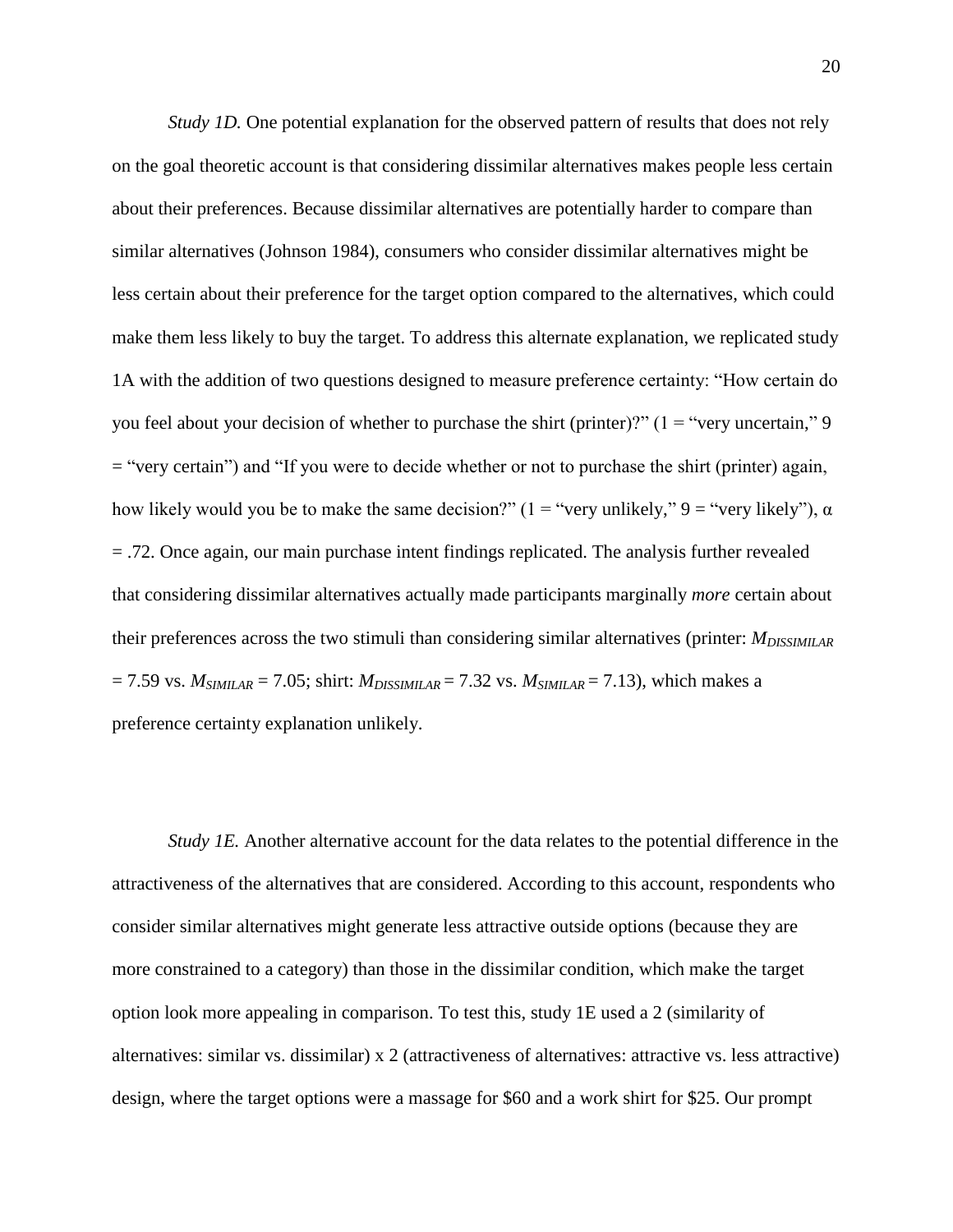*Study 1D.* One potential explanation for the observed pattern of results that does not rely on the goal theoretic account is that considering dissimilar alternatives makes people less certain about their preferences. Because dissimilar alternatives are potentially harder to compare than similar alternatives (Johnson 1984), consumers who consider dissimilar alternatives might be less certain about their preference for the target option compared to the alternatives, which could make them less likely to buy the target. To address this alternate explanation, we replicated study 1A with the addition of two questions designed to measure preference certainty: "How certain do you feel about your decision of whether to purchase the shirt (printer)?" (1 = "very uncertain," 9 = "very certain") and "If you were to decide whether or not to purchase the shirt (printer) again, how likely would you be to make the same decision?" (1 = "very unlikely," 9 = "very likely"), $\alpha$ = .72. Once again, our main purchase intent findings replicated. The analysis further revealed that considering dissimilar alternatives actually made participants marginally *more* certain about their preferences across the two stimuli than considering similar alternatives (printer: $M_{DISSIMILAR}$ = 7.59 vs. $M_{SIMILAR}$ = 7.05; shirt: $M_{DISSIMILAR}$ = 7.32 vs. $M_{SIMILAR}$ = 7.13), which makes a preference certainty explanation unlikely.

*Study 1E.* Another alternative account for the data relates to the potential difference in the attractiveness of the alternatives that are considered. According to this account, respondents who consider similar alternatives might generate less attractive outside options (because they are more constrained to a category) than those in the dissimilar condition, which make the target option look more appealing in comparison. To test this, study 1E used a 2 (similarity of alternatives: similar vs. dissimilar) x 2 (attractiveness of alternatives: attractive vs. less attractive) design, where the target options were a massage for $60 and a work shirt for $25. Our prompt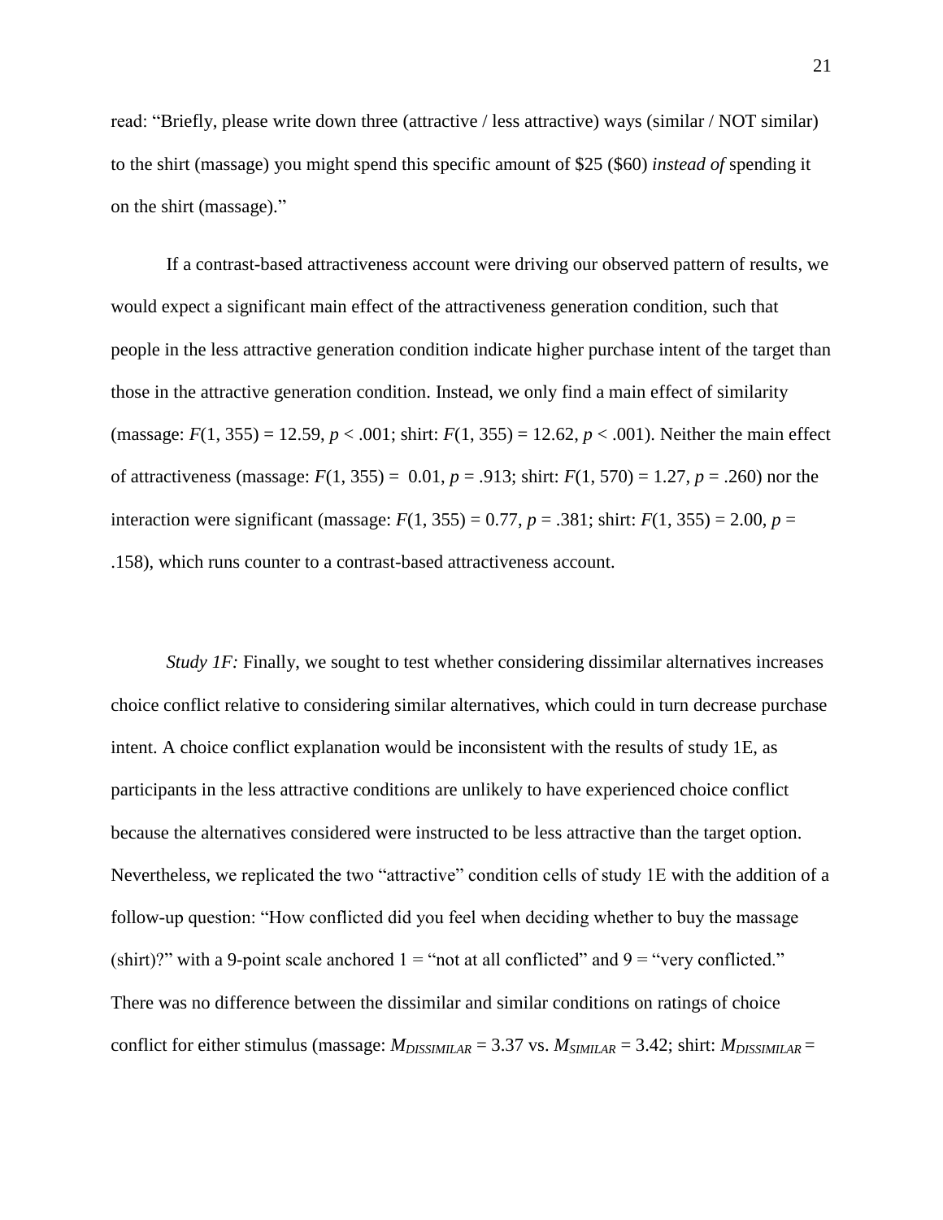read: “Briefly, please write down three (attractive / less attractive) ways (similar / NOT similar) to the shirt (massage) you might spend this specific amount of $25 ($60) *instead of* spending it on the shirt (massage).”

If a contrast-based attractiveness account were driving our observed pattern of results, we would expect a significant main effect of the attractiveness generation condition, such that people in the less attractive generation condition indicate higher purchase intent of the target than those in the attractive generation condition. Instead, we only find a main effect of similarity (massage: $F(1, 355) = 12.59$, $p < .001$; shirt: $F(1, 355) = 12.62$, $p < .001$). Neither the main effect of attractiveness (massage: $F(1, 355) = 0.01$, $p = .913$; shirt: $F(1, 570) = 1.27$, $p = .260$) nor the interaction were significant (massage: $F(1, 355) = 0.77$, $p = .381$; shirt: $F(1, 355) = 2.00$, $p = .158$), which runs counter to a contrast-based attractiveness account.

*Study 1F:* Finally, we sought to test whether considering dissimilar alternatives increases choice conflict relative to considering similar alternatives, which could in turn decrease purchase intent. A choice conflict explanation would be inconsistent with the results of study 1E, as participants in the less attractive conditions are unlikely to have experienced choice conflict because the alternatives considered were instructed to be less attractive than the target option. Nevertheless, we replicated the two “attractive” condition cells of study 1E with the addition of a follow-up question: “How conflicted did you feel when deciding whether to buy the massage (shirt)?” with a 9-point scale anchored 1 = “not at all conflicted” and 9 = “very conflicted.” There was no difference between the dissimilar and similar conditions on ratings of choice conflict for either stimulus (massage: $M_{DISSIMILAR} = 3.37$ vs. $M_{SIMILAR} = 3.42$; shirt: $M_{DISSIMILAR} =$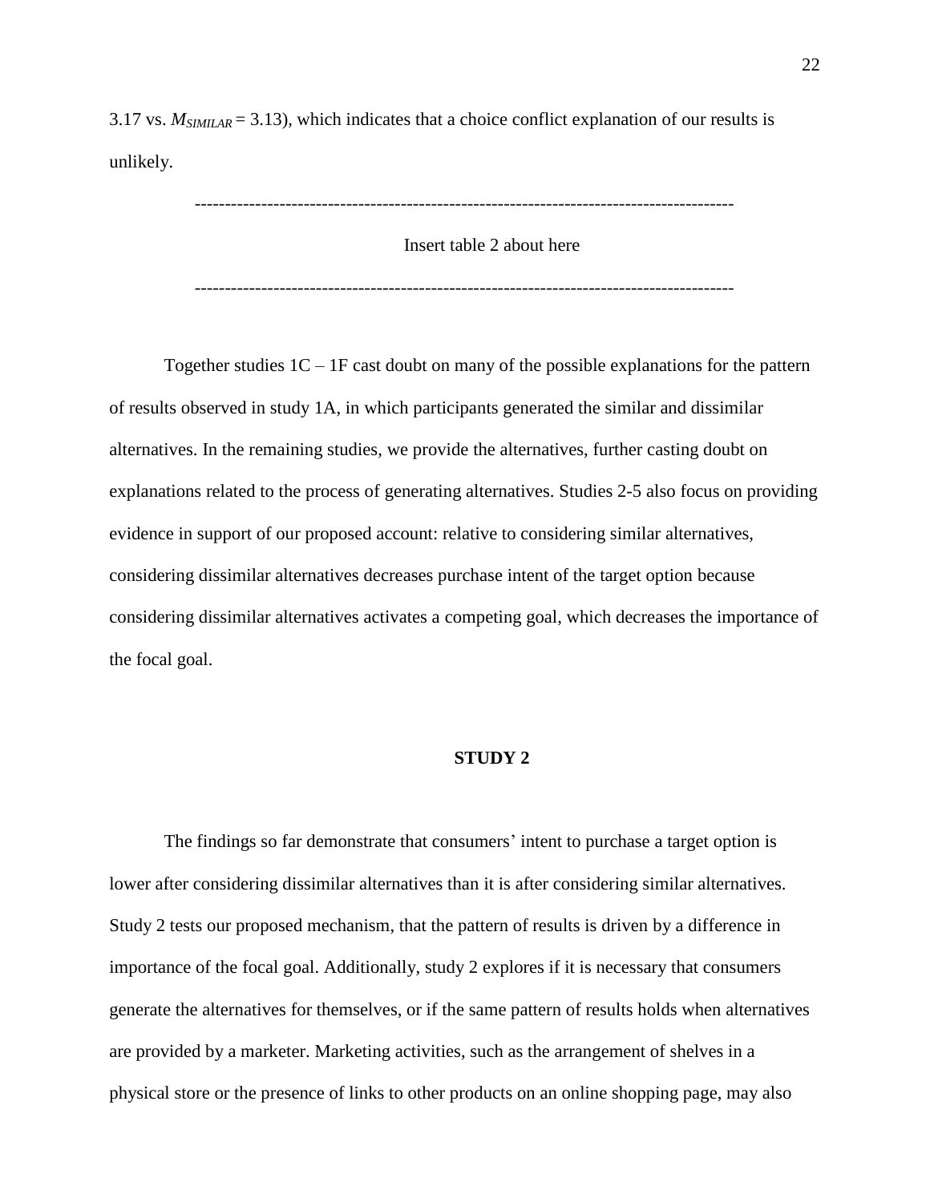3.17 vs. $M_{SIMILAR} = 3.13$), which indicates that a choice conflict explanation of our results is unlikely.

---

Insert table 2 about here

---

Together studies 1C – 1F cast doubt on many of the possible explanations for the pattern of results observed in study 1A, in which participants generated the similar and dissimilar alternatives. In the remaining studies, we provide the alternatives, further casting doubt on explanations related to the process of generating alternatives. Studies 2-5 also focus on providing evidence in support of our proposed account: relative to considering similar alternatives, considering dissimilar alternatives decreases purchase intent of the target option because considering dissimilar alternatives activates a competing goal, which decreases the importance of the focal goal.

## STUDY 2

The findings so far demonstrate that consumers' intent to purchase a target option is lower after considering dissimilar alternatives than it is after considering similar alternatives. Study 2 tests our proposed mechanism, that the pattern of results is driven by a difference in importance of the focal goal. Additionally, study 2 explores if it is necessary that consumers generate the alternatives for themselves, or if the same pattern of results holds when alternatives are provided by a marketer. Marketing activities, such as the arrangement of shelves in a physical store or the presence of links to other products on an online shopping page, may also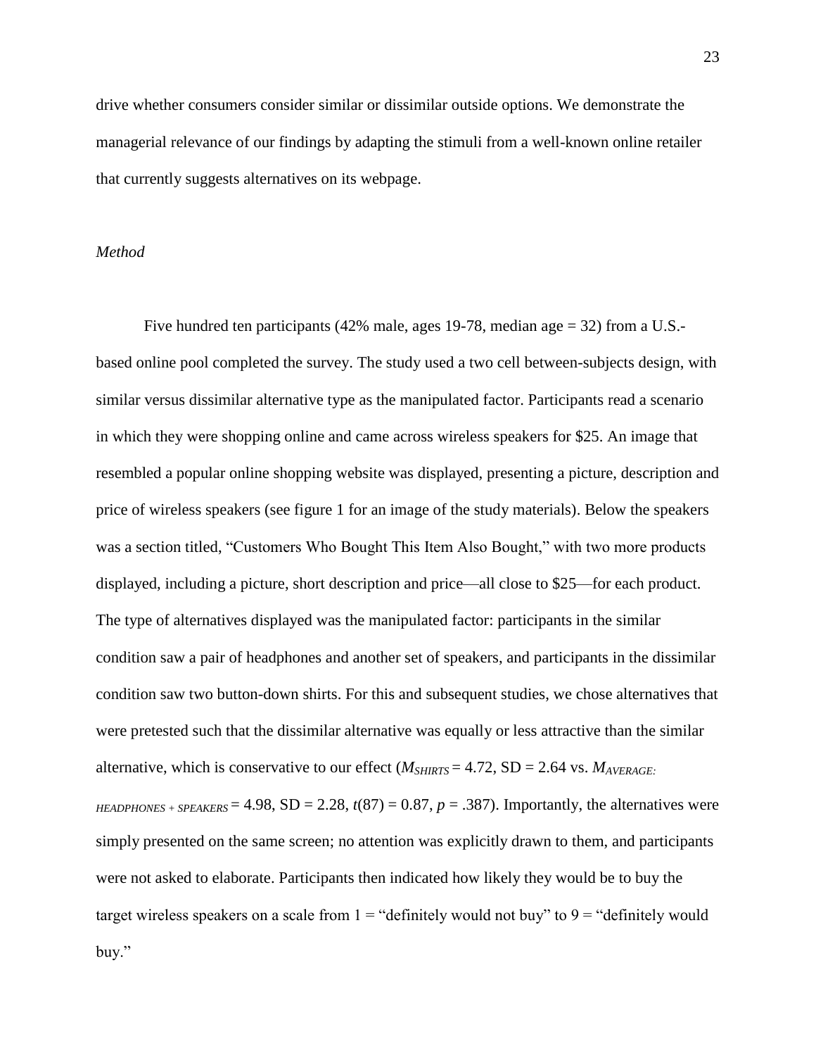drive whether consumers consider similar or dissimilar outside options. We demonstrate the managerial relevance of our findings by adapting the stimuli from a well-known online retailer that currently suggests alternatives on its webpage.

*Method*

Five hundred ten participants (42% male, ages 19-78, median age = 32) from a U.S.-based online pool completed the survey. The study used a two cell between-subjects design, with similar versus dissimilar alternative type as the manipulated factor. Participants read a scenario in which they were shopping online and came across wireless speakers for $25. An image that resembled a popular online shopping website was displayed, presenting a picture, description and price of wireless speakers (see figure 1 for an image of the study materials). Below the speakers was a section titled, "Customers Who Bought This Item Also Bought," with two more products displayed, including a picture, short description and price—all close to $25—for each product. The type of alternatives displayed was the manipulated factor: participants in the similar condition saw a pair of headphones and another set of speakers, and participants in the dissimilar condition saw two button-down shirts. For this and subsequent studies, we chose alternatives that were pretested such that the dissimilar alternative was equally or less attractive than the similar alternative, which is conservative to our effect ($M_{SHIRTS} = 4.72$, SD = 2.64 vs. $M_{AVERAGE: HEADPHONES + SPEAKERS} = 4.98$, SD = 2.28, $t(87) = 0.87$, $p = .387$). Importantly, the alternatives were simply presented on the same screen; no attention was explicitly drawn to them, and participants were not asked to elaborate. Participants then indicated how likely they would be to buy the target wireless speakers on a scale from 1 = "definitely would not buy" to 9 = "definitely would buy."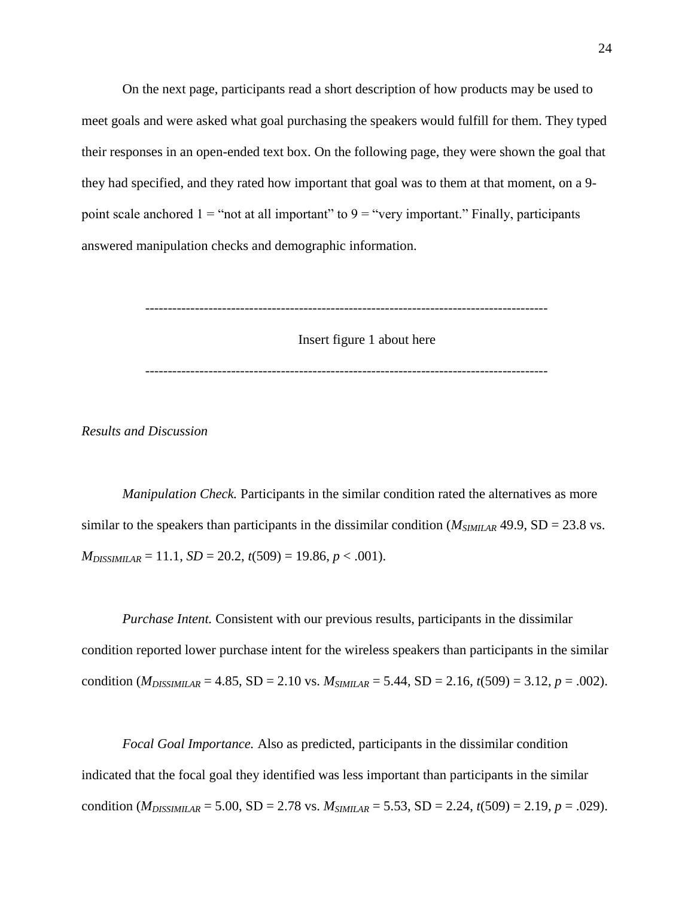On the next page, participants read a short description of how products may be used to meet goals and were asked what goal purchasing the speakers would fulfill for them. They typed their responses in an open-ended text box. On the following page, they were shown the goal that they had specified, and they rated how important that goal was to them at that moment, on a 9-point scale anchored 1 = "not at all important" to 9 = "very important." Finally, participants answered manipulation checks and demographic information.

---

Insert figure 1 about here

---

*Results and Discussion*

*Manipulation Check.* Participants in the similar condition rated the alternatives as more similar to the speakers than participants in the dissimilar condition ($M_{SIMILAR}$ 49.9, SD = 23.8 vs. $M_{DISSIMILAR}$ = 11.1, *SD* = 20.2, $t(509) = 19.86$, $p < .001$).

*Purchase Intent.* Consistent with our previous results, participants in the dissimilar condition reported lower purchase intent for the wireless speakers than participants in the similar condition ($M_{DISSIMILAR}$ = 4.85, SD = 2.10 vs. $M_{SIMILAR}$ = 5.44, SD = 2.16, $t(509) = 3.12$, $p = .002$).

*Focal Goal Importance.* Also as predicted, participants in the dissimilar condition indicated that the focal goal they identified was less important than participants in the similar condition ($M_{DISSIMILAR}$ = 5.00, SD = 2.78 vs. $M_{SIMILAR}$ = 5.53, SD = 2.24, $t(509) = 2.19$, $p = .029$).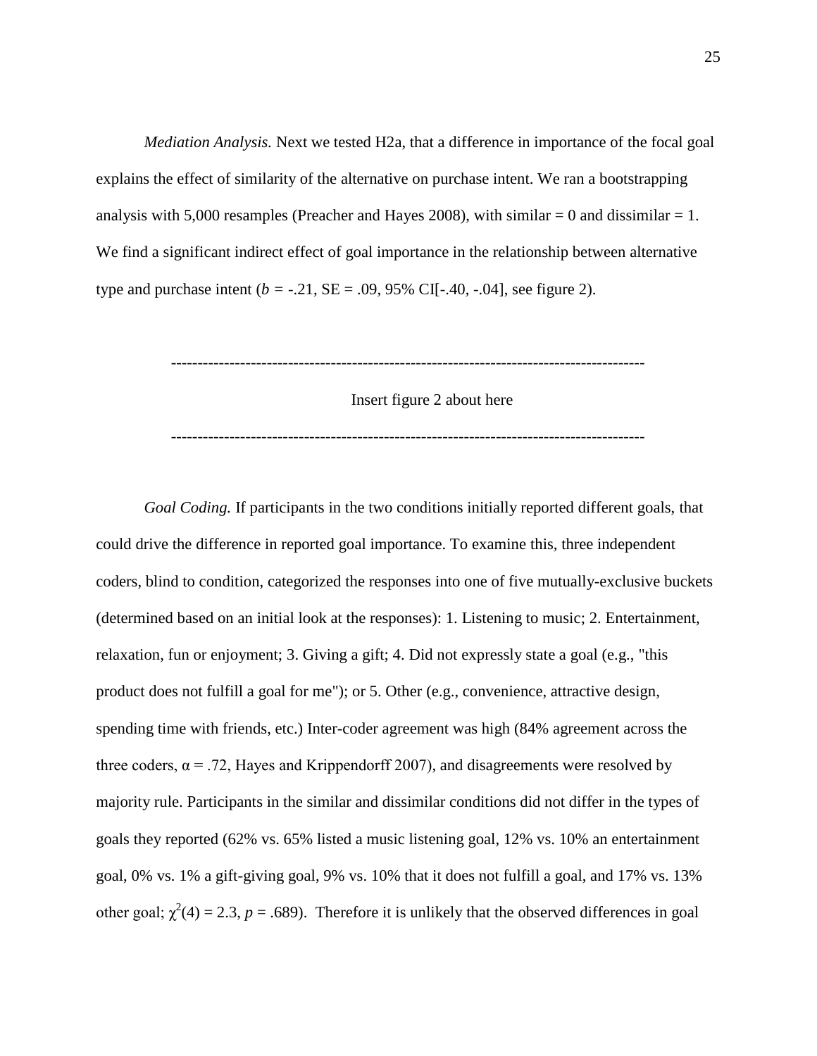*Mediation Analysis.* Next we tested H2a, that a difference in importance of the focal goal explains the effect of similarity of the alternative on purchase intent. We ran a bootstrapping analysis with 5,000 resamples (Preacher and Hayes 2008), with similar = 0 and dissimilar = 1. We find a significant indirect effect of goal importance in the relationship between alternative type and purchase intent ($b$ = -.21, SE = .09, 95% CI[-.40, -.04], see figure 2).

---

Insert figure 2 about here

---

*Goal Coding.* If participants in the two conditions initially reported different goals, that could drive the difference in reported goal importance. To examine this, three independent coders, blind to condition, categorized the responses into one of five mutually-exclusive buckets (determined based on an initial look at the responses): 1. Listening to music; 2. Entertainment, relaxation, fun or enjoyment; 3. Giving a gift; 4. Did not expressly state a goal (e.g., "this product does not fulfill a goal for me"); or 5. Other (e.g., convenience, attractive design, spending time with friends, etc.) Inter-coder agreement was high (84% agreement across the three coders, $\alpha = .72$, Hayes and Krippendorff 2007), and disagreements were resolved by majority rule. Participants in the similar and dissimilar conditions did not differ in the types of goals they reported (62% vs. 65% listed a music listening goal, 12% vs. 10% an entertainment goal, 0% vs. 1% a gift-giving goal, 9% vs. 10% that it does not fulfill a goal, and 17% vs. 13% other goal; $\chi^2(4) = 2.3$, $p = .689$). Therefore it is unlikely that the observed differences in goal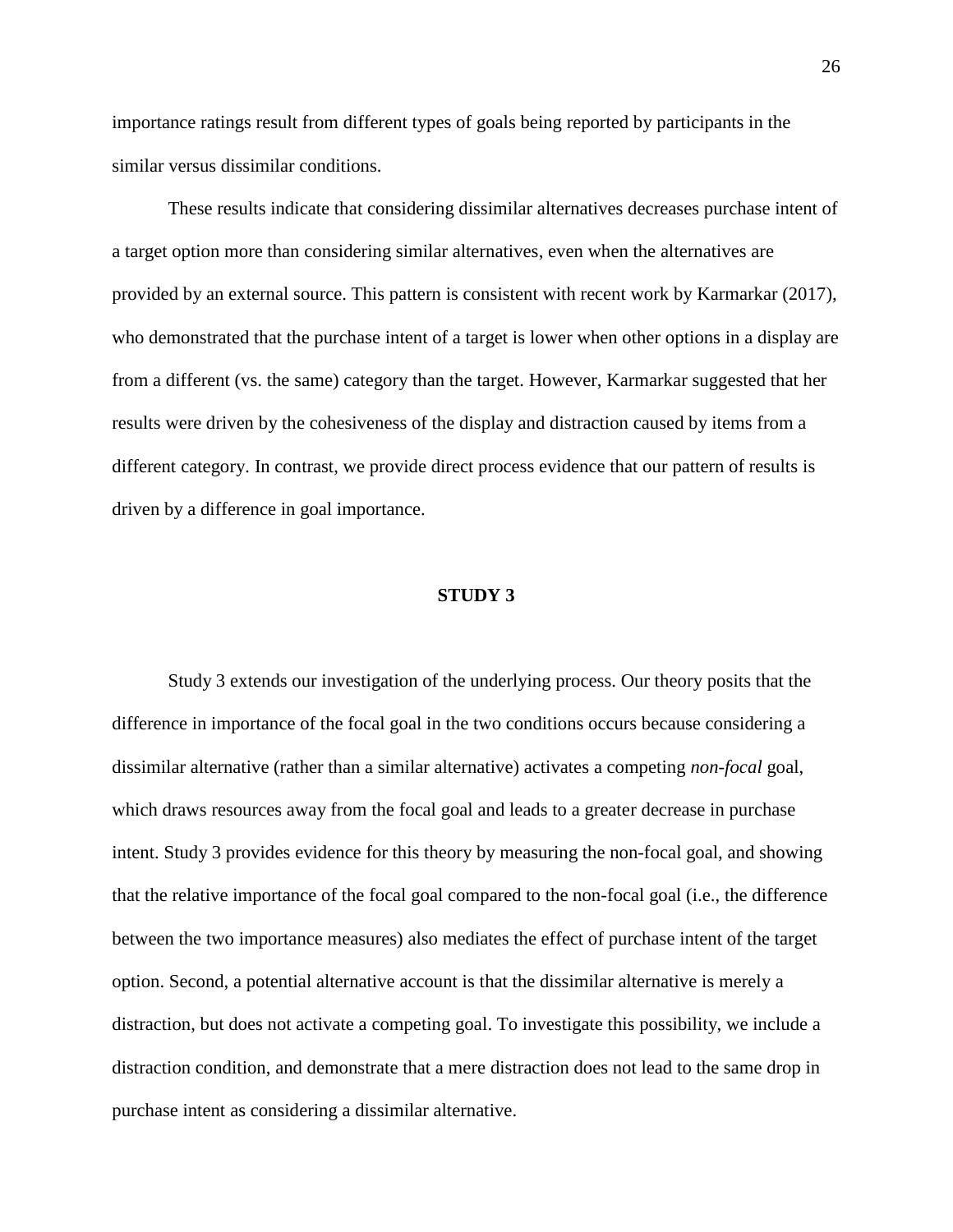importance ratings result from different types of goals being reported by participants in the similar versus dissimilar conditions.

These results indicate that considering dissimilar alternatives decreases purchase intent of a target option more than considering similar alternatives, even when the alternatives are provided by an external source. This pattern is consistent with recent work by Karmarkar (2017), who demonstrated that the purchase intent of a target is lower when other options in a display are from a different (vs. the same) category than the target. However, Karmarkar suggested that her results were driven by the cohesiveness of the display and distraction caused by items from a different category. In contrast, we provide direct process evidence that our pattern of results is driven by a difference in goal importance.

## STUDY 3

Study 3 extends our investigation of the underlying process. Our theory posits that the difference in importance of the focal goal in the two conditions occurs because considering a dissimilar alternative (rather than a similar alternative) activates a competing *non-focal* goal, which draws resources away from the focal goal and leads to a greater decrease in purchase intent. Study 3 provides evidence for this theory by measuring the non-focal goal, and showing that the relative importance of the focal goal compared to the non-focal goal (i.e., the difference between the two importance measures) also mediates the effect of purchase intent of the target option. Second, a potential alternative account is that the dissimilar alternative is merely a distraction, but does not activate a competing goal. To investigate this possibility, we include a distraction condition, and demonstrate that a mere distraction does not lead to the same drop in purchase intent as considering a dissimilar alternative.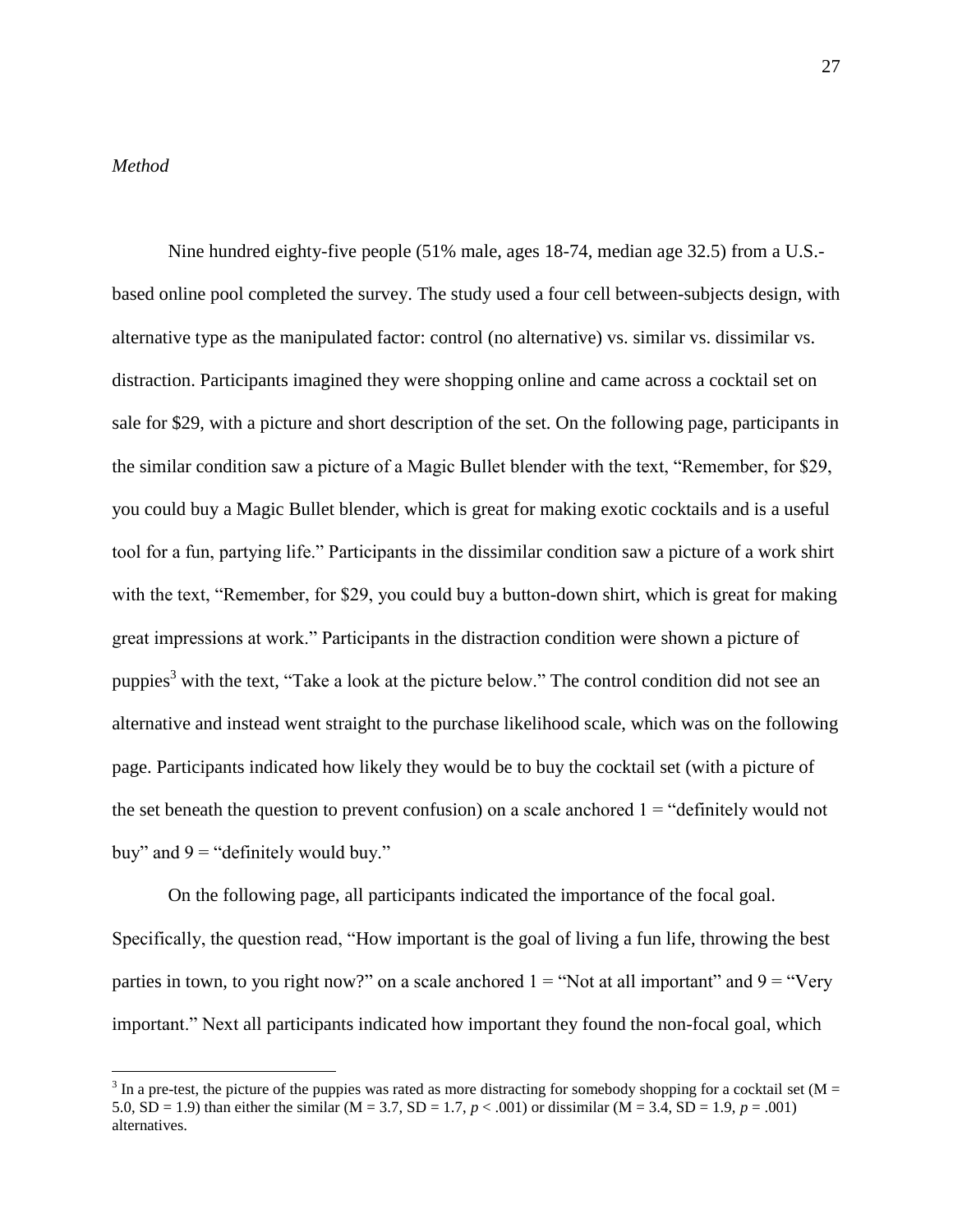*Method*

Nine hundred eighty-five people (51% male, ages 18-74, median age 32.5) from a U.S.-based online pool completed the survey. The study used a four cell between-subjects design, with alternative type as the manipulated factor: control (no alternative) vs. similar vs. dissimilar vs. distraction. Participants imagined they were shopping online and came across a cocktail set on sale for $29, with a picture and short description of the set. On the following page, participants in the similar condition saw a picture of a Magic Bullet blender with the text, "Remember, for $29, you could buy a Magic Bullet blender, which is great for making exotic cocktails and is a useful tool for a fun, partying life." Participants in the dissimilar condition saw a picture of a work shirt with the text, "Remember, for $29, you could buy a button-down shirt, which is great for making great impressions at work." Participants in the distraction condition were shown a picture of puppies[3] with the text, "Take a look at the picture below." The control condition did not see an alternative and instead went straight to the purchase likelihood scale, which was on the following page. Participants indicated how likely they would be to buy the cocktail set (with a picture of the set beneath the question to prevent confusion) on a scale anchored 1 = "definitely would not buy" and 9 = "definitely would buy."

On the following page, all participants indicated the importance of the focal goal. Specifically, the question read, "How important is the goal of living a fun life, throwing the best parties in town, to you right now?" on a scale anchored 1 = "Not at all important" and 9 = "Very important." Next all participants indicated how important they found the non-focal goal, which

---

[3] In a pre-test, the picture of the puppies was rated as more distracting for somebody shopping for a cocktail set (M = 5.0, SD = 1.9) than either the similar (M = 3.7, SD = 1.7, $p < .001$) or dissimilar (M = 3.4, SD = 1.9, $p = .001$) alternatives.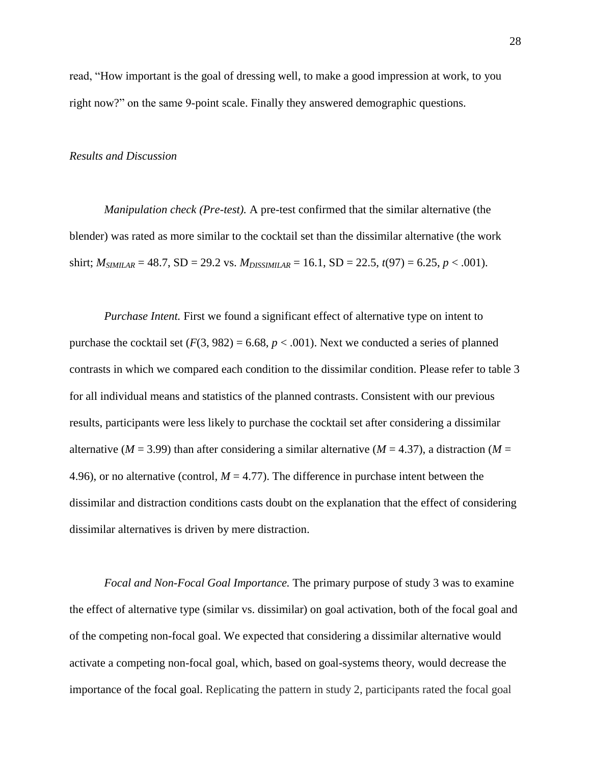read, "How important is the goal of dressing well, to make a good impression at work, to you right now?" on the same 9-point scale. Finally they answered demographic questions.

*Results and Discussion*

*Manipulation check (Pre-test).* A pre-test confirmed that the similar alternative (the blender) was rated as more similar to the cocktail set than the dissimilar alternative (the work shirt; $M_{SIMILAR}$ = 48.7, SD = 29.2 vs. $M_{DISSIMILAR}$ = 16.1, SD = 22.5, $t(97) = 6.25$, $p < .001$).

*Purchase Intent.* First we found a significant effect of alternative type on intent to purchase the cocktail set ($F(3, 982) = 6.68$, $p < .001$). Next we conducted a series of planned contrasts in which we compared each condition to the dissimilar condition. Please refer to table 3 for all individual means and statistics of the planned contrasts. Consistent with our previous results, participants were less likely to purchase the cocktail set after considering a dissimilar alternative ($M$ = 3.99) than after considering a similar alternative ($M$ = 4.37), a distraction ($M$ = 4.96), or no alternative (control, $M$ = 4.77). The difference in purchase intent between the dissimilar and distraction conditions casts doubt on the explanation that the effect of considering dissimilar alternatives is driven by mere distraction.

*Focal and Non-Focal Goal Importance.* The primary purpose of study 3 was to examine the effect of alternative type (similar vs. dissimilar) on goal activation, both of the focal goal and of the competing non-focal goal. We expected that considering a dissimilar alternative would activate a competing non-focal goal, which, based on goal-systems theory, would decrease the importance of the focal goal. Replicating the pattern in study 2, participants rated the focal goal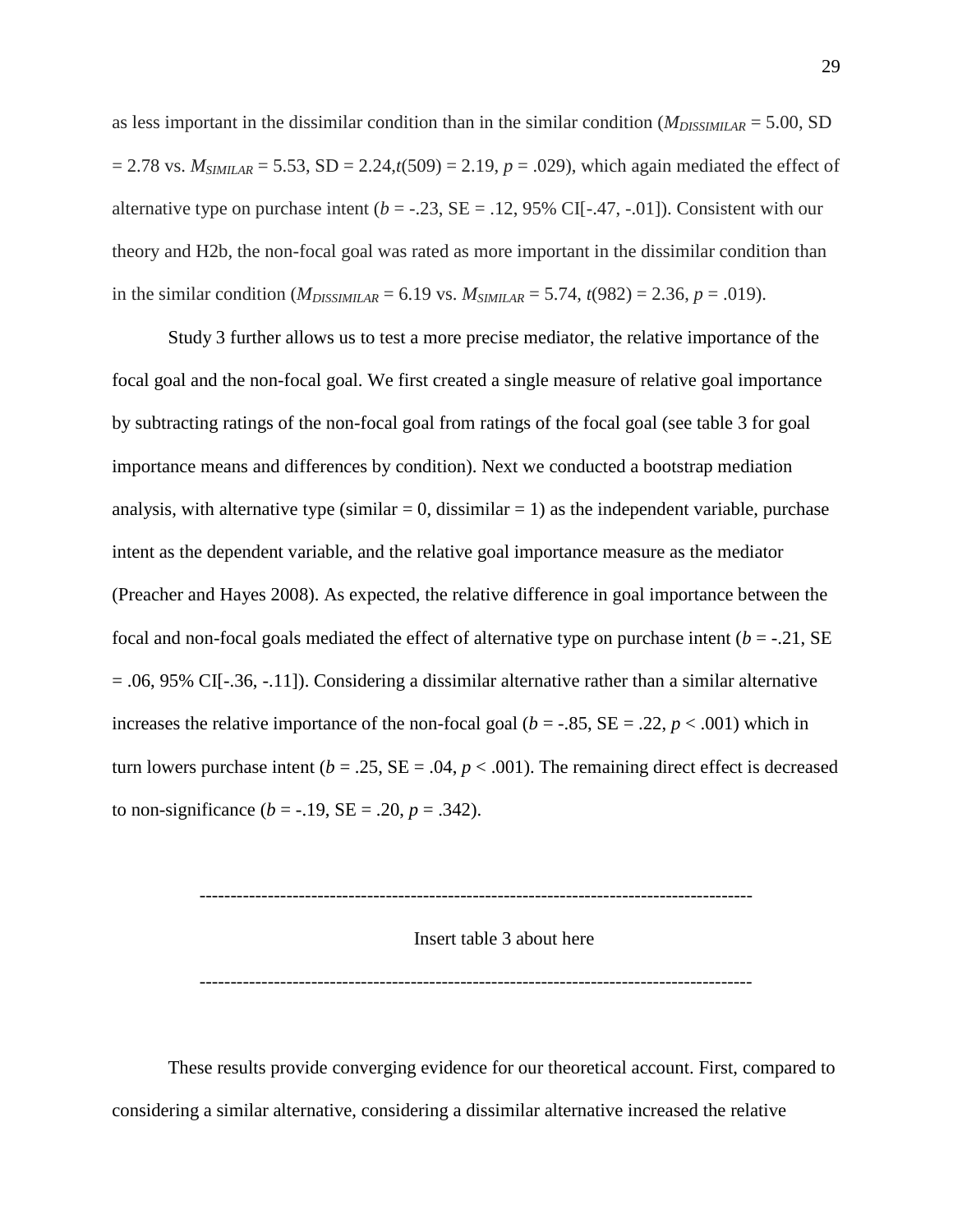as less important in the dissimilar condition than in the similar condition ($M_{DISSIMILAR}$ = 5.00, SD = 2.78 vs. $M_{SIMILAR}$ = 5.53, SD = 2.24,$t(509)$ = 2.19, $p$ = .029), which again mediated the effect of alternative type on purchase intent ($b$ = -.23, SE = .12, 95% CI[-.47, -.01]). Consistent with our theory and H2b, the non-focal goal was rated as more important in the dissimilar condition than in the similar condition ($M_{DISSIMILAR}$ = 6.19 vs. $M_{SIMILAR}$ = 5.74, $t(982)$ = 2.36, $p$ = .019).

Study 3 further allows us to test a more precise mediator, the relative importance of the focal goal and the non-focal goal. We first created a single measure of relative goal importance by subtracting ratings of the non-focal goal from ratings of the focal goal (see table 3 for goal importance means and differences by condition). Next we conducted a bootstrap mediation analysis, with alternative type (similar = 0, dissimilar = 1) as the independent variable, purchase intent as the dependent variable, and the relative goal importance measure as the mediator (Preacher and Hayes 2008). As expected, the relative difference in goal importance between the focal and non-focal goals mediated the effect of alternative type on purchase intent ($b$ = -.21, SE = .06, 95% CI[-.36, -.11]). Considering a dissimilar alternative rather than a similar alternative increases the relative importance of the non-focal goal ($b$ = -.85, SE = .22, $p$ < .001) which in turn lowers purchase intent ($b$ = .25, SE = .04, $p$ < .001). The remaining direct effect is decreased to non-significance ($b$ = -.19, SE = .20, $p$ = .342).

---------------------------------------------------------------------------------------

Insert table 3 about here

---------------------------------------------------------------------------------------

These results provide converging evidence for our theoretical account. First, compared to considering a similar alternative, considering a dissimilar alternative increased the relative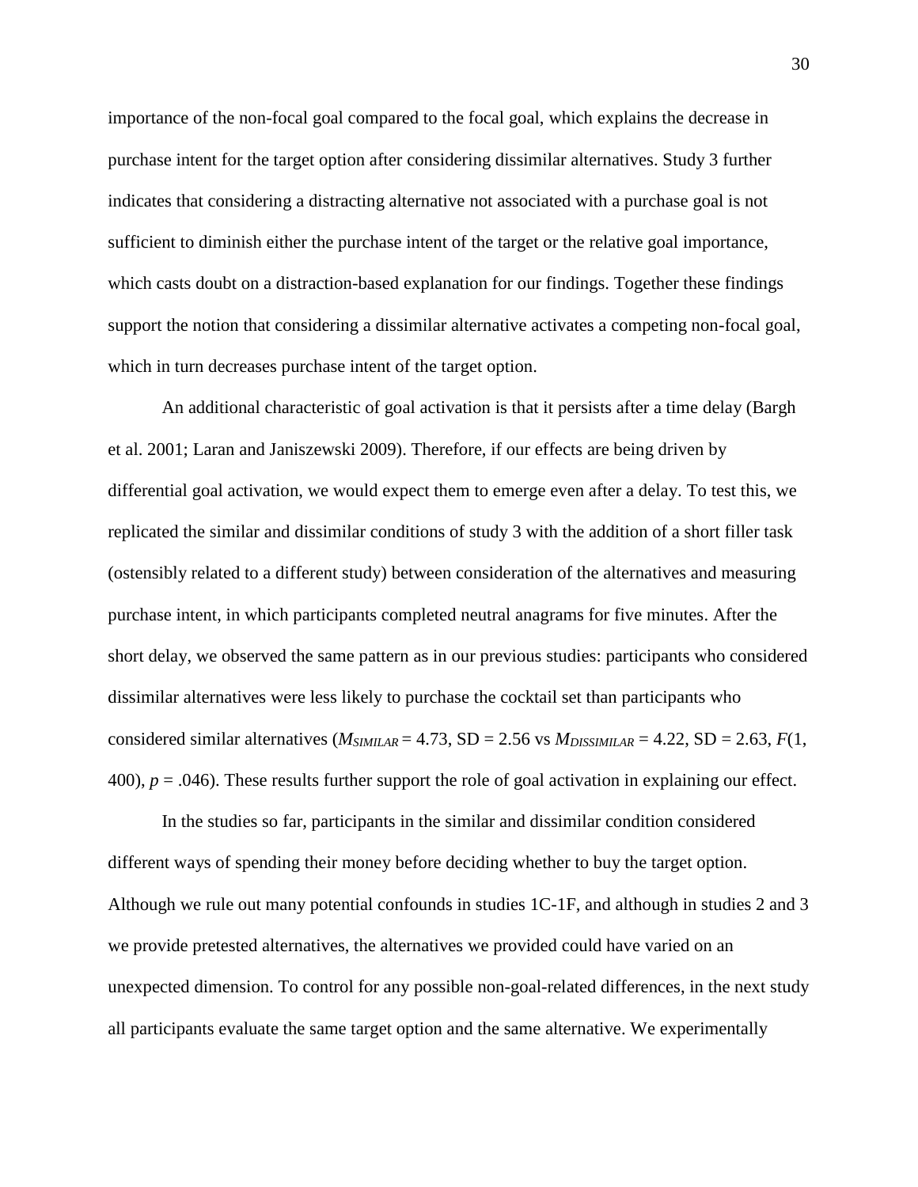importance of the non-focal goal compared to the focal goal, which explains the decrease in purchase intent for the target option after considering dissimilar alternatives. Study 3 further indicates that considering a distracting alternative not associated with a purchase goal is not sufficient to diminish either the purchase intent of the target or the relative goal importance, which casts doubt on a distraction-based explanation for our findings. Together these findings support the notion that considering a dissimilar alternative activates a competing non-focal goal, which in turn decreases purchase intent of the target option.

An additional characteristic of goal activation is that it persists after a time delay (Bargh et al. 2001; Laran and Janiszewski 2009). Therefore, if our effects are being driven by differential goal activation, we would expect them to emerge even after a delay. To test this, we replicated the similar and dissimilar conditions of study 3 with the addition of a short filler task (ostensibly related to a different study) between consideration of the alternatives and measuring purchase intent, in which participants completed neutral anagrams for five minutes. After the short delay, we observed the same pattern as in our previous studies: participants who considered dissimilar alternatives were less likely to purchase the cocktail set than participants who considered similar alternatives ($M_{SIMILAR} = 4.73$, SD = 2.56 vs $M_{DISSIMILAR} = 4.22$, SD = 2.63, $F(1, 400)$, $p = .046$). These results further support the role of goal activation in explaining our effect.

In the studies so far, participants in the similar and dissimilar condition considered different ways of spending their money before deciding whether to buy the target option. Although we rule out many potential confounds in studies 1C-1F, and although in studies 2 and 3 we provide pretested alternatives, the alternatives we provided could have varied on an unexpected dimension. To control for any possible non-goal-related differences, in the next study all participants evaluate the same target option and the same alternative. We experimentally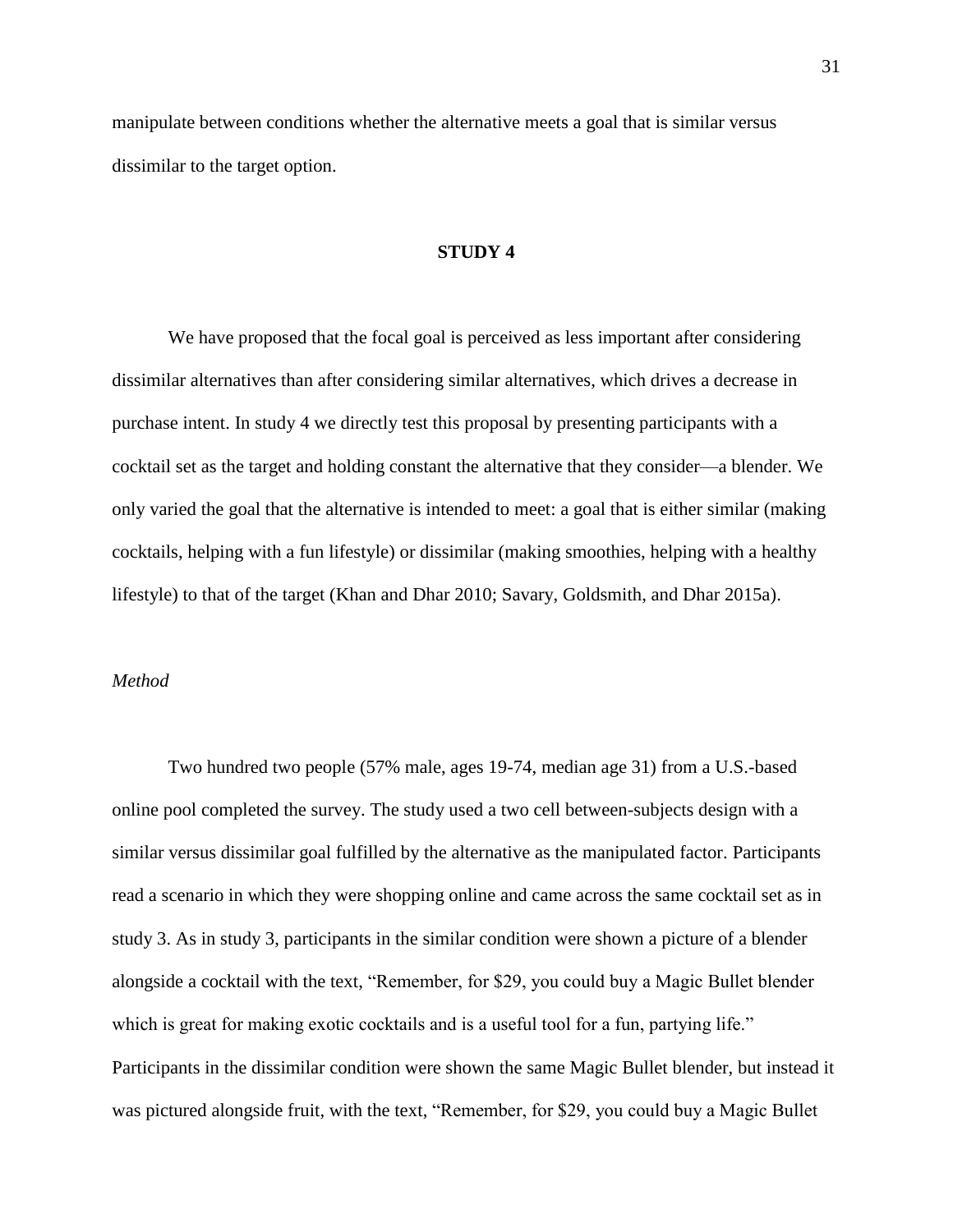manipulate between conditions whether the alternative meets a goal that is similar versus dissimilar to the target option.

## STUDY 4

We have proposed that the focal goal is perceived as less important after considering dissimilar alternatives than after considering similar alternatives, which drives a decrease in purchase intent. In study 4 we directly test this proposal by presenting participants with a cocktail set as the target and holding constant the alternative that they consider—a blender. We only varied the goal that the alternative is intended to meet: a goal that is either similar (making cocktails, helping with a fun lifestyle) or dissimilar (making smoothies, helping with a healthy lifestyle) to that of the target (Khan and Dhar 2010; Savary, Goldsmith, and Dhar 2015a).

### *Method*

Two hundred two people (57% male, ages 19-74, median age 31) from a U.S.-based online pool completed the survey. The study used a two cell between-subjects design with a similar versus dissimilar goal fulfilled by the alternative as the manipulated factor. Participants read a scenario in which they were shopping online and came across the same cocktail set as in study 3. As in study 3, participants in the similar condition were shown a picture of a blender alongside a cocktail with the text, "Remember, for $29, you could buy a Magic Bullet blender which is great for making exotic cocktails and is a useful tool for a fun, partying life." Participants in the dissimilar condition were shown the same Magic Bullet blender, but instead it was pictured alongside fruit, with the text, "Remember, for $29, you could buy a Magic Bullet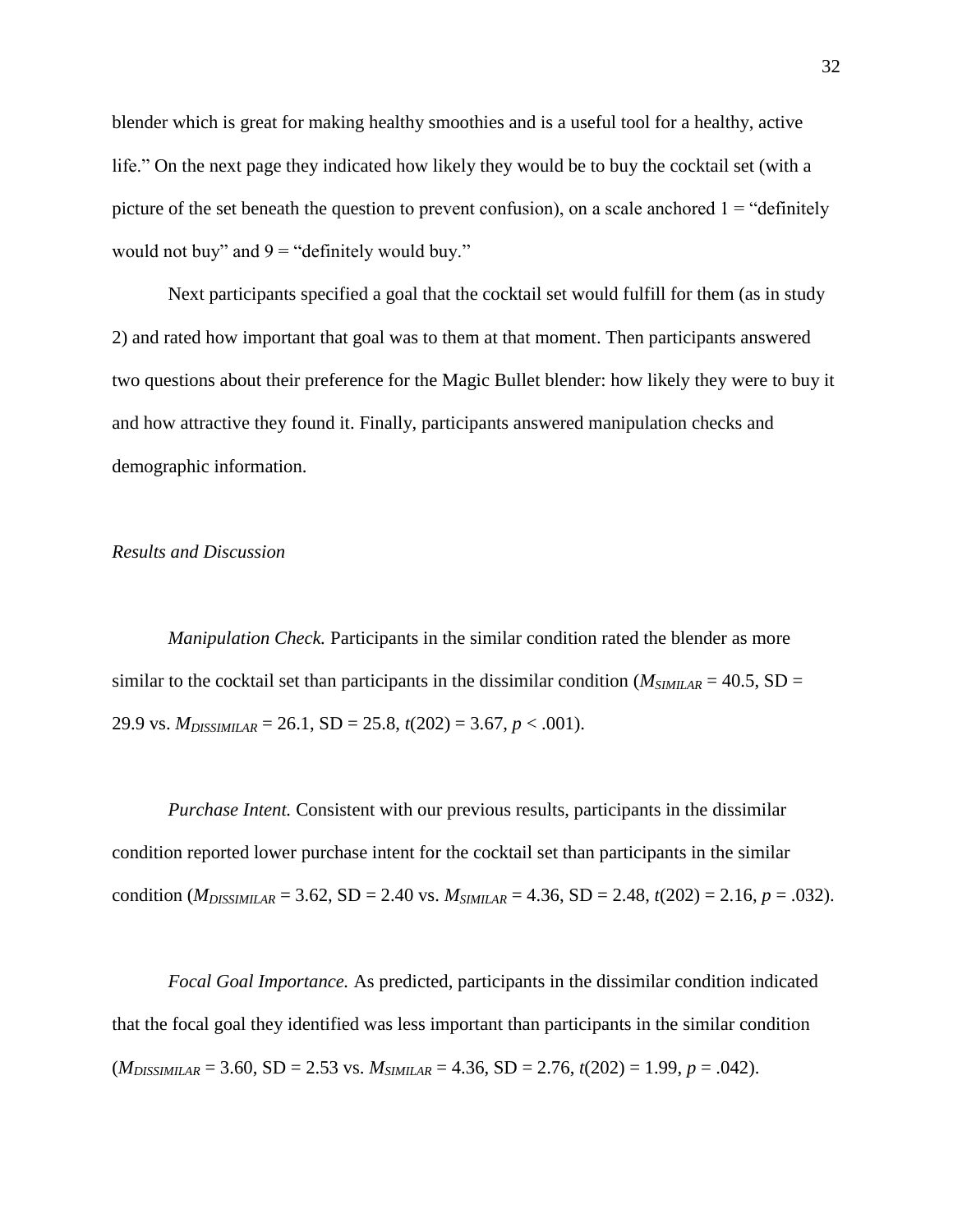blender which is great for making healthy smoothies and is a useful tool for a healthy, active life." On the next page they indicated how likely they would be to buy the cocktail set (with a picture of the set beneath the question to prevent confusion), on a scale anchored 1 = "definitely would not buy" and 9 = "definitely would buy."

Next participants specified a goal that the cocktail set would fulfill for them (as in study 2) and rated how important that goal was to them at that moment. Then participants answered two questions about their preference for the Magic Bullet blender: how likely they were to buy it and how attractive they found it. Finally, participants answered manipulation checks and demographic information.

*Results and Discussion*

*Manipulation Check.* Participants in the similar condition rated the blender as more similar to the cocktail set than participants in the dissimilar condition ($M_{SIMILAR}$ = 40.5, SD = 29.9 vs. $M_{DISSIMILAR}$ = 26.1, SD = 25.8, $t(202) = 3.67$, $p < .001$).

*Purchase Intent.* Consistent with our previous results, participants in the dissimilar condition reported lower purchase intent for the cocktail set than participants in the similar condition ($M_{DISSIMILAR}$ = 3.62, SD = 2.40 vs. $M_{SIMILAR}$ = 4.36, SD = 2.48, $t(202) = 2.16$, $p = .032$).

*Focal Goal Importance.* As predicted, participants in the dissimilar condition indicated that the focal goal they identified was less important than participants in the similar condition ($M_{DISSIMILAR}$ = 3.60, SD = 2.53 vs. $M_{SIMILAR}$ = 4.36, SD = 2.76, $t(202) = 1.99$, $p = .042$).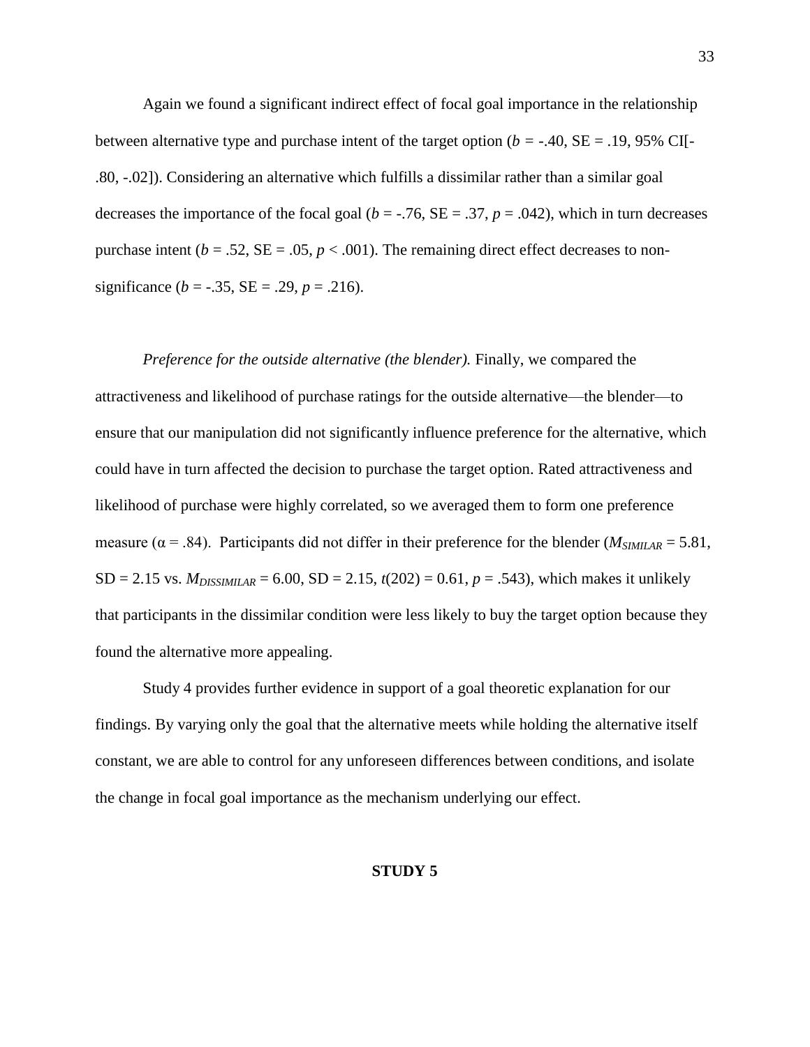Again we found a significant indirect effect of focal goal importance in the relationship between alternative type and purchase intent of the target option ($b$ = -.40, SE = .19, 95% CI[-.80, -.02]). Considering an alternative which fulfills a dissimilar rather than a similar goal decreases the importance of the focal goal ($b$ = -.76, SE = .37, $p$ = .042), which in turn decreases purchase intent ($b$ = .52, SE = .05, $p$ < .001). The remaining direct effect decreases to non-significance ($b$ = -.35, SE = .29, $p$ = .216).

*Preference for the outside alternative (the blender).* Finally, we compared the attractiveness and likelihood of purchase ratings for the outside alternative—the blender—to ensure that our manipulation did not significantly influence preference for the alternative, which could have in turn affected the decision to purchase the target option. Rated attractiveness and likelihood of purchase were highly correlated, so we averaged them to form one preference measure ($\alpha$ = .84). Participants did not differ in their preference for the blender ($M_{SIMILAR}$ = 5.81, SD = 2.15 vs. $M_{DISSIMILAR}$ = 6.00, SD = 2.15, $t(202)$ = 0.61, $p$ = .543), which makes it unlikely that participants in the dissimilar condition were less likely to buy the target option because they found the alternative more appealing.

Study 4 provides further evidence in support of a goal theoretic explanation for our findings. By varying only the goal that the alternative meets while holding the alternative itself constant, we are able to control for any unforeseen differences between conditions, and isolate the change in focal goal importance as the mechanism underlying our effect.

## STUDY 5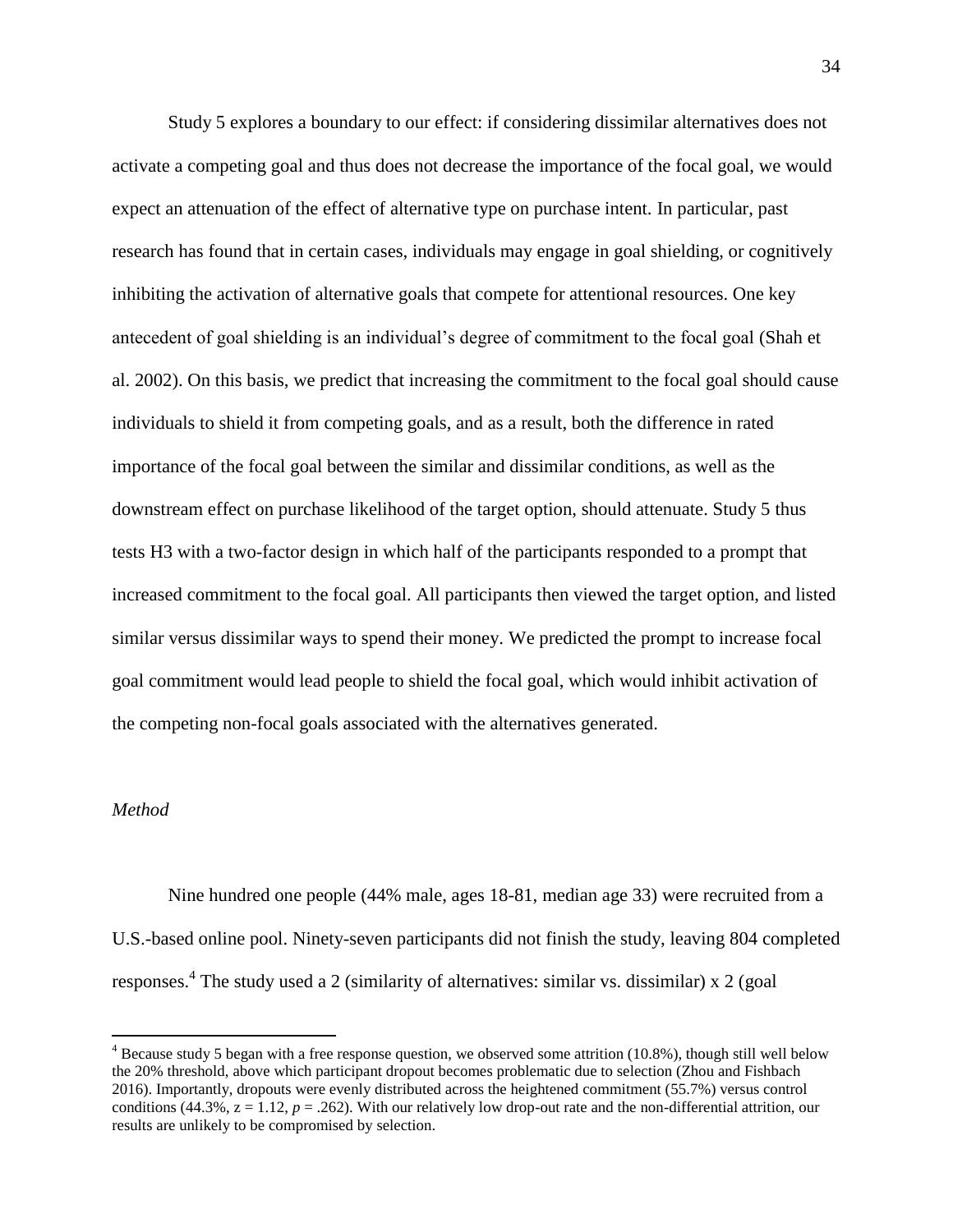Study 5 explores a boundary to our effect: if considering dissimilar alternatives does not activate a competing goal and thus does not decrease the importance of the focal goal, we would expect an attenuation of the effect of alternative type on purchase intent. In particular, past research has found that in certain cases, individuals may engage in goal shielding, or cognitively inhibiting the activation of alternative goals that compete for attentional resources. One key antecedent of goal shielding is an individual's degree of commitment to the focal goal (Shah et al. 2002). On this basis, we predict that increasing the commitment to the focal goal should cause individuals to shield it from competing goals, and as a result, both the difference in rated importance of the focal goal between the similar and dissimilar conditions, as well as the downstream effect on purchase likelihood of the target option, should attenuate. Study 5 thus tests H3 with a two-factor design in which half of the participants responded to a prompt that increased commitment to the focal goal. All participants then viewed the target option, and listed similar versus dissimilar ways to spend their money. We predicted the prompt to increase focal goal commitment would lead people to shield the focal goal, which would inhibit activation of the competing non-focal goals associated with the alternatives generated.

*Method*

Nine hundred one people (44% male, ages 18-81, median age 33) were recruited from a U.S.-based online pool. Ninety-seven participants did not finish the study, leaving 804 completed responses.[4] The study used a 2 (similarity of alternatives: similar vs. dissimilar) x 2 (goal

[4] Because study 5 began with a free response question, we observed some attrition (10.8%), though still well below the 20% threshold, above which participant dropout becomes problematic due to selection (Zhou and Fishbach 2016). Importantly, dropouts were evenly distributed across the heightened commitment (55.7%) versus control conditions (44.3%, $z = 1.12$, $p = .262$). With our relatively low drop-out rate and the non-differential attrition, our results are unlikely to be compromised by selection.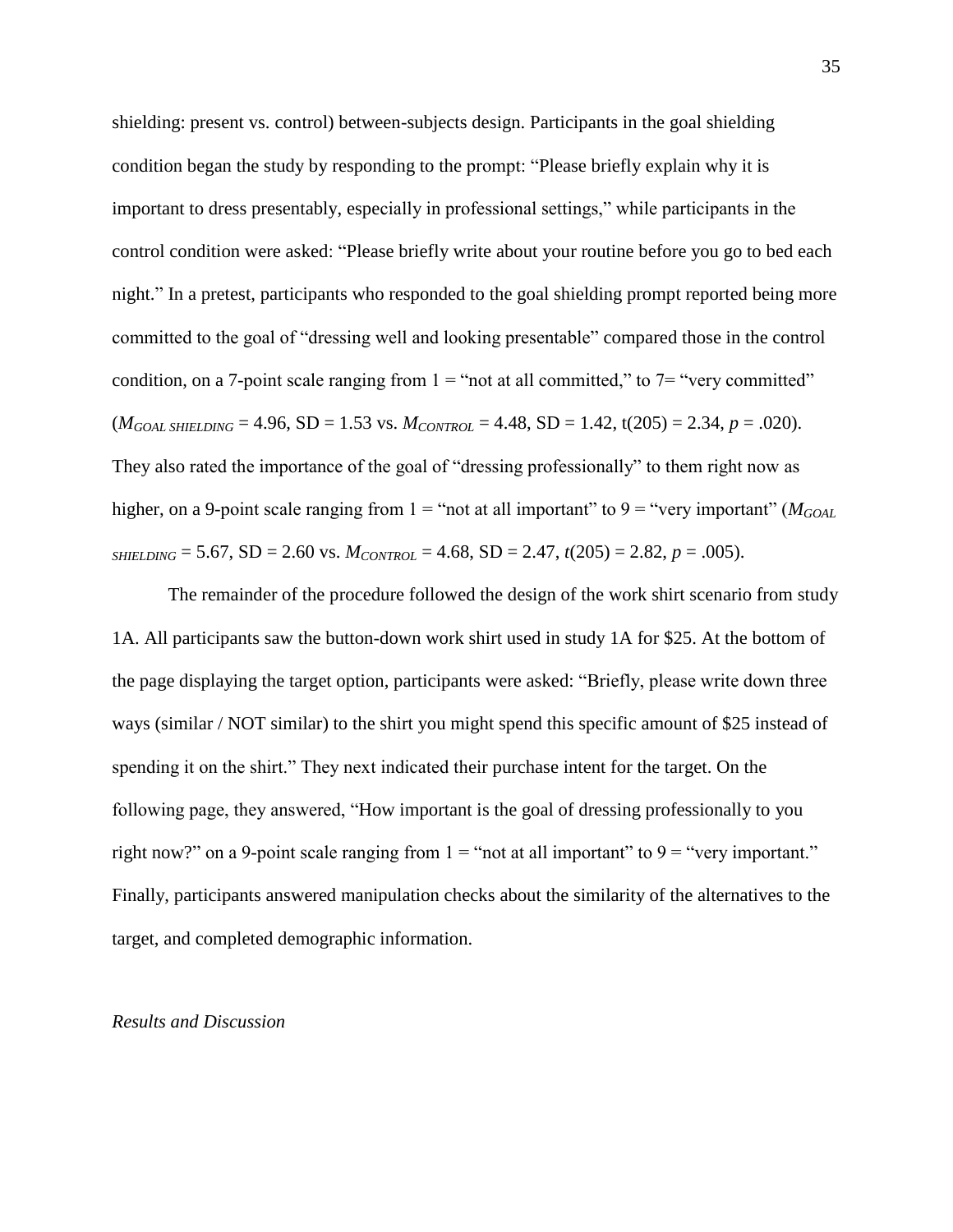shielding: present vs. control) between-subjects design. Participants in the goal shielding condition began the study by responding to the prompt: "Please briefly explain why it is important to dress presentably, especially in professional settings," while participants in the control condition were asked: "Please briefly write about your routine before you go to bed each night." In a pretest, participants who responded to the goal shielding prompt reported being more committed to the goal of "dressing well and looking presentable" compared those in the control condition, on a 7-point scale ranging from 1 = "not at all committed," to 7= "very committed" ($M_{GOAL\ SHIELDING}$ = 4.96, SD = 1.53 vs. $M_{CONTROL}$ = 4.48, SD = 1.42, t(205) = 2.34, $p$ = .020). They also rated the importance of the goal of "dressing professionally" to them right now as higher, on a 9-point scale ranging from 1 = "not at all important" to 9 = "very important" ($M_{GOAL\ SHIELDING}$ = 5.67, SD = 2.60 vs. $M_{CONTROL}$ = 4.68, SD = 2.47, $t$(205) = 2.82, $p$ = .005).

The remainder of the procedure followed the design of the work shirt scenario from study 1A. All participants saw the button-down work shirt used in study 1A for $25. At the bottom of the page displaying the target option, participants were asked: "Briefly, please write down three ways (similar / NOT similar) to the shirt you might spend this specific amount of $25 instead of spending it on the shirt." They next indicated their purchase intent for the target. On the following page, they answered, "How important is the goal of dressing professionally to you right now?" on a 9-point scale ranging from 1 = "not at all important" to 9 = "very important." Finally, participants answered manipulation checks about the similarity of the alternatives to the target, and completed demographic information.

*Results and Discussion*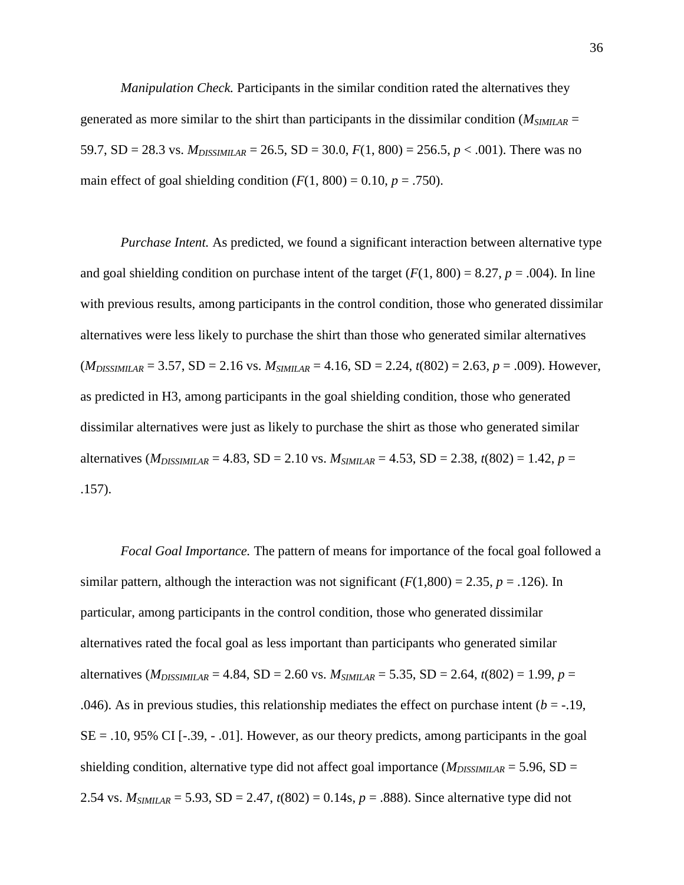*Manipulation Check.* Participants in the similar condition rated the alternatives they generated as more similar to the shirt than participants in the dissimilar condition ($M_{SIMILAR}$ = 59.7, SD = 28.3 vs. $M_{DISSIMILAR}$ = 26.5, SD = 30.0, $F(1, 800) = 256.5$, $p < .001$). There was no main effect of goal shielding condition ($F(1, 800) = 0.10$, $p = .750$).

*Purchase Intent.* As predicted, we found a significant interaction between alternative type and goal shielding condition on purchase intent of the target ($F(1, 800) = 8.27$, $p = .004$). In line with previous results, among participants in the control condition, those who generated dissimilar alternatives were less likely to purchase the shirt than those who generated similar alternatives ($M_{DISSIMILAR}$ = 3.57, SD = 2.16 vs. $M_{SIMILAR}$ = 4.16, SD = 2.24, $t(802) = 2.63$, $p = .009$). However, as predicted in H3, among participants in the goal shielding condition, those who generated dissimilar alternatives were just as likely to purchase the shirt as those who generated similar alternatives ($M_{DISSIMILAR}$ = 4.83, SD = 2.10 vs. $M_{SIMILAR}$ = 4.53, SD = 2.38, $t(802) = 1.42$, $p = .157$).

*Focal Goal Importance.* The pattern of means for importance of the focal goal followed a similar pattern, although the interaction was not significant ($F(1,800) = 2.35$, $p = .126$). In particular, among participants in the control condition, those who generated dissimilar alternatives rated the focal goal as less important than participants who generated similar alternatives ($M_{DISSIMILAR}$ = 4.84, SD = 2.60 vs. $M_{SIMILAR}$ = 5.35, SD = 2.64, $t(802) = 1.99$, $p = .046$). As in previous studies, this relationship mediates the effect on purchase intent ($b = -.19$, SE = .10, 95% CI [-.39, - .01]. However, as our theory predicts, among participants in the goal shielding condition, alternative type did not affect goal importance ($M_{DISSIMILAR}$ = 5.96, SD = 2.54 vs. $M_{SIMILAR}$ = 5.93, SD = 2.47, $t(802) = 0.14$s, $p = .888$). Since alternative type did not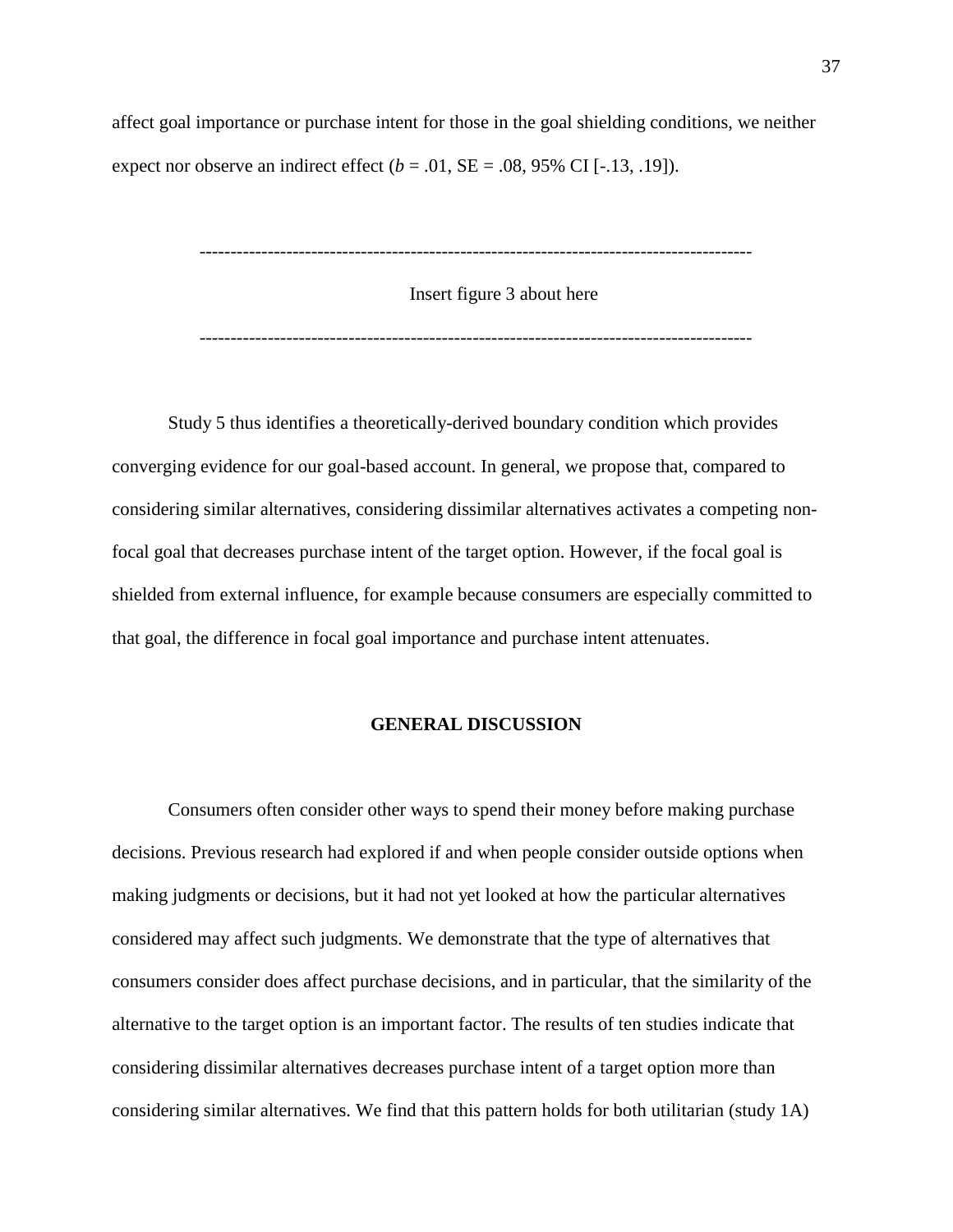affect goal importance or purchase intent for those in the goal shielding conditions, we neither expect nor observe an indirect effect (*b* = .01, SE = .08, 95% CI [-.13, .19]).

------------------------------------------------------------------------------------------

Insert figure 3 about here

------------------------------------------------------------------------------------------

Study 5 thus identifies a theoretically-derived boundary condition which provides converging evidence for our goal-based account. In general, we propose that, compared to considering similar alternatives, considering dissimilar alternatives activates a competing non-focal goal that decreases purchase intent of the target option. However, if the focal goal is shielded from external influence, for example because consumers are especially committed to that goal, the difference in focal goal importance and purchase intent attenuates.

## GENERAL DISCUSSION

Consumers often consider other ways to spend their money before making purchase decisions. Previous research had explored if and when people consider outside options when making judgments or decisions, but it had not yet looked at how the particular alternatives considered may affect such judgments. We demonstrate that the type of alternatives that consumers consider does affect purchase decisions, and in particular, that the similarity of the alternative to the target option is an important factor. The results of ten studies indicate that considering dissimilar alternatives decreases purchase intent of a target option more than considering similar alternatives. We find that this pattern holds for both utilitarian (study 1A)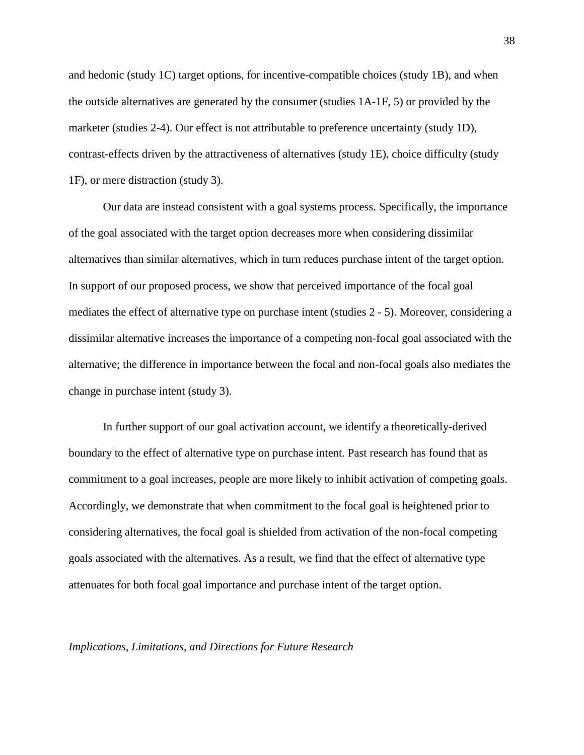and hedonic (study 1C) target options, for incentive-compatible choices (study 1B), and when the outside alternatives are generated by the consumer (studies 1A-1F, 5) or provided by the marketer (studies 2-4). Our effect is not attributable to preference uncertainty (study 1D), contrast-effects driven by the attractiveness of alternatives (study 1E), choice difficulty (study 1F), or mere distraction (study 3).

Our data are instead consistent with a goal systems process. Specifically, the importance of the goal associated with the target option decreases more when considering dissimilar alternatives than similar alternatives, which in turn reduces purchase intent of the target option. In support of our proposed process, we show that perceived importance of the focal goal mediates the effect of alternative type on purchase intent (studies 2 - 5). Moreover, considering a dissimilar alternative increases the importance of a competing non-focal goal associated with the alternative; the difference in importance between the focal and non-focal goals also mediates the change in purchase intent (study 3).

In further support of our goal activation account, we identify a theoretically-derived boundary to the effect of alternative type on purchase intent. Past research has found that as commitment to a goal increases, people are more likely to inhibit activation of competing goals. Accordingly, we demonstrate that when commitment to the focal goal is heightened prior to considering alternatives, the focal goal is shielded from activation of the non-focal competing goals associated with the alternatives. As a result, we find that the effect of alternative type attenuates for both focal goal importance and purchase intent of the target option.

*Implications, Limitations, and Directions for Future Research*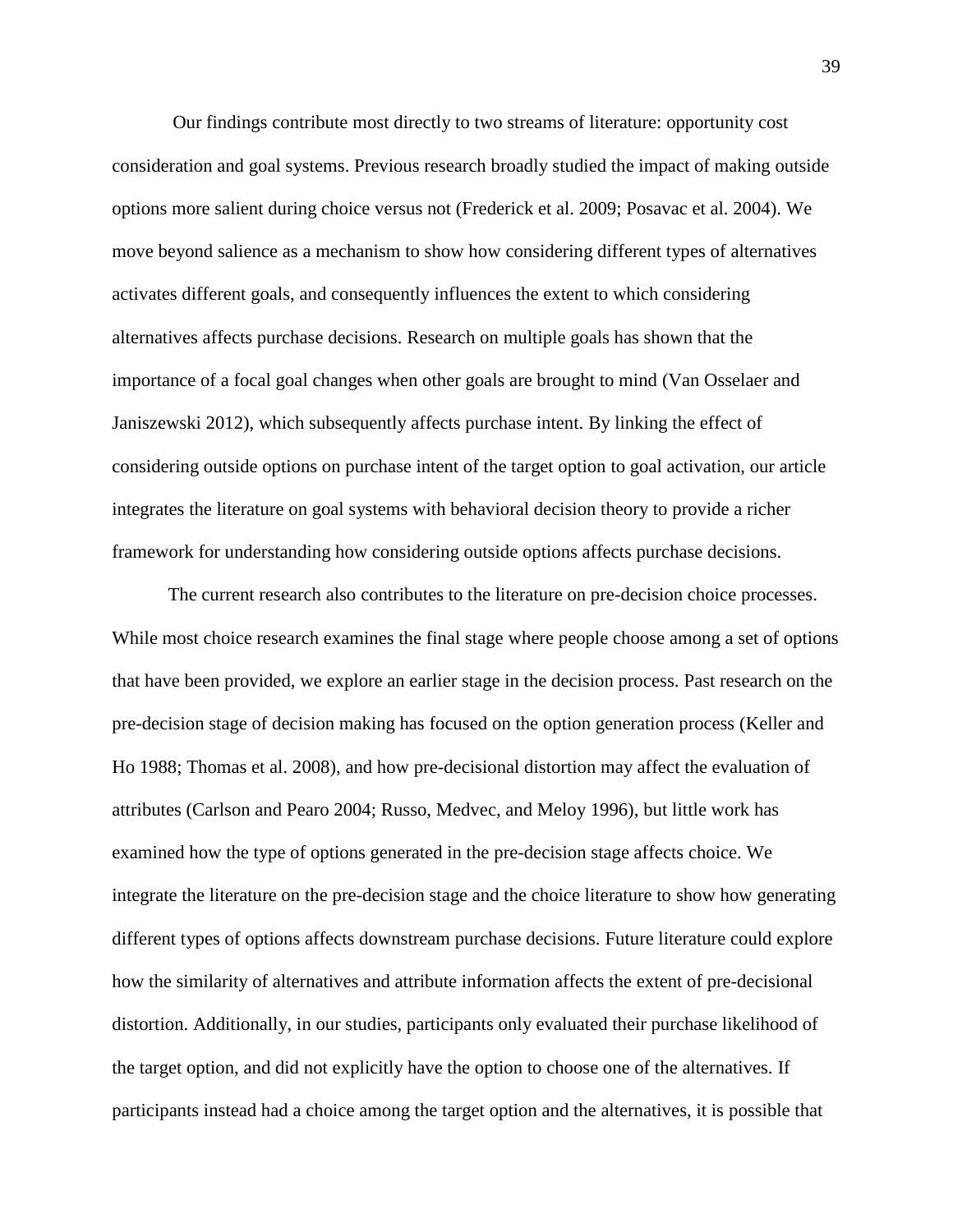Our findings contribute most directly to two streams of literature: opportunity cost consideration and goal systems. Previous research broadly studied the impact of making outside options more salient during choice versus not (Frederick et al. 2009; Posavac et al. 2004). We move beyond salience as a mechanism to show how considering different types of alternatives activates different goals, and consequently influences the extent to which considering alternatives affects purchase decisions. Research on multiple goals has shown that the importance of a focal goal changes when other goals are brought to mind (Van Osselaer and Janiszewski 2012), which subsequently affects purchase intent. By linking the effect of considering outside options on purchase intent of the target option to goal activation, our article integrates the literature on goal systems with behavioral decision theory to provide a richer framework for understanding how considering outside options affects purchase decisions.

The current research also contributes to the literature on pre-decision choice processes. While most choice research examines the final stage where people choose among a set of options that have been provided, we explore an earlier stage in the decision process. Past research on the pre-decision stage of decision making has focused on the option generation process (Keller and Ho 1988; Thomas et al. 2008), and how pre-decisional distortion may affect the evaluation of attributes (Carlson and Pearo 2004; Russo, Medvec, and Meloy 1996), but little work has examined how the type of options generated in the pre-decision stage affects choice. We integrate the literature on the pre-decision stage and the choice literature to show how generating different types of options affects downstream purchase decisions. Future literature could explore how the similarity of alternatives and attribute information affects the extent of pre-decisional distortion. Additionally, in our studies, participants only evaluated their purchase likelihood of the target option, and did not explicitly have the option to choose one of the alternatives. If participants instead had a choice among the target option and the alternatives, it is possible that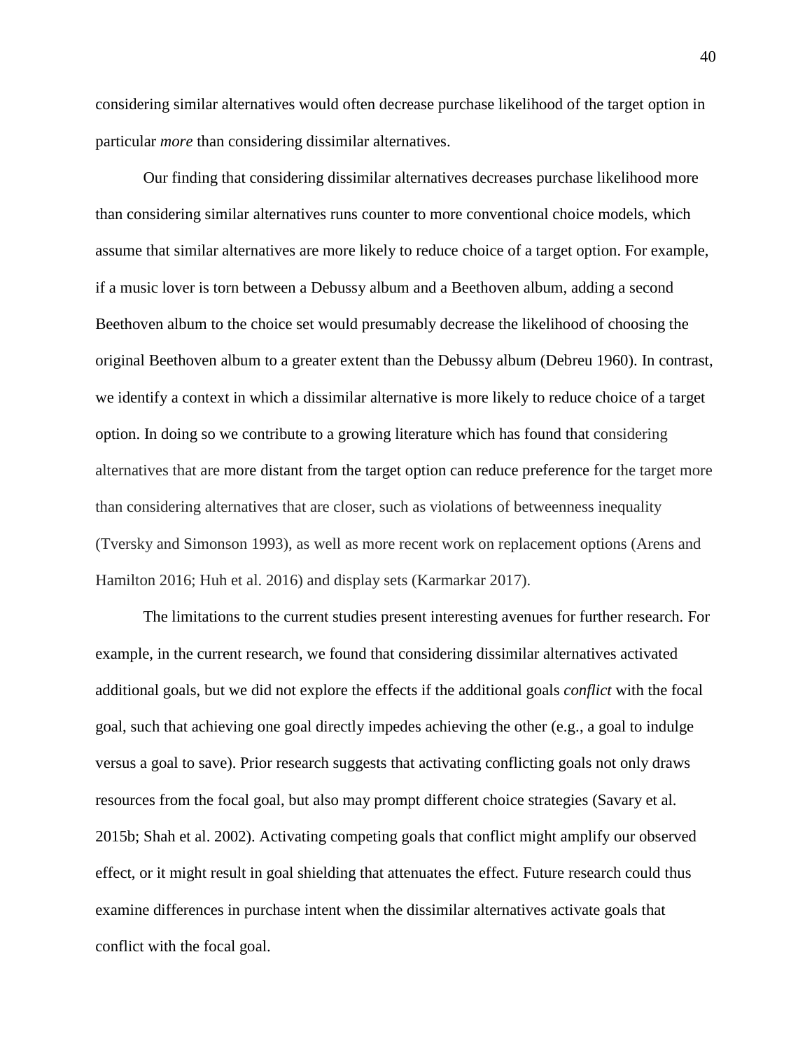considering similar alternatives would often decrease purchase likelihood of the target option in particular *more* than considering dissimilar alternatives.

Our finding that considering dissimilar alternatives decreases purchase likelihood more than considering similar alternatives runs counter to more conventional choice models, which assume that similar alternatives are more likely to reduce choice of a target option. For example, if a music lover is torn between a Debussy album and a Beethoven album, adding a second Beethoven album to the choice set would presumably decrease the likelihood of choosing the original Beethoven album to a greater extent than the Debussy album (Debreu 1960). In contrast, we identify a context in which a dissimilar alternative is more likely to reduce choice of a target option. In doing so we contribute to a growing literature which has found that considering alternatives that are more distant from the target option can reduce preference for the target more than considering alternatives that are closer, such as violations of betweenness inequality (Tversky and Simonson 1993), as well as more recent work on replacement options (Arens and Hamilton 2016; Huh et al. 2016) and display sets (Karmarkar 2017).

The limitations to the current studies present interesting avenues for further research. For example, in the current research, we found that considering dissimilar alternatives activated additional goals, but we did not explore the effects if the additional goals *conflict* with the focal goal, such that achieving one goal directly impedes achieving the other (e.g., a goal to indulge versus a goal to save). Prior research suggests that activating conflicting goals not only draws resources from the focal goal, but also may prompt different choice strategies (Savary et al. 2015b; Shah et al. 2002). Activating competing goals that conflict might amplify our observed effect, or it might result in goal shielding that attenuates the effect. Future research could thus examine differences in purchase intent when the dissimilar alternatives activate goals that conflict with the focal goal.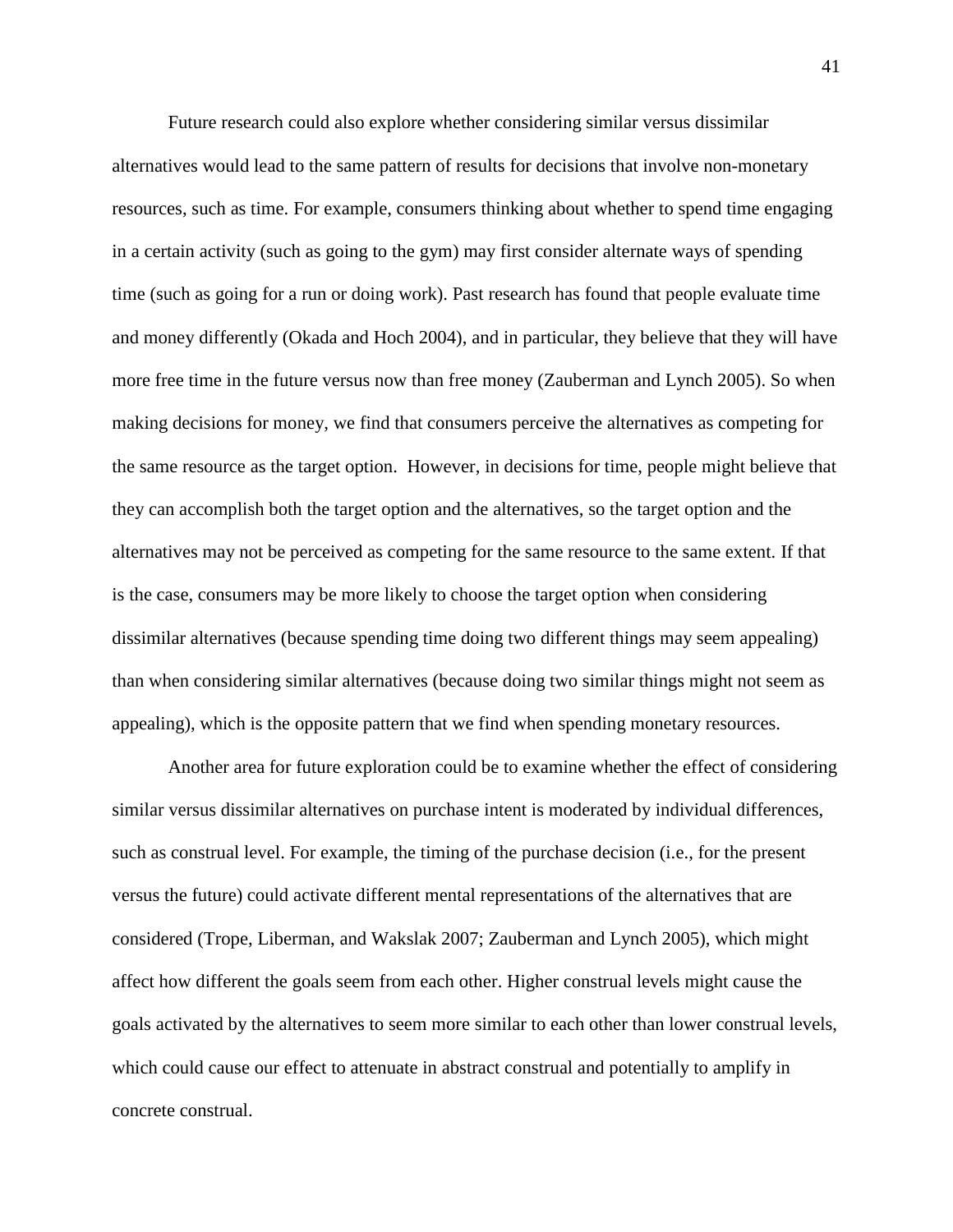Future research could also explore whether considering similar versus dissimilar alternatives would lead to the same pattern of results for decisions that involve non-monetary resources, such as time. For example, consumers thinking about whether to spend time engaging in a certain activity (such as going to the gym) may first consider alternate ways of spending time (such as going for a run or doing work). Past research has found that people evaluate time and money differently (Okada and Hoch 2004), and in particular, they believe that they will have more free time in the future versus now than free money (Zauberman and Lynch 2005). So when making decisions for money, we find that consumers perceive the alternatives as competing for the same resource as the target option.  However, in decisions for time, people might believe that they can accomplish both the target option and the alternatives, so the target option and the alternatives may not be perceived as competing for the same resource to the same extent. If that is the case, consumers may be more likely to choose the target option when considering dissimilar alternatives (because spending time doing two different things may seem appealing) than when considering similar alternatives (because doing two similar things might not seem as appealing), which is the opposite pattern that we find when spending monetary resources.

Another area for future exploration could be to examine whether the effect of considering similar versus dissimilar alternatives on purchase intent is moderated by individual differences, such as construal level. For example, the timing of the purchase decision (i.e., for the present versus the future) could activate different mental representations of the alternatives that are considered (Trope, Liberman, and Wakslak 2007; Zauberman and Lynch 2005), which might affect how different the goals seem from each other. Higher construal levels might cause the goals activated by the alternatives to seem more similar to each other than lower construal levels, which could cause our effect to attenuate in abstract construal and potentially to amplify in concrete construal.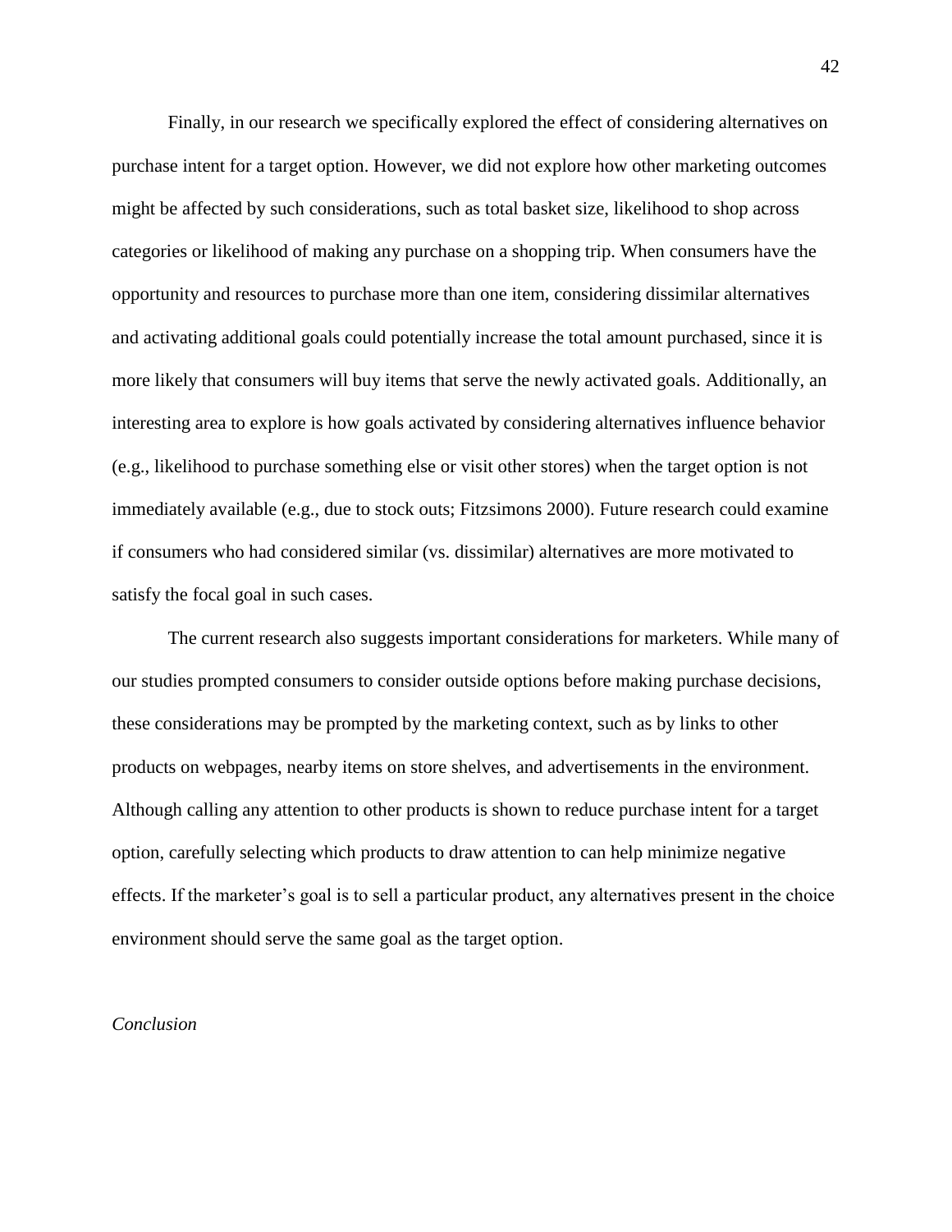Finally, in our research we specifically explored the effect of considering alternatives on purchase intent for a target option. However, we did not explore how other marketing outcomes might be affected by such considerations, such as total basket size, likelihood to shop across categories or likelihood of making any purchase on a shopping trip. When consumers have the opportunity and resources to purchase more than one item, considering dissimilar alternatives and activating additional goals could potentially increase the total amount purchased, since it is more likely that consumers will buy items that serve the newly activated goals. Additionally, an interesting area to explore is how goals activated by considering alternatives influence behavior (e.g., likelihood to purchase something else or visit other stores) when the target option is not immediately available (e.g., due to stock outs; Fitzsimons 2000). Future research could examine if consumers who had considered similar (vs. dissimilar) alternatives are more motivated to satisfy the focal goal in such cases.

The current research also suggests important considerations for marketers. While many of our studies prompted consumers to consider outside options before making purchase decisions, these considerations may be prompted by the marketing context, such as by links to other products on webpages, nearby items on store shelves, and advertisements in the environment. Although calling any attention to other products is shown to reduce purchase intent for a target option, carefully selecting which products to draw attention to can help minimize negative effects. If the marketer's goal is to sell a particular product, any alternatives present in the choice environment should serve the same goal as the target option.

*Conclusion*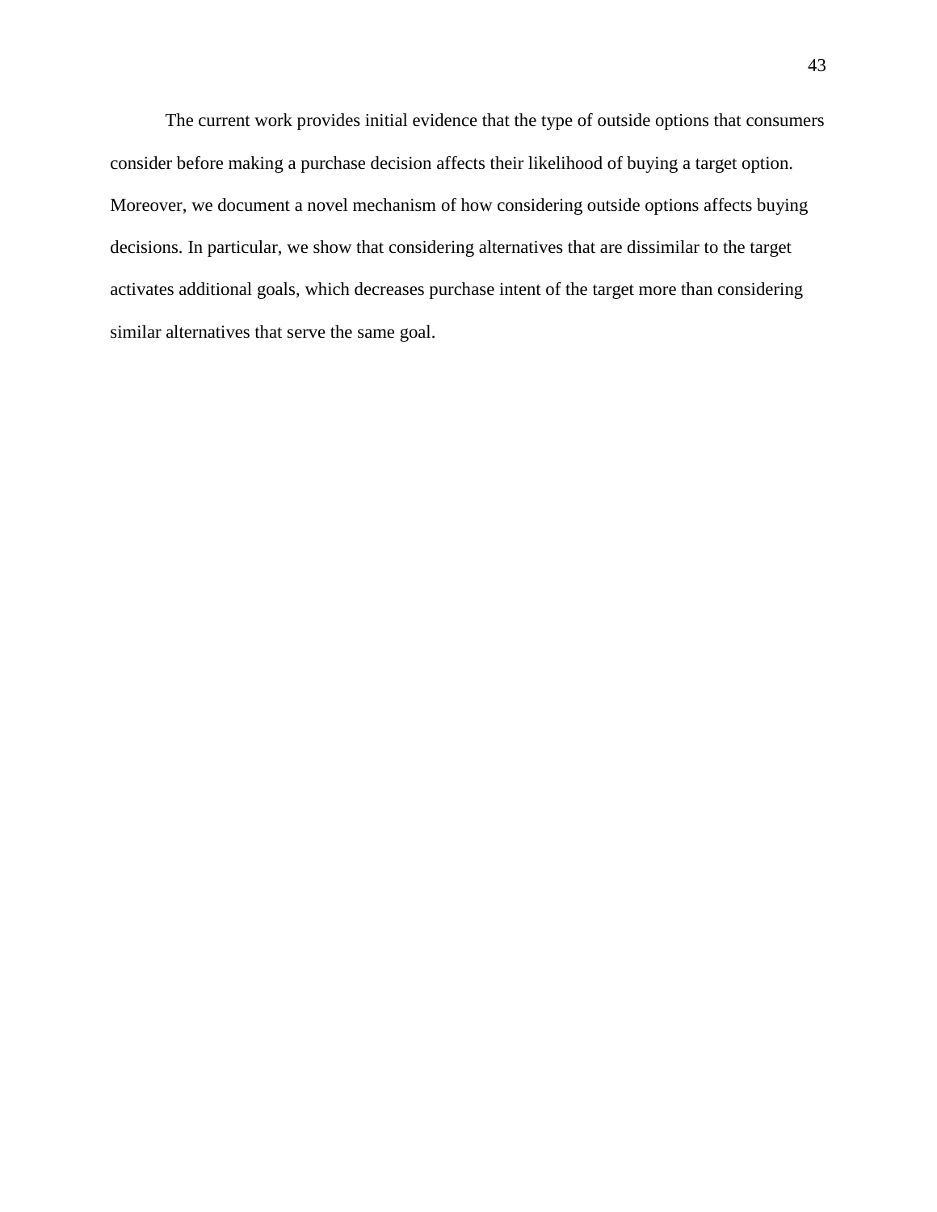The current work provides initial evidence that the type of outside options that consumers consider before making a purchase decision affects their likelihood of buying a target option. Moreover, we document a novel mechanism of how considering outside options affects buying decisions. In particular, we show that considering alternatives that are dissimilar to the target activates additional goals, which decreases purchase intent of the target more than considering similar alternatives that serve the same goal.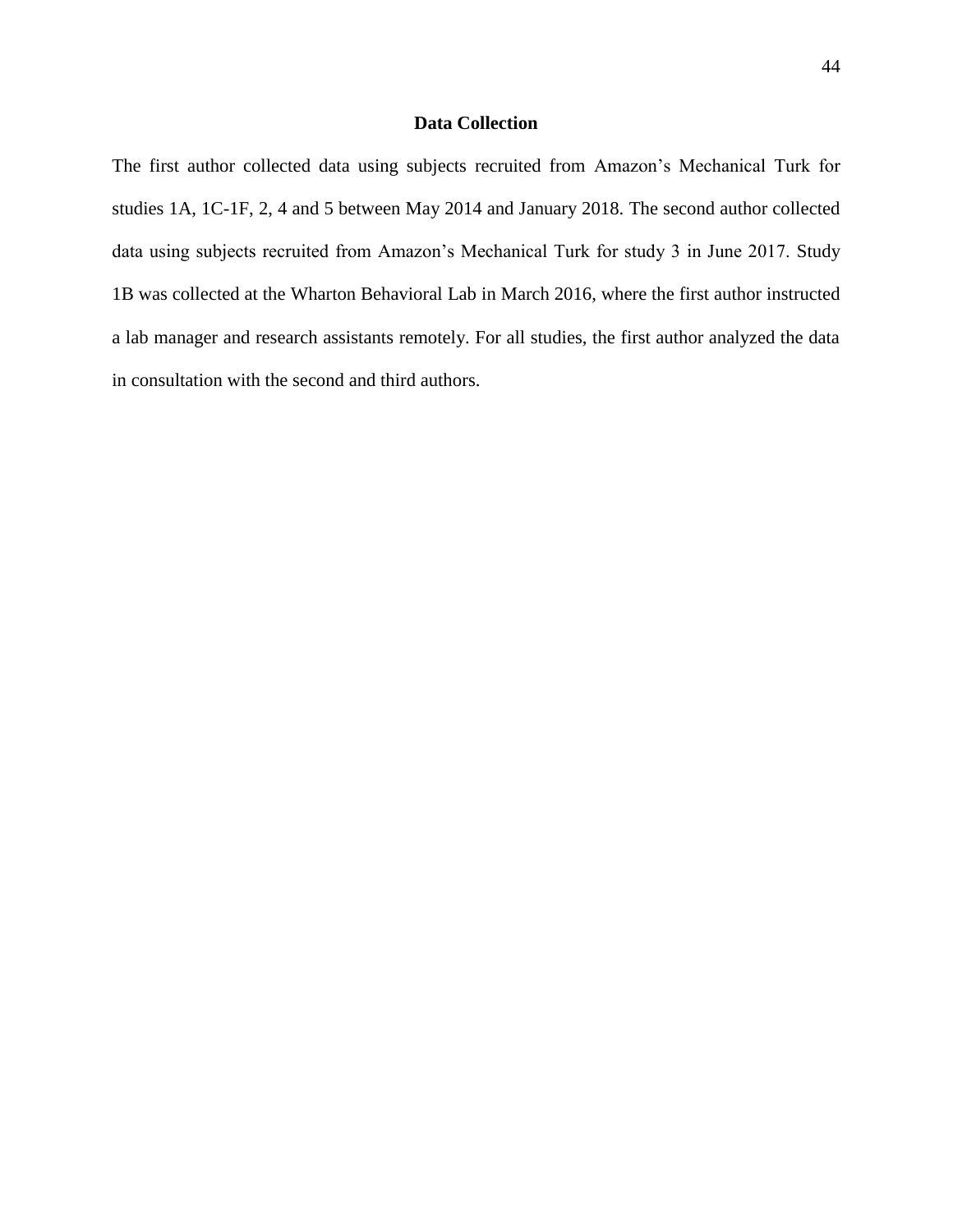## Data Collection

The first author collected data using subjects recruited from Amazon's Mechanical Turk for studies 1A, 1C-1F, 2, 4 and 5 between May 2014 and January 2018. The second author collected data using subjects recruited from Amazon's Mechanical Turk for study 3 in June 2017. Study 1B was collected at the Wharton Behavioral Lab in March 2016, where the first author instructed a lab manager and research assistants remotely. For all studies, the first author analyzed the data in consultation with the second and third authors.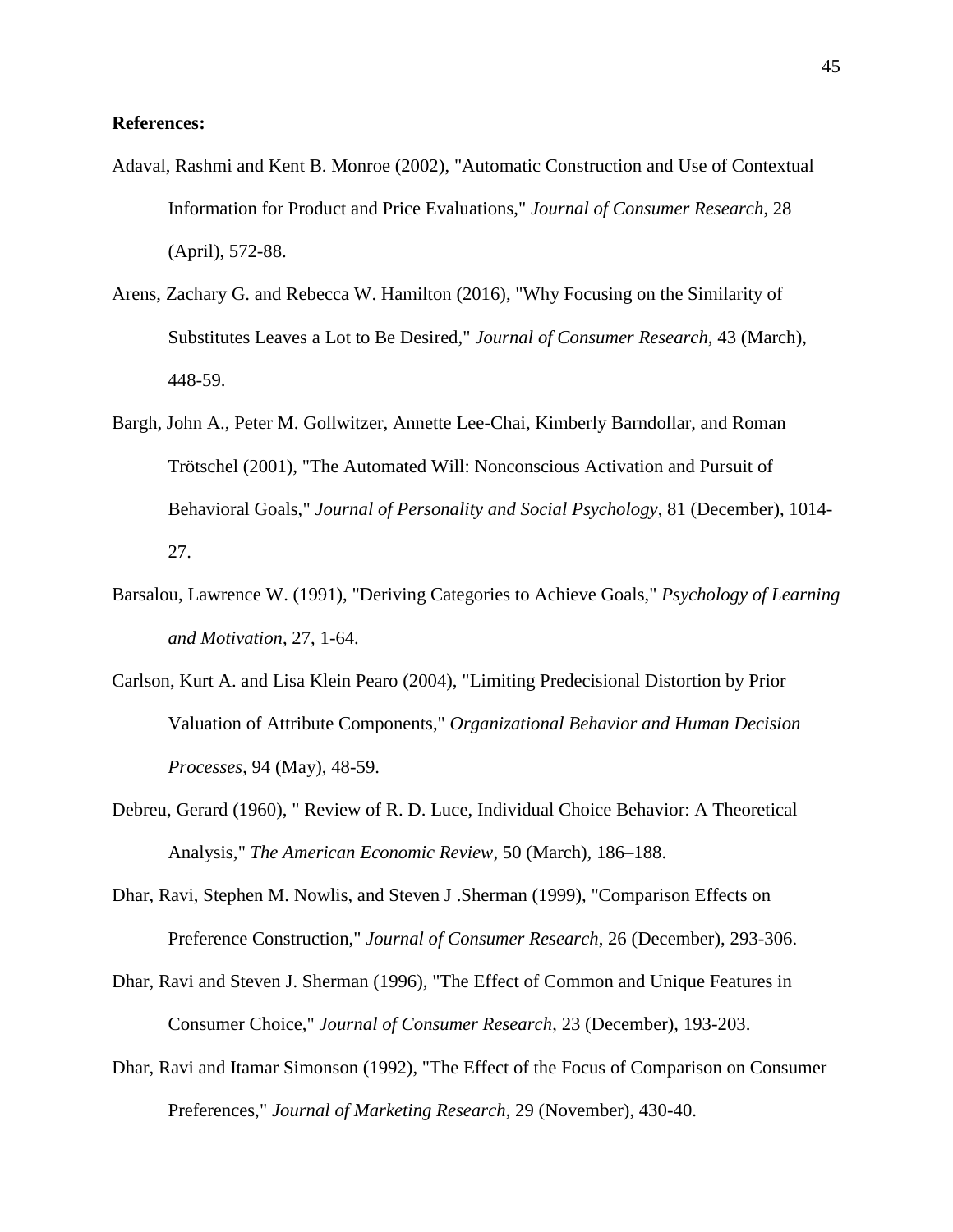**References:**

Adaval, Rashmi and Kent B. Monroe (2002), "Automatic Construction and Use of Contextual Information for Product and Price Evaluations," *Journal of Consumer Research*, 28 (April), 572-88.

Arens, Zachary G. and Rebecca W. Hamilton (2016), "Why Focusing on the Similarity of Substitutes Leaves a Lot to Be Desired," *Journal of Consumer Research*, 43 (March), 448-59.

Bargh, John A., Peter M. Gollwitzer, Annette Lee-Chai, Kimberly Barndollar, and Roman Trötschel (2001), "The Automated Will: Nonconscious Activation and Pursuit of Behavioral Goals," *Journal of Personality and Social Psychology*, 81 (December), 1014-27.

Barsalou, Lawrence W. (1991), "Deriving Categories to Achieve Goals," *Psychology of Learning and Motivation*, 27, 1-64.

Carlson, Kurt A. and Lisa Klein Pearo (2004), "Limiting Predecisional Distortion by Prior Valuation of Attribute Components," *Organizational Behavior and Human Decision Processes*, 94 (May), 48-59.

Debreu, Gerard (1960), " Review of R. D. Luce, Individual Choice Behavior: A Theoretical Analysis," *The American Economic Review*, 50 (March), 186–188.

Dhar, Ravi, Stephen M. Nowlis, and Steven J .Sherman (1999), "Comparison Effects on Preference Construction," *Journal of Consumer Research*, 26 (December), 293-306.

Dhar, Ravi and Steven J. Sherman (1996), "The Effect of Common and Unique Features in Consumer Choice," *Journal of Consumer Research*, 23 (December), 193-203.

Dhar, Ravi and Itamar Simonson (1992), "The Effect of the Focus of Comparison on Consumer Preferences," *Journal of Marketing Research*, 29 (November), 430-40.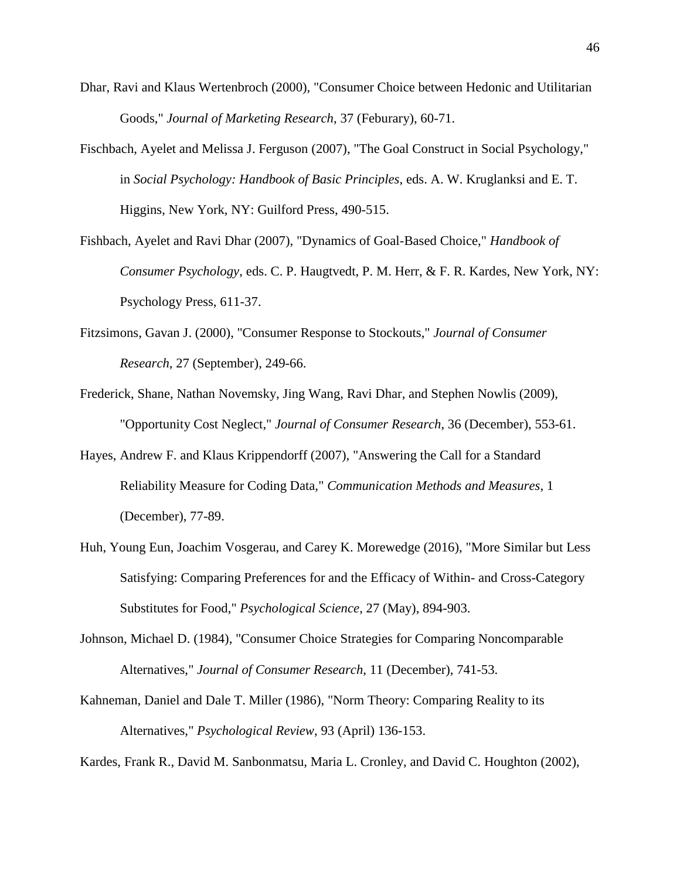Dhar, Ravi and Klaus Wertenbroch (2000), "Consumer Choice between Hedonic and Utilitarian Goods," *Journal of Marketing Research*, 37 (Feburary), 60-71.

Fischbach, Ayelet and Melissa J. Ferguson (2007), "The Goal Construct in Social Psychology," in *Social Psychology: Handbook of Basic Principles*, eds. A. W. Kruglanksi and E. T. Higgins, New York, NY: Guilford Press, 490-515.

Fishbach, Ayelet and Ravi Dhar (2007), "Dynamics of Goal-Based Choice," *Handbook of Consumer Psychology*, eds. C. P. Haugtvedt, P. M. Herr, & F. R. Kardes, New York, NY: Psychology Press, 611-37.

Fitzsimons, Gavan J. (2000), "Consumer Response to Stockouts," *Journal of Consumer Research*, 27 (September), 249-66.

Frederick, Shane, Nathan Novemsky, Jing Wang, Ravi Dhar, and Stephen Nowlis (2009), "Opportunity Cost Neglect," *Journal of Consumer Research*, 36 (December), 553-61.

Hayes, Andrew F. and Klaus Krippendorff (2007), "Answering the Call for a Standard Reliability Measure for Coding Data," *Communication Methods and Measures*, 1 (December), 77-89.

Huh, Young Eun, Joachim Vosgerau, and Carey K. Morewedge (2016), "More Similar but Less Satisfying: Comparing Preferences for and the Efficacy of Within- and Cross-Category Substitutes for Food," *Psychological Science*, 27 (May), 894-903.

Johnson, Michael D. (1984), "Consumer Choice Strategies for Comparing Noncomparable Alternatives," *Journal of Consumer Research*, 11 (December), 741-53.

Kahneman, Daniel and Dale T. Miller (1986), "Norm Theory: Comparing Reality to its Alternatives," *Psychological Review*, 93 (April) 136-153.

Kardes, Frank R., David M. Sanbonmatsu, Maria L. Cronley, and David C. Houghton (2002),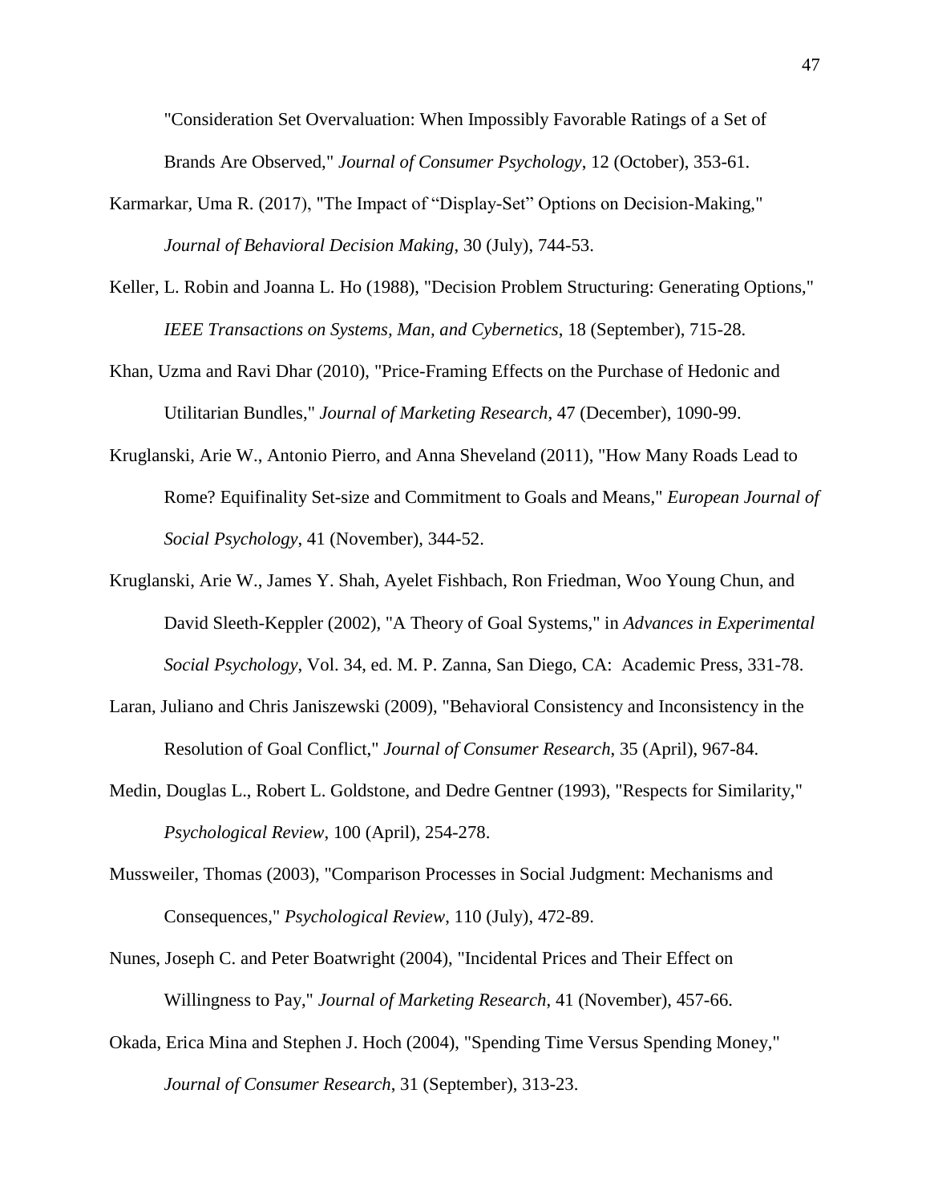"Consideration Set Overvaluation: When Impossibly Favorable Ratings of a Set of Brands Are Observed," *Journal of Consumer Psychology*, 12 (October), 353-61.

Karmarkar, Uma R. (2017), "The Impact of "Display-Set" Options on Decision-Making," *Journal of Behavioral Decision Making*, 30 (July), 744-53.

Keller, L. Robin and Joanna L. Ho (1988), "Decision Problem Structuring: Generating Options," *IEEE Transactions on Systems, Man, and Cybernetics*, 18 (September), 715-28.

Khan, Uzma and Ravi Dhar (2010), "Price-Framing Effects on the Purchase of Hedonic and Utilitarian Bundles," *Journal of Marketing Research*, 47 (December), 1090-99.

Kruglanski, Arie W., Antonio Pierro, and Anna Sheveland (2011), "How Many Roads Lead to Rome? Equifinality Set-size and Commitment to Goals and Means," *European Journal of Social Psychology*, 41 (November), 344-52.

Kruglanski, Arie W., James Y. Shah, Ayelet Fishbach, Ron Friedman, Woo Young Chun, and David Sleeth-Keppler (2002), "A Theory of Goal Systems," in *Advances in Experimental Social Psychology*, Vol. 34, ed. M. P. Zanna, San Diego, CA: Academic Press, 331-78.

Laran, Juliano and Chris Janiszewski (2009), "Behavioral Consistency and Inconsistency in the Resolution of Goal Conflict," *Journal of Consumer Research*, 35 (April), 967-84.

Medin, Douglas L., Robert L. Goldstone, and Dedre Gentner (1993), "Respects for Similarity," *Psychological Review*, 100 (April), 254-278.

Mussweiler, Thomas (2003), "Comparison Processes in Social Judgment: Mechanisms and Consequences," *Psychological Review*, 110 (July), 472-89.

Nunes, Joseph C. and Peter Boatwright (2004), "Incidental Prices and Their Effect on Willingness to Pay," *Journal of Marketing Research*, 41 (November), 457-66.

Okada, Erica Mina and Stephen J. Hoch (2004), "Spending Time Versus Spending Money," *Journal of Consumer Research*, 31 (September), 313-23.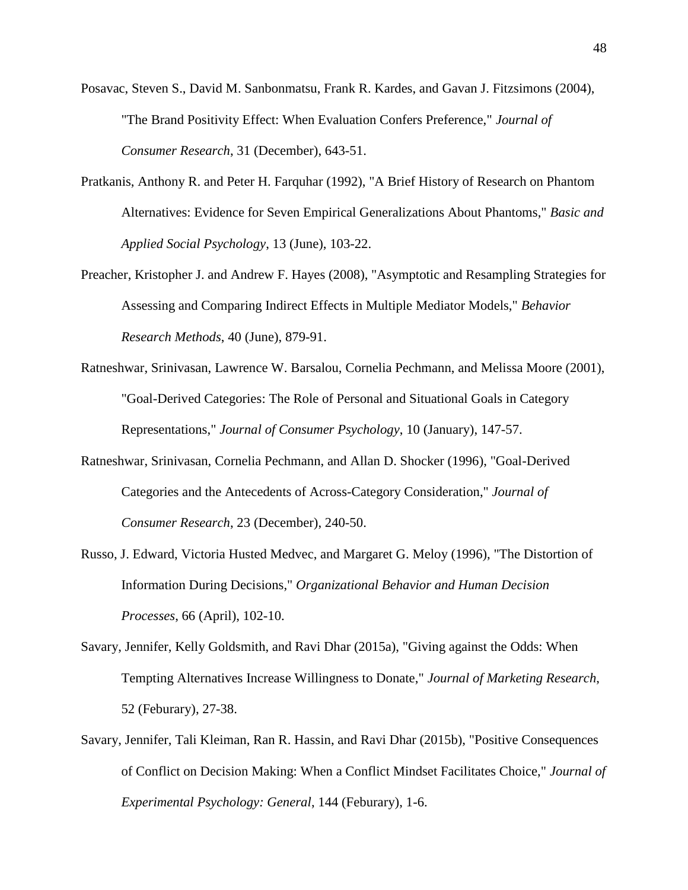Posavac, Steven S., David M. Sanbonmatsu, Frank R. Kardes, and Gavan J. Fitzsimons (2004), "The Brand Positivity Effect: When Evaluation Confers Preference," *Journal of Consumer Research*, 31 (December), 643-51.

Pratkanis, Anthony R. and Peter H. Farquhar (1992), "A Brief History of Research on Phantom Alternatives: Evidence for Seven Empirical Generalizations About Phantoms," *Basic and Applied Social Psychology*, 13 (June), 103-22.

Preacher, Kristopher J. and Andrew F. Hayes (2008), "Asymptotic and Resampling Strategies for Assessing and Comparing Indirect Effects in Multiple Mediator Models," *Behavior Research Methods*, 40 (June), 879-91.

Ratneshwar, Srinivasan, Lawrence W. Barsalou, Cornelia Pechmann, and Melissa Moore (2001), "Goal-Derived Categories: The Role of Personal and Situational Goals in Category Representations," *Journal of Consumer Psychology*, 10 (January), 147-57.

Ratneshwar, Srinivasan, Cornelia Pechmann, and Allan D. Shocker (1996), "Goal-Derived Categories and the Antecedents of Across-Category Consideration," *Journal of Consumer Research*, 23 (December), 240-50.

Russo, J. Edward, Victoria Husted Medvec, and Margaret G. Meloy (1996), "The Distortion of Information During Decisions," *Organizational Behavior and Human Decision Processes*, 66 (April), 102-10.

Savary, Jennifer, Kelly Goldsmith, and Ravi Dhar (2015a), "Giving against the Odds: When Tempting Alternatives Increase Willingness to Donate," *Journal of Marketing Research*, 52 (Feburary), 27-38.

Savary, Jennifer, Tali Kleiman, Ran R. Hassin, and Ravi Dhar (2015b), "Positive Consequences of Conflict on Decision Making: When a Conflict Mindset Facilitates Choice," *Journal of Experimental Psychology: General*, 144 (Feburary), 1-6.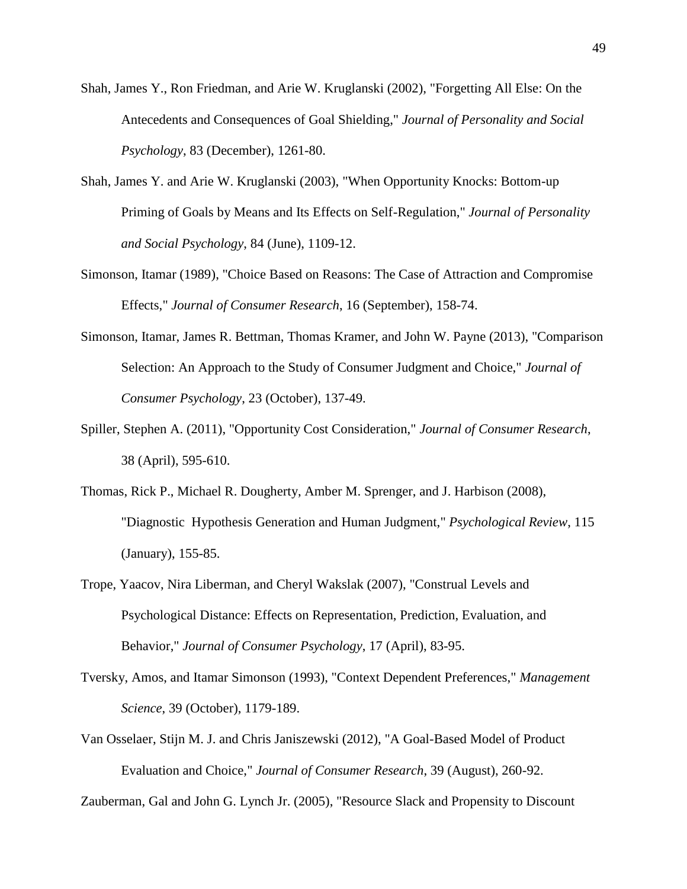Shah, James Y., Ron Friedman, and Arie W. Kruglanski (2002), "Forgetting All Else: On the Antecedents and Consequences of Goal Shielding," *Journal of Personality and Social Psychology*, 83 (December), 1261-80.

Shah, James Y. and Arie W. Kruglanski (2003), "When Opportunity Knocks: Bottom-up Priming of Goals by Means and Its Effects on Self-Regulation," *Journal of Personality and Social Psychology*, 84 (June), 1109-12.

Simonson, Itamar (1989), "Choice Based on Reasons: The Case of Attraction and Compromise Effects," *Journal of Consumer Research*, 16 (September), 158-74.

Simonson, Itamar, James R. Bettman, Thomas Kramer, and John W. Payne (2013), "Comparison Selection: An Approach to the Study of Consumer Judgment and Choice," *Journal of Consumer Psychology*, 23 (October), 137-49.

Spiller, Stephen A. (2011), "Opportunity Cost Consideration," *Journal of Consumer Research*, 38 (April), 595-610.

Thomas, Rick P., Michael R. Dougherty, Amber M. Sprenger, and J. Harbison (2008), "Diagnostic Hypothesis Generation and Human Judgment," *Psychological Review*, 115 (January), 155-85.

Trope, Yaacov, Nira Liberman, and Cheryl Wakslak (2007), "Construal Levels and Psychological Distance: Effects on Representation, Prediction, Evaluation, and Behavior," *Journal of Consumer Psychology*, 17 (April), 83-95.

Tversky, Amos, and Itamar Simonson (1993), "Context Dependent Preferences," *Management Science*, 39 (October), 1179-189.

Van Osselaer, Stijn M. J. and Chris Janiszewski (2012), "A Goal-Based Model of Product Evaluation and Choice," *Journal of Consumer Research*, 39 (August), 260-92.

Zauberman, Gal and John G. Lynch Jr. (2005), "Resource Slack and Propensity to Discount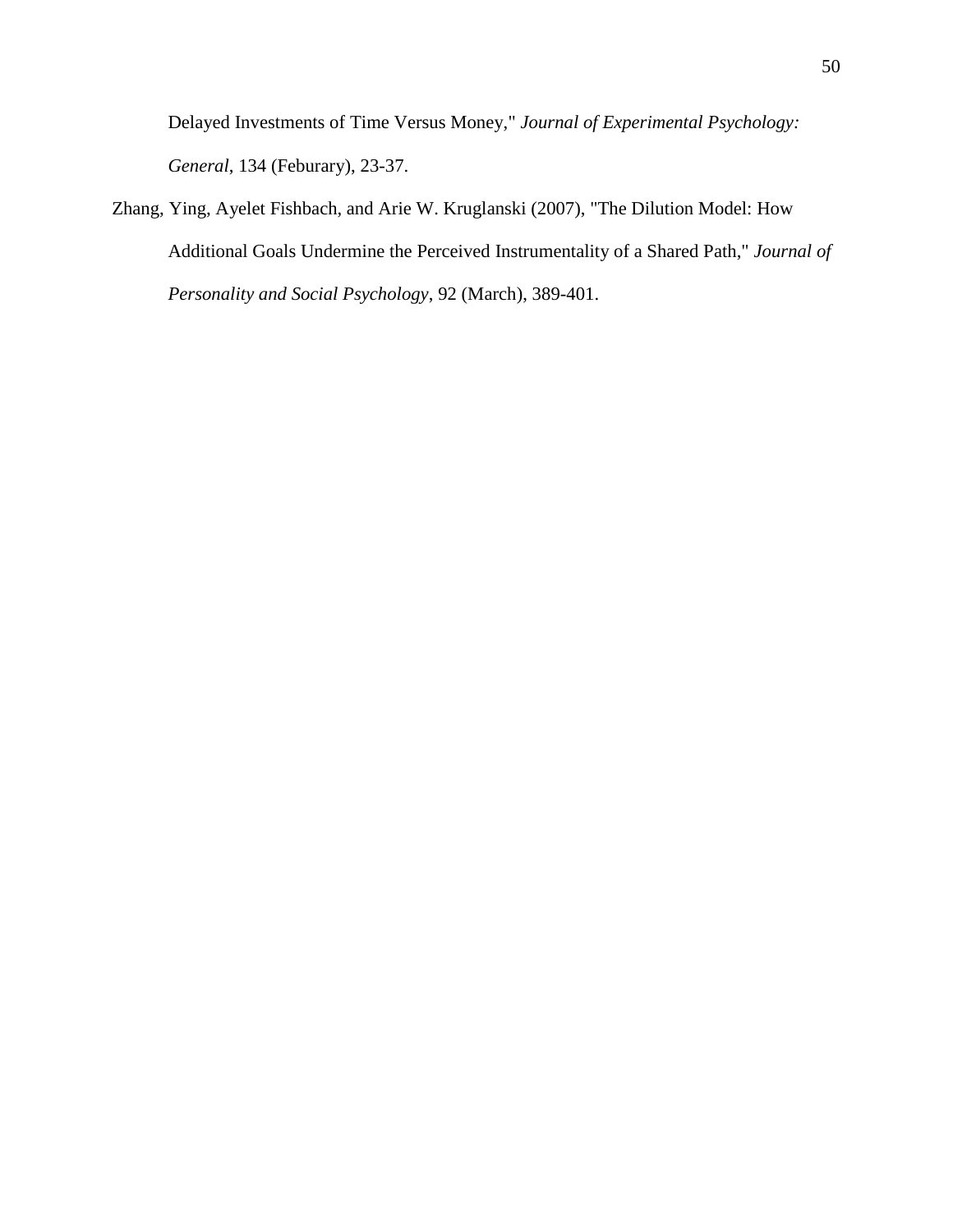Delayed Investments of Time Versus Money," *Journal of Experimental Psychology: General*, 134 (Feburary), 23-37.

Zhang, Ying, Ayelet Fishbach, and Arie W. Kruglanski (2007), "The Dilution Model: How Additional Goals Undermine the Perceived Instrumentality of a Shared Path," *Journal of Personality and Social Psychology*, 92 (March), 389-401.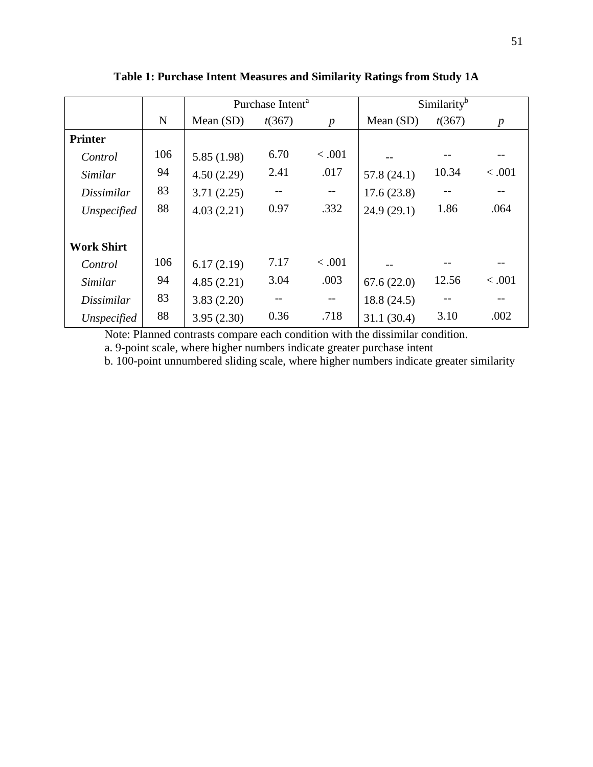**Table 1: Purchase Intent Measures and Similarity Ratings from Study 1A**

| | | Purchase Intent[a] | | | Similarity[b] | | |
|---|---|---|---|---|---|---|---|
| | N | Mean (SD) | $t(367)$ | $p$ | Mean (SD) | $t(367)$ | $p$ |
| **Printer** | | | | | | | |
| *Control* | 106 | 5.85 (1.98) | 6.70 | < .001 | -- | -- | -- |
| *Similar* | 94 | 4.50 (2.29) | 2.41 | .017 | 57.8 (24.1) | 10.34 | < .001 |
| *Dissimilar* | 83 | 3.71 (2.25) | -- | -- | 17.6 (23.8) | -- | -- |
| *Unspecified* | 88 | 4.03 (2.21) | 0.97 | .332 | 24.9 (29.1) | 1.86 | .064 |
| **Work Shirt** | | | | | | | |
| *Control* | 106 | 6.17 (2.19) | 7.17 | < .001 | -- | -- | -- |
| *Similar* | 94 | 4.85 (2.21) | 3.04 | .003 | 67.6 (22.0) | 12.56 | < .001 |
| *Dissimilar* | 83 | 3.83 (2.20) | -- | -- | 18.8 (24.5) | -- | -- |
| *Unspecified* | 88 | 3.95 (2.30) | 0.36 | .718 | 31.1 (30.4) | 3.10 | .002 |

Note: Planned contrasts compare each condition with the dissimilar condition.

a. 9-point scale, where higher numbers indicate greater purchase intent

b. 100-point unnumbered sliding scale, where higher numbers indicate greater similarity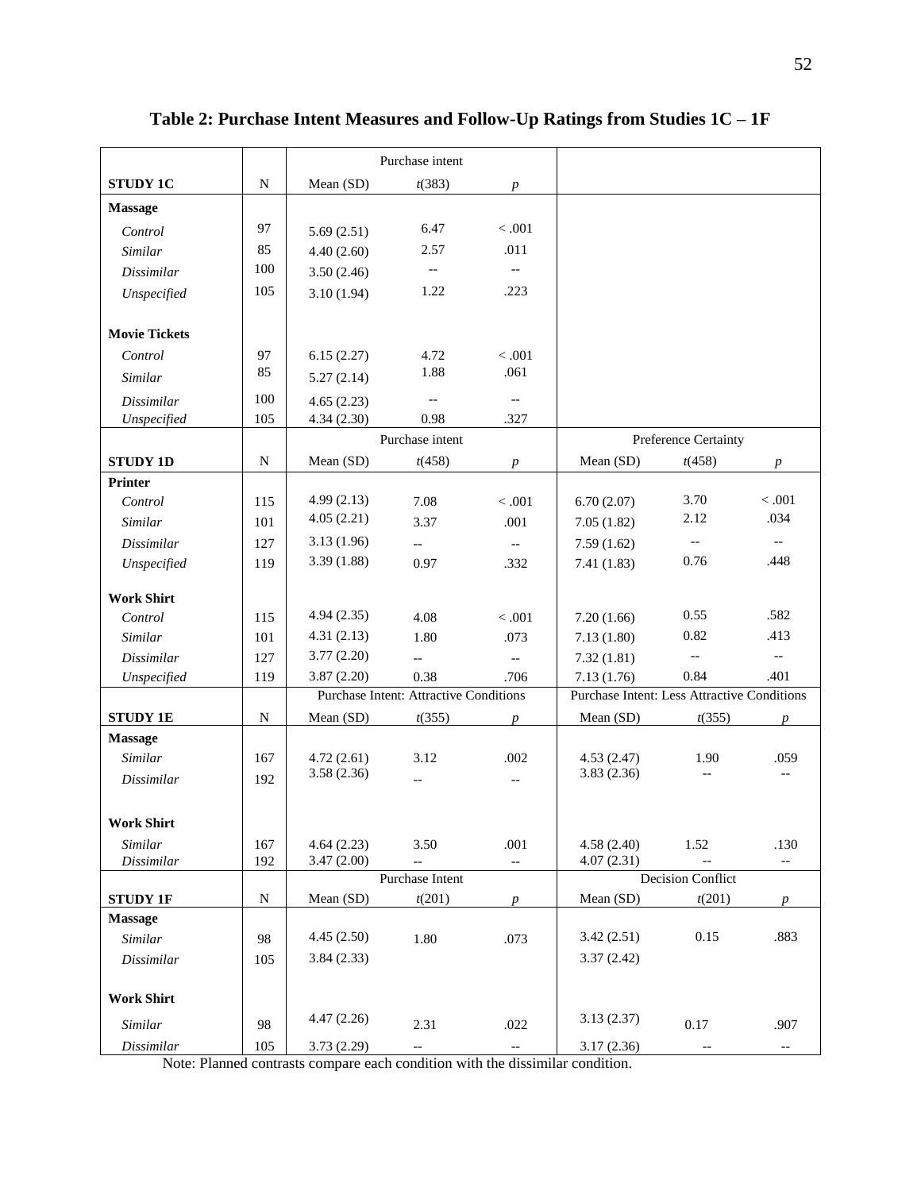**Table 2: Purchase Intent Measures and Follow-Up Ratings from Studies 1C – 1F**

| | | Purchase intent | | | | | |
|---|---|---|---|---|---|---|---|
| **STUDY 1C** | N | Mean (SD) | $t(383)$ | $p$ | | | |
| **Massage** | | | | | | | |
| *Control* | 97 | 5.69 (2.51) | 6.47 | < .001 | | | |
| *Similar* | 85 | 4.40 (2.60) | 2.57 | .011 | | | |
| *Dissimilar* | 100 | 3.50 (2.46) | -- | -- | | | |
| *Unspecified* | 105 | 3.10 (1.94) | 1.22 | .223 | | | |
| **Movie Tickets** | | | | | | | |
| *Control* | 97 | 6.15 (2.27) | 4.72 | < .001 | | | |
| *Similar* | 85 | 5.27 (2.14) | 1.88 | .061 | | | |
| *Dissimilar* | 100 | 4.65 (2.23) | -- | -- | | | |
| *Unspecified* | 105 | 4.34 (2.30) | 0.98 | .327 | | | |
| | | Purchase intent | | | Preference Certainty | | |
| **STUDY 1D** | N | Mean (SD) | $t(458)$ | $p$ | Mean (SD) | $t(458)$ | $p$ |
| **Printer** | | | | | | | |
| *Control* | 115 | 4.99 (2.13) | 7.08 | < .001 | 6.70 (2.07) | 3.70 | < .001 |
| *Similar* | 101 | 4.05 (2.21) | 3.37 | .001 | 7.05 (1.82) | 2.12 | .034 |
| *Dissimilar* | 127 | 3.13 (1.96) | -- | -- | 7.59 (1.62) | -- | -- |
| *Unspecified* | 119 | 3.39 (1.88) | 0.97 | .332 | 7.41 (1.83) | 0.76 | .448 |
| **Work Shirt** | | | | | | | |
| *Control* | 115 | 4.94 (2.35) | 4.08 | < .001 | 7.20 (1.66) | 0.55 | .582 |
| *Similar* | 101 | 4.31 (2.13) | 1.80 | .073 | 7.13 (1.80) | 0.82 | .413 |
| *Dissimilar* | 127 | 3.77 (2.20) | -- | -- | 7.32 (1.81) | -- | -- |
| *Unspecified* | 119 | 3.87 (2.20) | 0.38 | .706 | 7.13 (1.76) | 0.84 | .401 |
| | | Purchase Intent: Attractive Conditions | | | Purchase Intent: Less Attractive Conditions | | |
| **STUDY 1E** | N | Mean (SD) | $t(355)$ | $p$ | Mean (SD) | $t(355)$ | $p$ |
| **Massage** | | | | | | | |
| *Similar* | 167 | 4.72 (2.61) | 3.12 | .002 | 4.53 (2.47) | 1.90 | .059 |
| *Dissimilar* | 192 | 3.58 (2.36) | -- | -- | 3.83 (2.36) | -- | -- |
| **Work Shirt** | | | | | | | |
| *Similar* | 167 | 4.64 (2.23) | 3.50 | .001 | 4.58 (2.40) | 1.52 | .130 |
| *Dissimilar* | 192 | 3.47 (2.00) | -- | -- | 4.07 (2.31) | -- | -- |
| | | Purchase Intent | | | Decision Conflict | | |
| **STUDY 1F** | N | Mean (SD) | $t(201)$ | $p$ | Mean (SD) | $t(201)$ | $p$ |
| **Massage** | | | | | | | |
| *Similar* | 98 | 4.45 (2.50) | 1.80 | .073 | 3.42 (2.51) | 0.15 | .883 |
| *Dissimilar* | 105 | 3.84 (2.33) | | | 3.37 (2.42) | | |
| **Work Shirt** | | | | | | | |
| *Similar* | 98 | 4.47 (2.26) | 2.31 | .022 | 3.13 (2.37) | 0.17 | .907 |
| *Dissimilar* | 105 | 3.73 (2.29) | -- | -- | 3.17 (2.36) | -- | -- |

Note: Planned contrasts compare each condition with the dissimilar condition.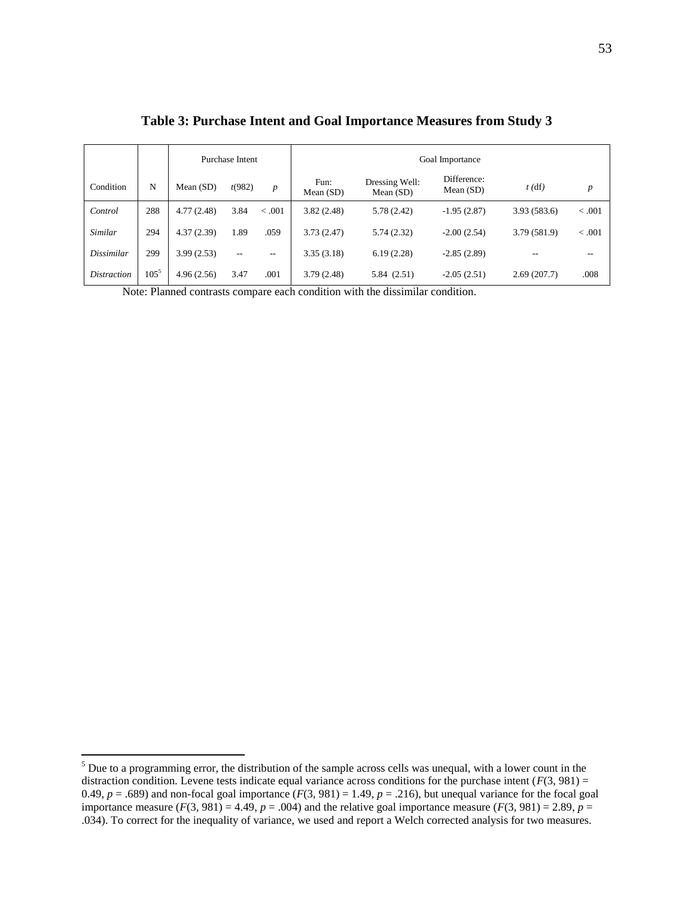**Table 3: Purchase Intent and Goal Importance Measures from Study 3**

| | | Purchase Intent | | | Goal Importance | | | | |
|---|---|---|---|---|---|---|---|---|---|
| Condition | N | Mean (SD) | *t*(982) | *p* | Fun: Mean (SD) | Dressing Well: Mean (SD) | Difference: Mean (SD) | *t* (df) | *p* |
| *Control* | 288 | 4.77 (2.48) | 3.84 | < .001 | 3.82 (2.48) | 5.78 (2.42) | -1.95 (2.87) | 3.93 (583.6) | < .001 |
| *Similar* | 294 | 4.37 (2.39) | 1.89 | .059 | 3.73 (2.47) | 5.74 (2.32) | -2.00 (2.54) | 3.79 (581.9) | < .001 |
| *Dissimilar* | 299 | 3.99 (2.53) | -- | -- | 3.35 (3.18) | 6.19 (2.28) | -2.85 (2.89) | -- | -- |
| *Distraction* | 105[5] | 4.96 (2.56) | 3.47 | .001 | 3.79 (2.48) | 5.84 (2.51) | -2.05 (2.51) | 2.69 (207.7) | .008 |

Note: Planned contrasts compare each condition with the dissimilar condition.

[5] Due to a programming error, the distribution of the sample across cells was unequal, with a lower count in the distraction condition. Levene tests indicate equal variance across conditions for the purchase intent ($F(3, 981) = 0.49$, $p = .689$) and non-focal goal importance ($F(3, 981) = 1.49$, $p = .216$), but unequal variance for the focal goal importance measure ($F(3, 981) = 4.49$, $p = .004$) and the relative goal importance measure ($F(3, 981) = 2.89$, $p = .034$). To correct for the inequality of variance, we used and report a Welch corrected analysis for two measures.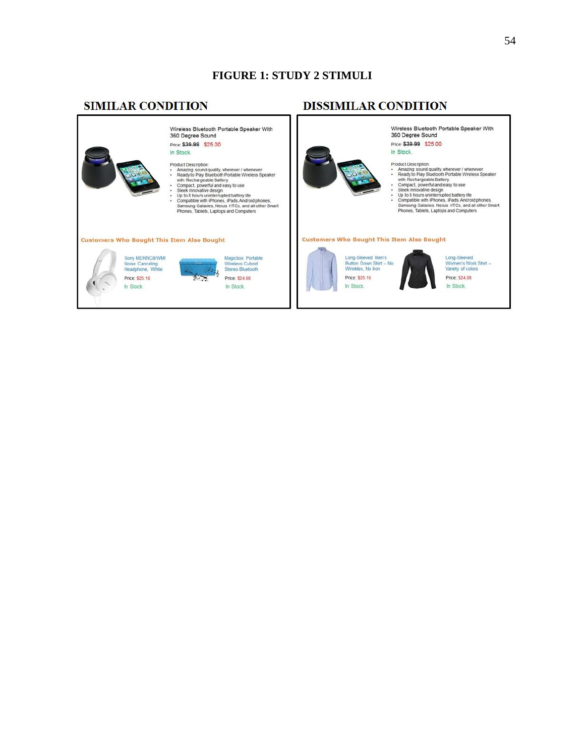**FIGURE 1: STUDY 2 STIMULI**

**SIMILAR CONDITION**

Wireless Bluetooth Portable Speaker With 360 Degree Sound

Price: ~~$39.99~~ $25.00

In Stock.

Product Description:
- Amazing sound quality, wherever / whenever
- Ready to Play Bluetooth Portable Wireless Speaker with Rechargeable Battery.
- Compact, powerful and easy to use
- Sleek innovative design
- Up to 8 hours uninterrupted battery life
- Compatible with iPhones, iPads, Android phones, Samsung Galaxies, Nexus HTCs, and all other Smart Phones, Tablets, Laptops and Computers

Customers Who Bought This Item Also Bought

Sony MDRNC8/WMI Noise Canceling Headphone, White
Price: $25.16
In Stock.

Magicbox Portable Wireless Cuboid Stereo Bluetooth
Price: $24.88
In Stock.

**DISSIMILAR CONDITION**

Wireless Bluetooth Portable Speaker With 360 Degree Sound

Price: ~~$39.99~~ $25.00

In Stock.

Product Description:
- Amazing sound quality, wherever / whenever
- Ready to Play Bluetooth Portable Wireless Speaker with Rechargeable Battery.
- Compact, powerful and easy to use
- Sleek innovative design
- Up to 8 hours uninterrupted battery life
- Compatible with iPhones, iPads, Android phones, Samsung Galaxies, Nexus HTCs, and all other Smart Phones, Tablets, Laptops and Computers

Customers Who Bought This Item Also Bought

Long-Sleeved Men's Button Down Shirt – No Wrinkles, No Iron
Price: $25.16
In Stock.

Long-Sleeved Women's Work Shirt – Variety of colors
Price: $24.88
In Stock.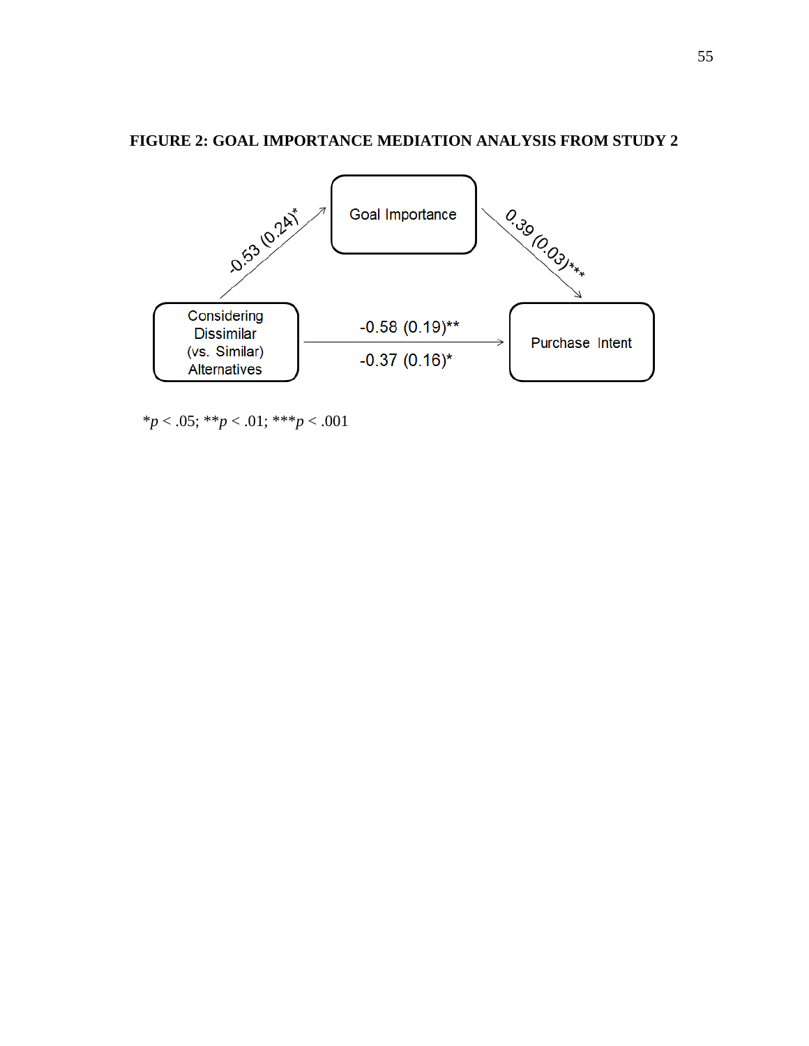**FIGURE 2: GOAL IMPORTANCE MEDIATION ANALYSIS FROM STUDY 2**

Goal Importance

-0.53 (0.24)*

0.39 (0.03)***

Considering Dissimilar (vs. Similar) Alternatives

-0.58 (0.19)**

-0.37 (0.16)*

Purchase Intent

\*$p < .05$; \*\*$p < .01$; \*\*\*$p < .001$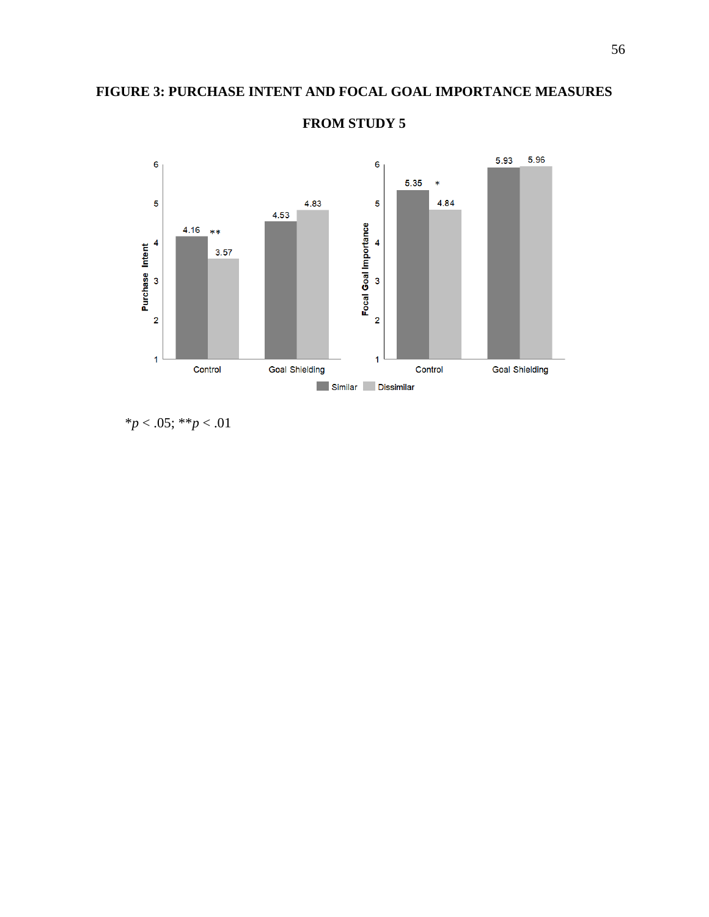**FIGURE 3: PURCHASE INTENT AND FOCAL GOAL IMPORTANCE MEASURES FROM STUDY 5**

*$p < .05$; **$p < .01$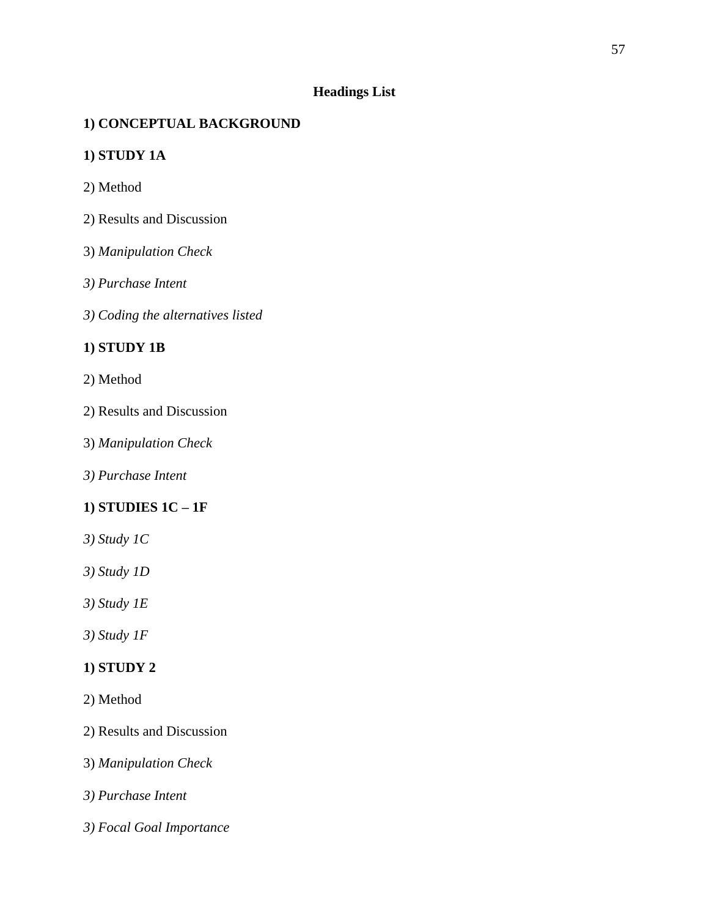**Headings List**

**1) CONCEPTUAL BACKGROUND**

**1) STUDY 1A**

2) Method

2) Results and Discussion

3) *Manipulation Check*

*3) Purchase Intent*

*3) Coding the alternatives listed*

**1) STUDY 1B**

2) Method

2) Results and Discussion

3) *Manipulation Check*

*3) Purchase Intent*

**1) STUDIES 1C – 1F**

*3) Study 1C*

*3) Study 1D*

*3) Study 1E*

*3) Study 1F*

**1) STUDY 2**

2) Method

2) Results and Discussion

3) *Manipulation Check*

*3) Purchase Intent*

*3) Focal Goal Importance*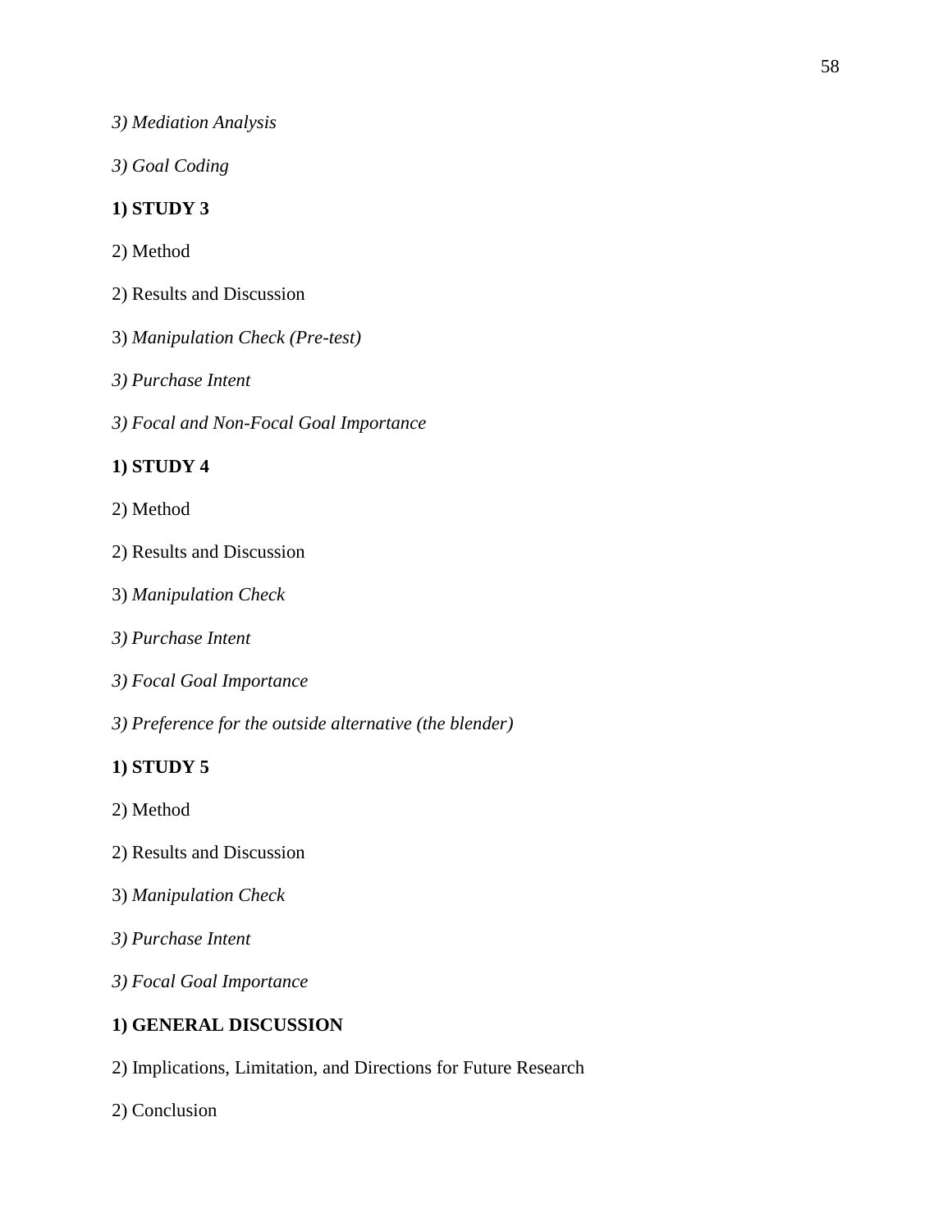*3) Mediation Analysis*

*3) Goal Coding*

**1) STUDY 3**

2) Method

2) Results and Discussion

3) *Manipulation Check (Pre-test)*

*3) Purchase Intent*

*3) Focal and Non-Focal Goal Importance*

**1) STUDY 4**

2) Method

2) Results and Discussion

3) *Manipulation Check*

*3) Purchase Intent*

*3) Focal Goal Importance*

*3) Preference for the outside alternative (the blender)*

**1) STUDY 5**

2) Method

2) Results and Discussion

3) *Manipulation Check*

*3) Purchase Intent*

*3) Focal Goal Importance*

**1) GENERAL DISCUSSION**

2) Implications, Limitation, and Directions for Future Research

2) Conclusion